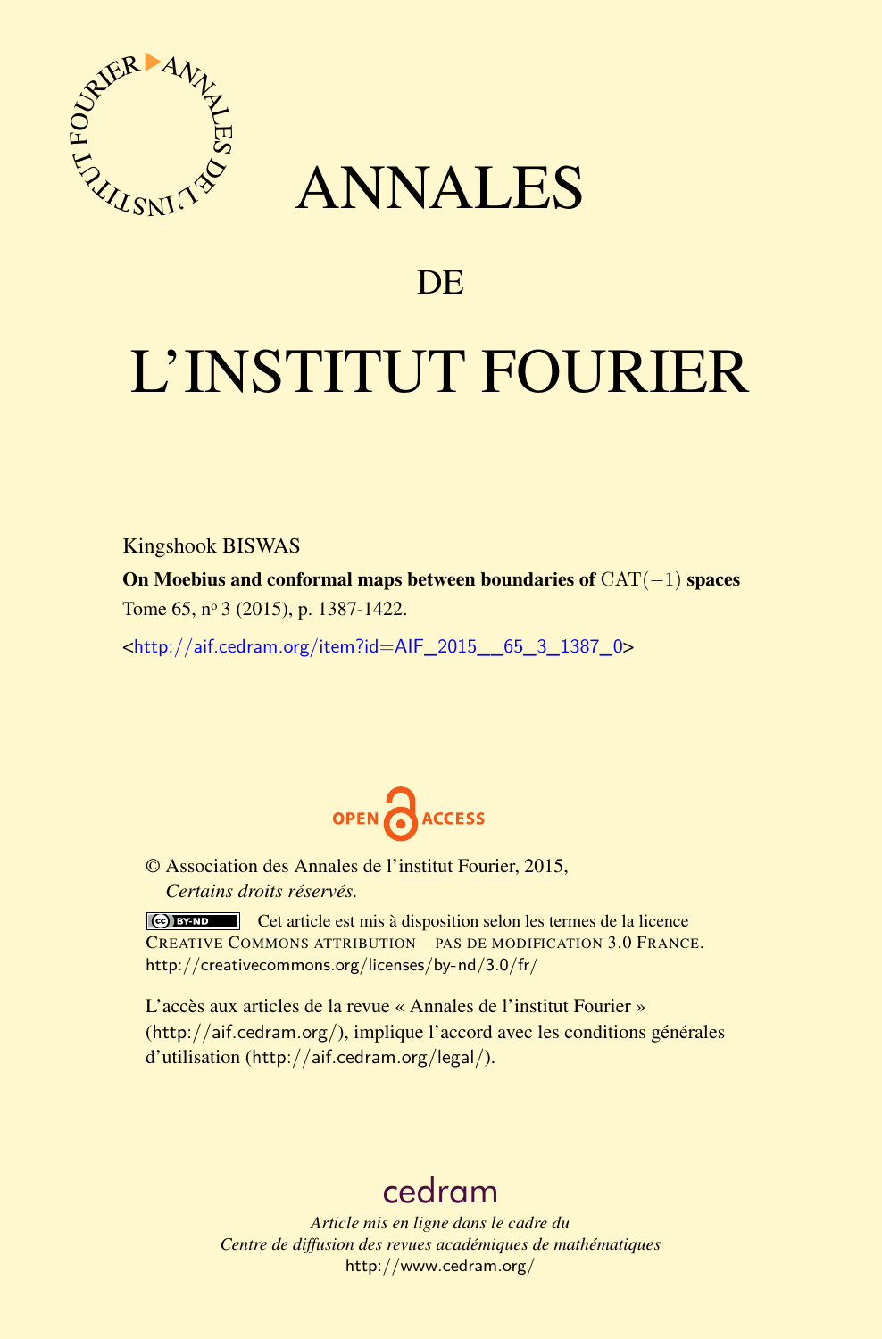# ANNALES

## DE

# L'INSTITUT FOURIER

Kingshook BISWAS

**On Moebius and conformal maps between boundaries of $\mathrm{CAT}(-1)$ spaces**

Tome 65, nº 3 (2015), p. 1387-1422.

<http://aif.cedram.org/item?id=AIF_2015__65_3_1387_0>

OPEN ACCESS

© Association des Annales de l'institut Fourier, 2015,
*Certains droits réservés.*

Cet article est mis à disposition selon les termes de la licence CREATIVE COMMONS ATTRIBUTION – PAS DE MODIFICATION 3.0 FRANCE.
http://creativecommons.org/licenses/by-nd/3.0/fr/

L'accès aux articles de la revue « Annales de l'institut Fourier » (http://aif.cedram.org/), implique l'accord avec les conditions générales d'utilisation (http://aif.cedram.org/legal/).

cedram

*Article mis en ligne dans le cadre du*
*Centre de diffusion des revues académiques de mathématiques*
http://www.cedram.org/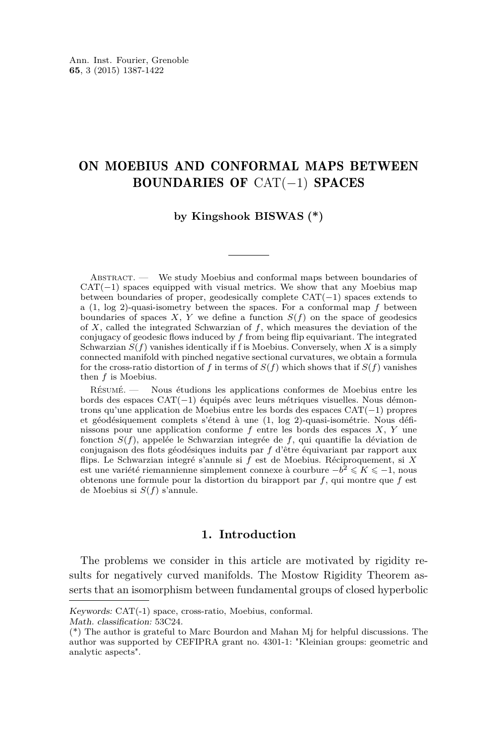Ann. Inst. Fourier, Grenoble
**65**, 3 (2015) 1387-1422

# ON MOEBIUS AND CONFORMAL MAPS BETWEEN BOUNDARIES OF CAT(−1) SPACES

**by Kingshook BISWAS (\*)**

---

Abstract. — We study Moebius and conformal maps between boundaries of CAT(−1) spaces equipped with visual metrics. We show that any Moebius map between boundaries of proper, geodesically complete CAT(−1) spaces extends to a (1, log 2)-quasi-isometry between the spaces. For a conformal map $f$ between boundaries of spaces $X$, $Y$ we define a function $S(f)$ on the space of geodesics of $X$, called the integrated Schwarzian of $f$, which measures the deviation of the conjugacy of geodesic flows induced by $f$ from being flip equivariant. The integrated Schwarzian $S(f)$ vanishes identically if f is Moebius. Conversely, when $X$ is a simply connected manifold with pinched negative sectional curvatures, we obtain a formula for the cross-ratio distortion of $f$ in terms of $S(f)$ which shows that if $S(f)$ vanishes then $f$ is Moebius.

Résumé. — Nous étudions les applications conformes de Moebius entre les bords des espaces CAT(−1) équipés avec leurs métriques visuelles. Nous démontrons qu'une application de Moebius entre les bords des espaces CAT(−1) propres et géodésiquement complets s'étend à une (1, log 2)-quasi-isométrie. Nous définissons pour une application conforme $f$ entre les bords des espaces $X$, $Y$ une fonction $S(f)$, appelée le Schwarzian integrée de $f$, qui quantifie la déviation de conjugaison des flots géodésiques induits par $f$ d'être équivariant par rapport aux flips. Le Schwarzian integré s'annule si $f$ est de Moebius. Réciproquement, si $X$ est une variété riemannienne simplement connexe à courbure $-b^2 \leqslant K \leqslant -1$, nous obtenons une formule pour la distortion du birapport par $f$, qui montre que $f$ est de Moebius si $S(f)$ s'annule.

## 1. Introduction

The problems we consider in this article are motivated by rigidity results for negatively curved manifolds. The Mostow Rigidity Theorem asserts that an isomorphism between fundamental groups of closed hyperbolic

---

*Keywords:* CAT(-1) space, cross-ratio, Moebius, conformal.
*Math. classification:* 53C24.
(\*) The author is grateful to Marc Bourdon and Mahan Mj for helpful discussions. The author was supported by CEFIPRA grant no. 4301-1: "Kleinian groups: geometric and analytic aspects".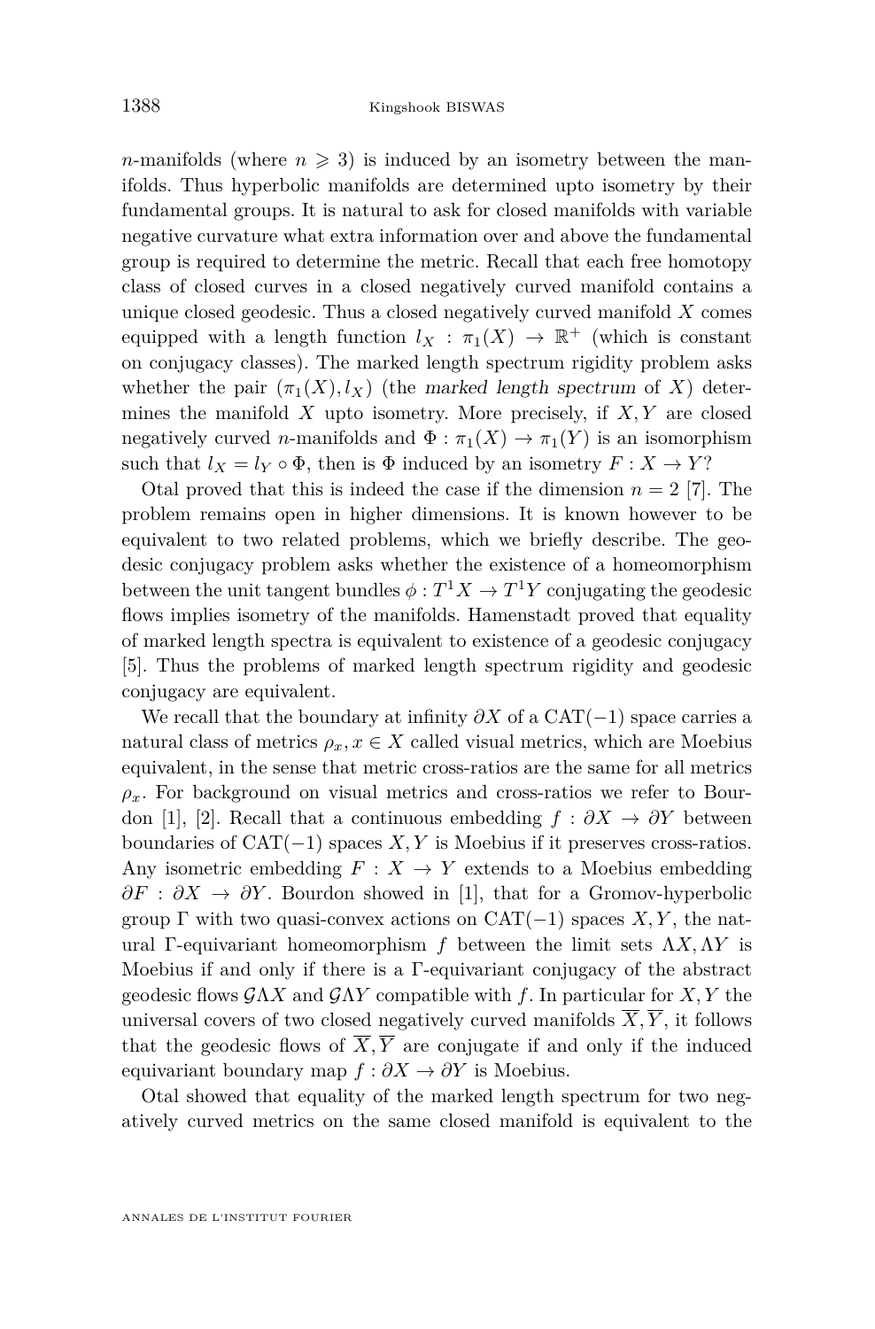$n$-manifolds (where $n \geqslant 3$) is induced by an isometry between the manifolds. Thus hyperbolic manifolds are determined upto isometry by their fundamental groups. It is natural to ask for closed manifolds with variable negative curvature what extra information over and above the fundamental group is required to determine the metric. Recall that each free homotopy class of closed curves in a closed negatively curved manifold contains a unique closed geodesic. Thus a closed negatively curved manifold $X$ comes equipped with a length function $l_X : \pi_1(X) \to \mathbb{R}^+$ (which is constant on conjugacy classes). The marked length spectrum rigidity problem asks whether the pair $(\pi_1(X), l_X)$ (the *marked length spectrum* of $X$) determines the manifold $X$ upto isometry. More precisely, if $X, Y$ are closed negatively curved $n$-manifolds and $\Phi : \pi_1(X) \to \pi_1(Y)$ is an isomorphism such that $l_X = l_Y \circ \Phi$, then is $\Phi$ induced by an isometry $F : X \to Y$?

Otal proved that this is indeed the case if the dimension $n = 2$ [7]. The problem remains open in higher dimensions. It is known however to be equivalent to two related problems, which we briefly describe. The geodesic conjugacy problem asks whether the existence of a homeomorphism between the unit tangent bundles $\phi : T^1X \to T^1Y$ conjugating the geodesic flows implies isometry of the manifolds. Hamenstadt proved that equality of marked length spectra is equivalent to existence of a geodesic conjugacy [5]. Thus the problems of marked length spectrum rigidity and geodesic conjugacy are equivalent.

We recall that the boundary at infinity $\partial X$ of a CAT$(-1)$ space carries a natural class of metrics $\rho_x, x \in X$ called visual metrics, which are Moebius equivalent, in the sense that metric cross-ratios are the same for all metrics $\rho_x$. For background on visual metrics and cross-ratios we refer to Bourdon [1], [2]. Recall that a continuous embedding $f : \partial X \to \partial Y$ between boundaries of CAT$(-1)$ spaces $X, Y$ is Moebius if it preserves cross-ratios. Any isometric embedding $F : X \to Y$ extends to a Moebius embedding $\partial F : \partial X \to \partial Y$. Bourdon showed in [1], that for a Gromov-hyperbolic group $\Gamma$ with two quasi-convex actions on CAT$(-1)$ spaces $X, Y$, the natural $\Gamma$-equivariant homeomorphism $f$ between the limit sets $\Lambda X, \Lambda Y$ is Moebius if and only if there is a $\Gamma$-equivariant conjugacy of the abstract geodesic flows $\mathcal{G}\Lambda X$ and $\mathcal{G}\Lambda Y$ compatible with $f$. In particular for $X, Y$ the universal covers of two closed negatively curved manifolds $\overline{X}, \overline{Y}$, it follows that the geodesic flows of $\overline{X}, \overline{Y}$ are conjugate if and only if the induced equivariant boundary map $f : \partial X \to \partial Y$ is Moebius.

Otal showed that equality of the marked length spectrum for two negatively curved metrics on the same closed manifold is equivalent to the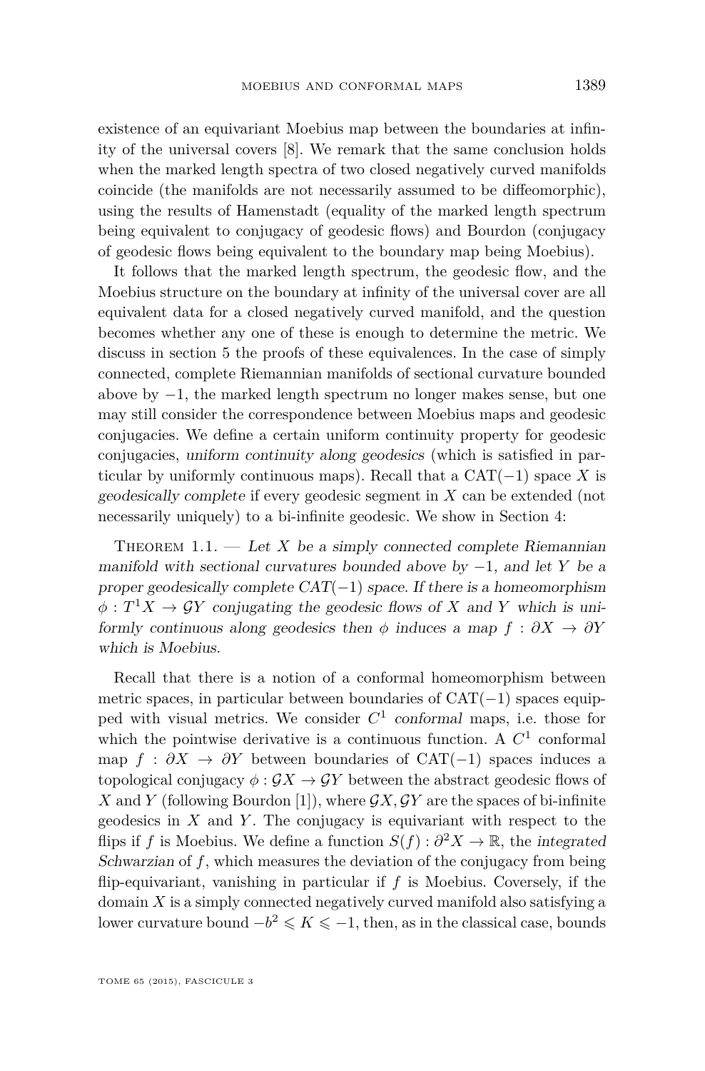existence of an equivariant Moebius map between the boundaries at infinity of the universal covers [8]. We remark that the same conclusion holds when the marked length spectra of two closed negatively curved manifolds coincide (the manifolds are not necessarily assumed to be diffeomorphic), using the results of Hamenstadt (equality of the marked length spectrum being equivalent to conjugacy of geodesic flows) and Bourdon (conjugacy of geodesic flows being equivalent to the boundary map being Moebius).

It follows that the marked length spectrum, the geodesic flow, and the Moebius structure on the boundary at infinity of the universal cover are all equivalent data for a closed negatively curved manifold, and the question becomes whether any one of these is enough to determine the metric. We discuss in section 5 the proofs of these equivalences. In the case of simply connected, complete Riemannian manifolds of sectional curvature bounded above by $-1$, the marked length spectrum no longer makes sense, but one may still consider the correspondence between Moebius maps and geodesic conjugacies. We define a certain uniform continuity property for geodesic conjugacies, *uniform continuity along geodesics* (which is satisfied in particular by uniformly continuous maps). Recall that a $\mathrm{CAT}(-1)$ space $X$ is *geodesically complete* if every geodesic segment in $X$ can be extended (not necessarily uniquely) to a bi-infinite geodesic. We show in Section 4:

Theorem 1.1. — *Let $X$ be a simply connected complete Riemannian manifold with sectional curvatures bounded above by $-1$, and let $Y$ be a proper geodesically complete $\mathrm{CAT}(-1)$ space. If there is a homeomorphism $\phi : T^1X \to \mathcal{G}Y$ conjugating the geodesic flows of $X$ and $Y$ which is uniformly continuous along geodesics then $\phi$ induces a map $f : \partial X \to \partial Y$ which is Moebius.*

Recall that there is a notion of a conformal homeomorphism between metric spaces, in particular between boundaries of $\mathrm{CAT}(-1)$ spaces equipped with visual metrics. We consider $C^1$ *conformal* maps, i.e. those for which the pointwise derivative is a continuous function. A $C^1$ conformal map $f : \partial X \to \partial Y$ between boundaries of $\mathrm{CAT}(-1)$ spaces induces a topological conjugacy $\phi : \mathcal{G}X \to \mathcal{G}Y$ between the abstract geodesic flows of $X$ and $Y$ (following Bourdon [1]), where $\mathcal{G}X, \mathcal{G}Y$ are the spaces of bi-infinite geodesics in $X$ and $Y$. The conjugacy is equivariant with respect to the flips if $f$ is Moebius. We define a function $S(f) : \partial^2 X \to \mathbb{R}$, the *integrated Schwarzian* of $f$, which measures the deviation of the conjugacy from being flip-equivariant, vanishing in particular if $f$ is Moebius. Coversely, if the domain $X$ is a simply connected negatively curved manifold also satisfying a lower curvature bound $-b^2 \leqslant K \leqslant -1$, then, as in the classical case, bounds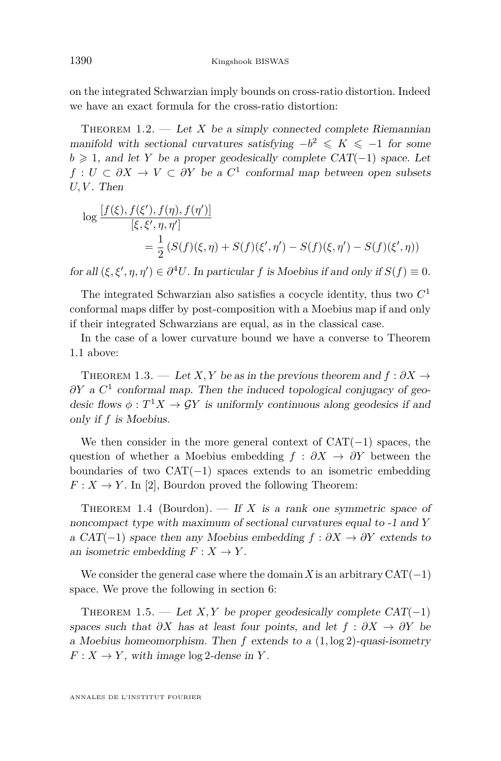on the integrated Schwarzian imply bounds on cross-ratio distortion. Indeed we have an exact formula for the cross-ratio distortion:

Theorem 1.2. — *Let $X$ be a simply connected complete Riemannian manifold with sectional curvatures satisfying $-b^2 \leqslant K \leqslant -1$ for some $b \geqslant 1$, and let $Y$ be a proper geodesically complete CAT$(-1)$ space. Let $f : U \subset \partial X \to V \subset \partial Y$ be a $C^1$ conformal map between open subsets $U, V$. Then*

$$\log \frac{[f(\xi), f(\xi'), f(\eta), f(\eta')]}{[\xi, \xi', \eta, \eta']} = \frac{1}{2}\left(S(f)(\xi,\eta) + S(f)(\xi',\eta') - S(f)(\xi,\eta') - S(f)(\xi',\eta)\right)$$

*for all $(\xi, \xi', \eta, \eta') \in \partial^4 U$. In particular $f$ is Moebius if and only if $S(f) \equiv 0$.*

The integrated Schwarzian also satisfies a cocycle identity, thus two $C^1$ conformal maps differ by post-composition with a Moebius map if and only if their integrated Schwarzians are equal, as in the classical case.

In the case of a lower curvature bound we have a converse to Theorem 1.1 above:

Theorem 1.3. — *Let $X, Y$ be as in the previous theorem and $f : \partial X \to \partial Y$ a $C^1$ conformal map. Then the induced topological conjugacy of geodesic flows $\phi : T^1 X \to \mathcal{G}Y$ is uniformly continuous along geodesics if and only if $f$ is Moebius.*

We then consider in the more general context of CAT$(-1)$ spaces, the question of whether a Moebius embedding $f : \partial X \to \partial Y$ between the boundaries of two CAT$(-1)$ spaces extends to an isometric embedding $F : X \to Y$. In [2], Bourdon proved the following Theorem:

Theorem 1.4 (Bourdon). — *If $X$ is a rank one symmetric space of noncompact type with maximum of sectional curvatures equal to -1 and $Y$ a CAT$(-1)$ space then any Moebius embedding $f : \partial X \to \partial Y$ extends to an isometric embedding $F : X \to Y$.*

We consider the general case where the domain $X$ is an arbitrary CAT$(-1)$ space. We prove the following in section 6:

Theorem 1.5. — *Let $X, Y$ be proper geodesically complete CAT$(-1)$ spaces such that $\partial X$ has at least four points, and let $f : \partial X \to \partial Y$ be a Moebius homeomorphism. Then $f$ extends to a $(1, \log 2)$-quasi-isometry $F : X \to Y$, with image $\log 2$-dense in $Y$.*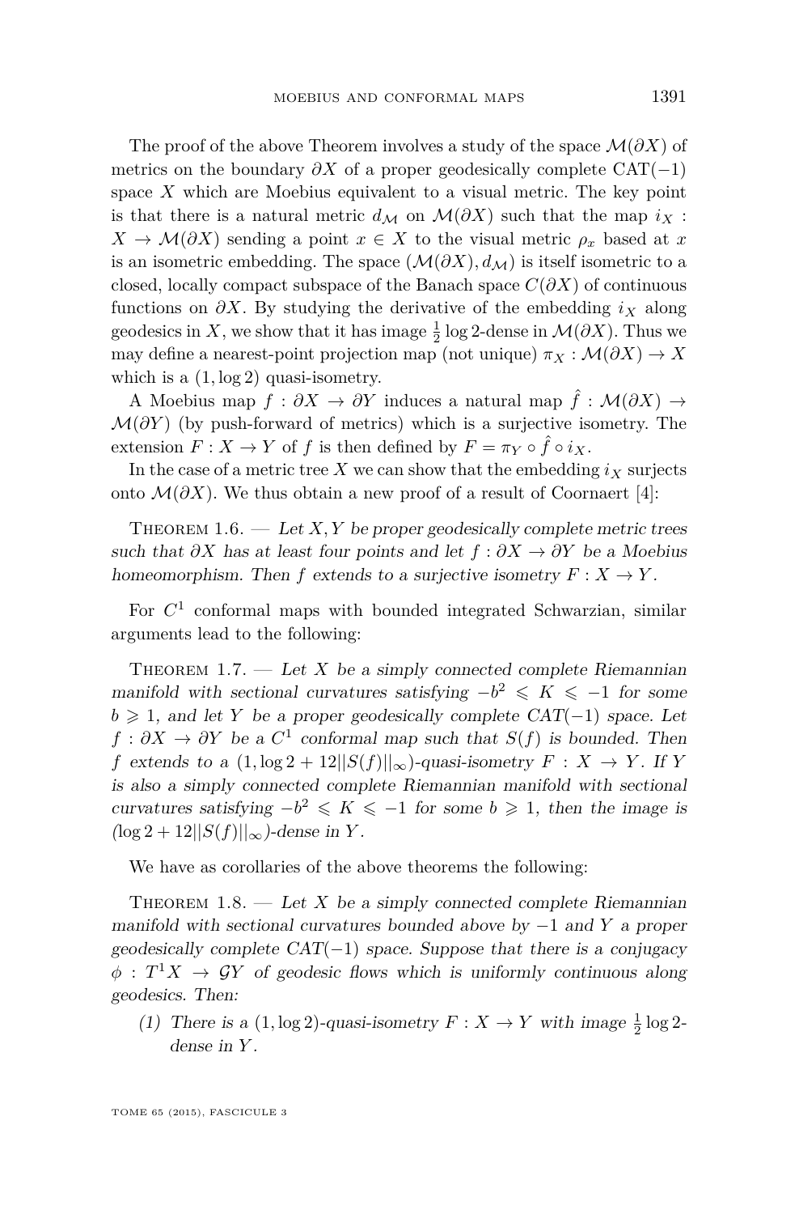The proof of the above Theorem involves a study of the space $\mathcal{M}(\partial X)$ of metrics on the boundary $\partial X$ of a proper geodesically complete CAT$(-1)$ space $X$ which are Moebius equivalent to a visual metric. The key point is that there is a natural metric $d_{\mathcal{M}}$ on $\mathcal{M}(\partial X)$ such that the map $i_X : X \to \mathcal{M}(\partial X)$ sending a point $x \in X$ to the visual metric $\rho_x$ based at $x$ is an isometric embedding. The space $(\mathcal{M}(\partial X), d_{\mathcal{M}})$ is itself isometric to a closed, locally compact subspace of the Banach space $C(\partial X)$ of continuous functions on $\partial X$. By studying the derivative of the embedding $i_X$ along geodesics in $X$, we show that it has image $\frac{1}{2}\log 2$-dense in $\mathcal{M}(\partial X)$. Thus we may define a nearest-point projection map (not unique) $\pi_X : \mathcal{M}(\partial X) \to X$ which is a $(1, \log 2)$ quasi-isometry.

A Moebius map $f : \partial X \to \partial Y$ induces a natural map $\hat{f} : \mathcal{M}(\partial X) \to \mathcal{M}(\partial Y)$ (by push-forward of metrics) which is a surjective isometry. The extension $F : X \to Y$ of $f$ is then defined by $F = \pi_Y \circ \hat{f} \circ i_X$.

In the case of a metric tree $X$ we can show that the embedding $i_X$ surjects onto $\mathcal{M}(\partial X)$. We thus obtain a new proof of a result of Coornaert [4]:

Theorem 1.6. — *Let $X, Y$ be proper geodesically complete metric trees such that $\partial X$ has at least four points and let $f : \partial X \to \partial Y$ be a Moebius homeomorphism. Then $f$ extends to a surjective isometry $F : X \to Y$.*

For $C^1$ conformal maps with bounded integrated Schwarzian, similar arguments lead to the following:

Theorem 1.7. — *Let $X$ be a simply connected complete Riemannian manifold with sectional curvatures satisfying $-b^2 \leqslant K \leqslant -1$ for some $b \geqslant 1$, and let $Y$ be a proper geodesically complete CAT$(-1)$ space. Let $f : \partial X \to \partial Y$ be a $C^1$ conformal map such that $S(f)$ is bounded. Then $f$ extends to a $(1, \log 2 + 12||S(f)||_\infty)$-quasi-isometry $F : X \to Y$. If $Y$ is also a simply connected complete Riemannian manifold with sectional curvatures satisfying $-b^2 \leqslant K \leqslant -1$ for some $b \geqslant 1$, then the image is $(\log 2 + 12||S(f)||_\infty)$-dense in $Y$.*

We have as corollaries of the above theorems the following:

Theorem 1.8. — *Let $X$ be a simply connected complete Riemannian manifold with sectional curvatures bounded above by $-1$ and $Y$ a proper geodesically complete CAT$(-1)$ space. Suppose that there is a conjugacy $\phi : T^1 X \to \mathcal{G}Y$ of geodesic flows which is uniformly continuous along geodesics. Then:*

(1) *There is a $(1, \log 2)$-quasi-isometry $F : X \to Y$ with image $\frac{1}{2}\log 2$-dense in $Y$.*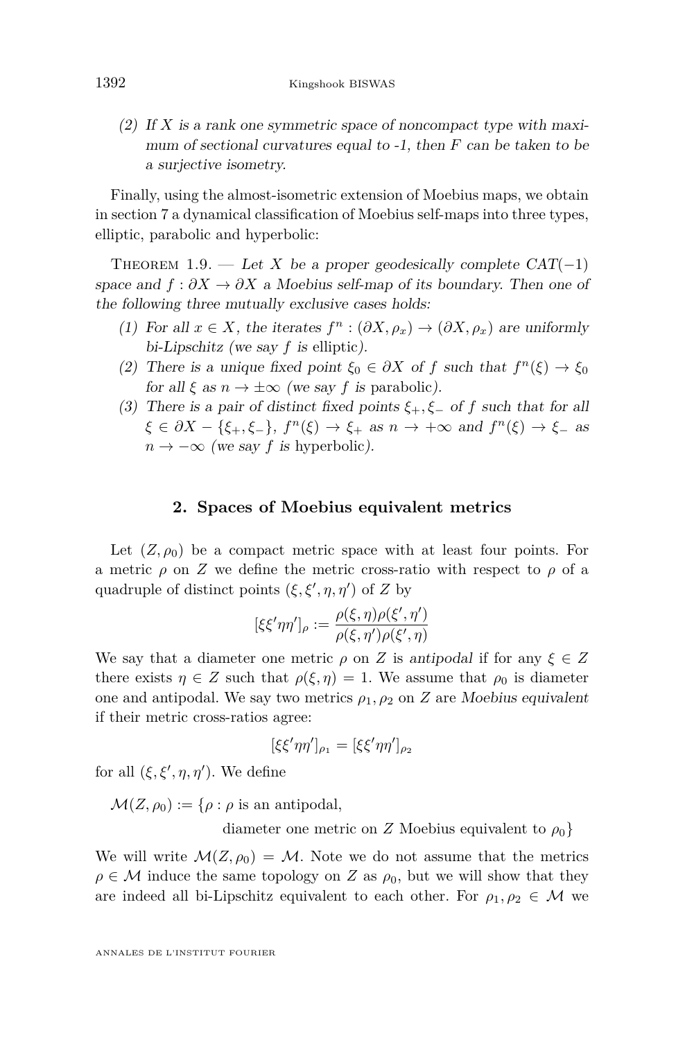(2) *If $X$ is a rank one symmetric space of noncompact type with maximum of sectional curvatures equal to -1, then $F$ can be taken to be a surjective isometry.*

Finally, using the almost-isometric extension of Moebius maps, we obtain in section 7 a dynamical classification of Moebius self-maps into three types, elliptic, parabolic and hyperbolic:

Theorem 1.9. — *Let $X$ be a proper geodesically complete $CAT(-1)$ space and $f : \partial X \to \partial X$ a Moebius self-map of its boundary. Then one of the following three mutually exclusive cases holds:*

(1) *For all $x \in X$, the iterates $f^n : (\partial X, \rho_x) \to (\partial X, \rho_x)$ are uniformly bi-Lipschitz (we say $f$ is* elliptic*).*
(2) *There is a unique fixed point $\xi_0 \in \partial X$ of $f$ such that $f^n(\xi) \to \xi_0$ for all $\xi$ as $n \to \pm\infty$ (we say $f$ is* parabolic*).*
(3) *There is a pair of distinct fixed points $\xi_+, \xi_-$ of $f$ such that for all $\xi \in \partial X - \{\xi_+, \xi_-\}$, $f^n(\xi) \to \xi_+$ as $n \to +\infty$ and $f^n(\xi) \to \xi_-$ as $n \to -\infty$ (we say $f$ is* hyperbolic*).*

## 2. Spaces of Moebius equivalent metrics

Let $(Z, \rho_0)$ be a compact metric space with at least four points. For a metric $\rho$ on $Z$ we define the metric cross-ratio with respect to $\rho$ of a quadruple of distinct points $(\xi, \xi', \eta, \eta')$ of $Z$ by

$$[\xi\xi'\eta\eta']_\rho := \frac{\rho(\xi, \eta)\rho(\xi', \eta')}{\rho(\xi, \eta')\rho(\xi', \eta)}$$

We say that a diameter one metric $\rho$ on $Z$ is *antipodal* if for any $\xi \in Z$ there exists $\eta \in Z$ such that $\rho(\xi, \eta) = 1$. We assume that $\rho_0$ is diameter one and antipodal. We say two metrics $\rho_1, \rho_2$ on $Z$ are *Moebius equivalent* if their metric cross-ratios agree:

$$[\xi\xi'\eta\eta']_{\rho_1} = [\xi\xi'\eta\eta']_{\rho_2}$$

for all $(\xi, \xi', \eta, \eta')$. We define

$$\mathcal{M}(Z, \rho_0) := \{\rho : \rho \text{ is an antipodal, diameter one metric on } Z \text{ Moebius equivalent to } \rho_0\}$$

We will write $\mathcal{M}(Z, \rho_0) = \mathcal{M}$. Note we do not assume that the metrics $\rho \in \mathcal{M}$ induce the same topology on $Z$ as $\rho_0$, but we will show that they are indeed all bi-Lipschitz equivalent to each other. For $\rho_1, \rho_2 \in \mathcal{M}$ we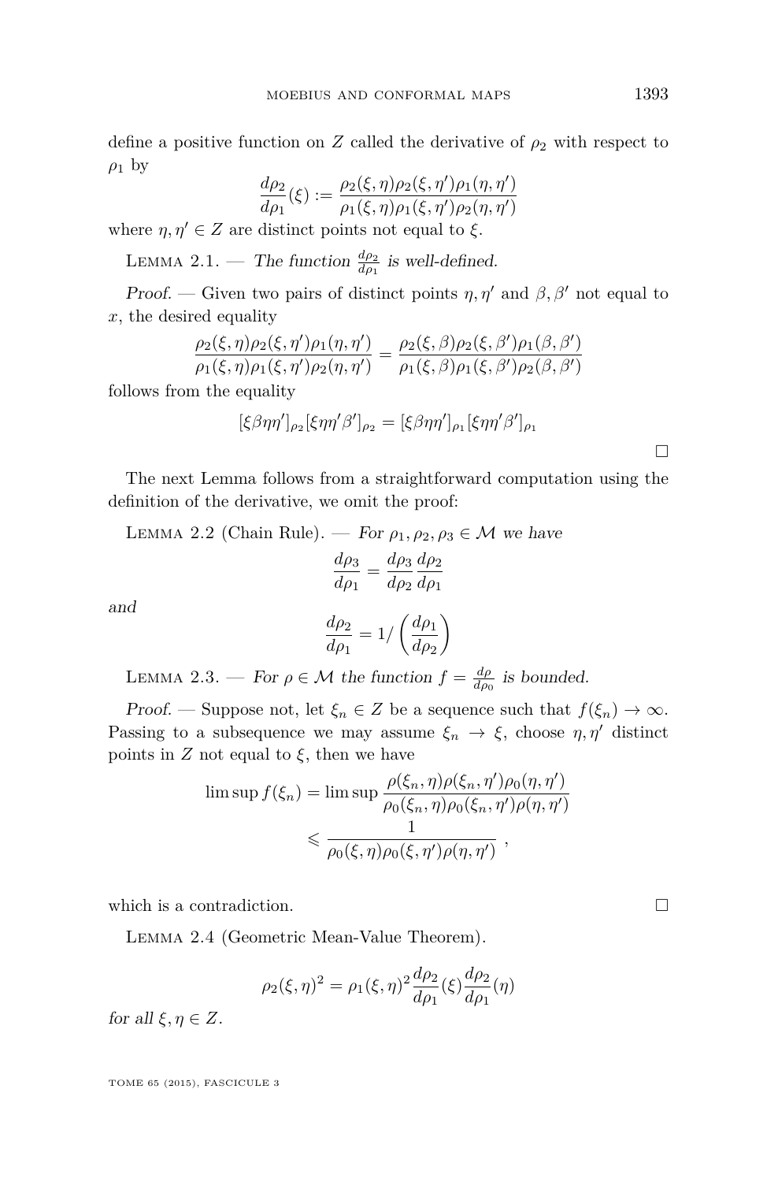define a positive function on $Z$ called the derivative of $\rho_2$ with respect to $\rho_1$ by

$$\frac{d\rho_2}{d\rho_1}(\xi) := \frac{\rho_2(\xi,\eta)\rho_2(\xi,\eta')\rho_1(\eta,\eta')}{\rho_1(\xi,\eta)\rho_1(\xi,\eta')\rho_2(\eta,\eta')}$$

where $\eta, \eta' \in Z$ are distinct points not equal to $\xi$.

Lemma 2.1. — *The function $\frac{d\rho_2}{d\rho_1}$ is well-defined.*

*Proof.* — Given two pairs of distinct points $\eta, \eta'$ and $\beta, \beta'$ not equal to $x$, the desired equality

$$\frac{\rho_2(\xi,\eta)\rho_2(\xi,\eta')\rho_1(\eta,\eta')}{\rho_1(\xi,\eta)\rho_1(\xi,\eta')\rho_2(\eta,\eta')} = \frac{\rho_2(\xi,\beta)\rho_2(\xi,\beta')\rho_1(\beta,\beta')}{\rho_1(\xi,\beta)\rho_1(\xi,\beta')\rho_2(\beta,\beta')}$$

follows from the equality

$$[\xi\beta\eta\eta']_{\rho_2}[\xi\eta\eta'\beta']_{\rho_2} = [\xi\beta\eta\eta']_{\rho_1}[\xi\eta\eta'\beta']_{\rho_1}$$

□

The next Lemma follows from a straightforward computation using the definition of the derivative, we omit the proof:

Lemma 2.2 (Chain Rule). — *For $\rho_1, \rho_2, \rho_3 \in \mathcal{M}$ we have*

$$\frac{d\rho_3}{d\rho_1} = \frac{d\rho_3}{d\rho_2}\frac{d\rho_2}{d\rho_1}$$

*and*

$$\frac{d\rho_2}{d\rho_1} = 1/\left(\frac{d\rho_1}{d\rho_2}\right)$$

Lemma 2.3. — *For $\rho \in \mathcal{M}$ the function $f = \frac{d\rho}{d\rho_0}$ is bounded.*

*Proof.* — Suppose not, let $\xi_n \in Z$ be a sequence such that $f(\xi_n) \to \infty$. Passing to a subsequence we may assume $\xi_n \to \xi$, choose $\eta, \eta'$ distinct points in $Z$ not equal to $\xi$, then we have

$$\begin{aligned}\limsup f(\xi_n) &= \limsup \frac{\rho(\xi_n,\eta)\rho(\xi_n,\eta')\rho_0(\eta,\eta')}{\rho_0(\xi_n,\eta)\rho_0(\xi_n,\eta')\rho(\eta,\eta')} \\ &\leqslant \frac{1}{\rho_0(\xi,\eta)\rho_0(\xi,\eta')\rho(\eta,\eta')}\ ,\end{aligned}$$

which is a contradiction. □

Lemma 2.4 (Geometric Mean-Value Theorem).

$$\rho_2(\xi,\eta)^2 = \rho_1(\xi,\eta)^2\frac{d\rho_2}{d\rho_1}(\xi)\frac{d\rho_2}{d\rho_1}(\eta)$$

*for all $\xi, \eta \in Z$.*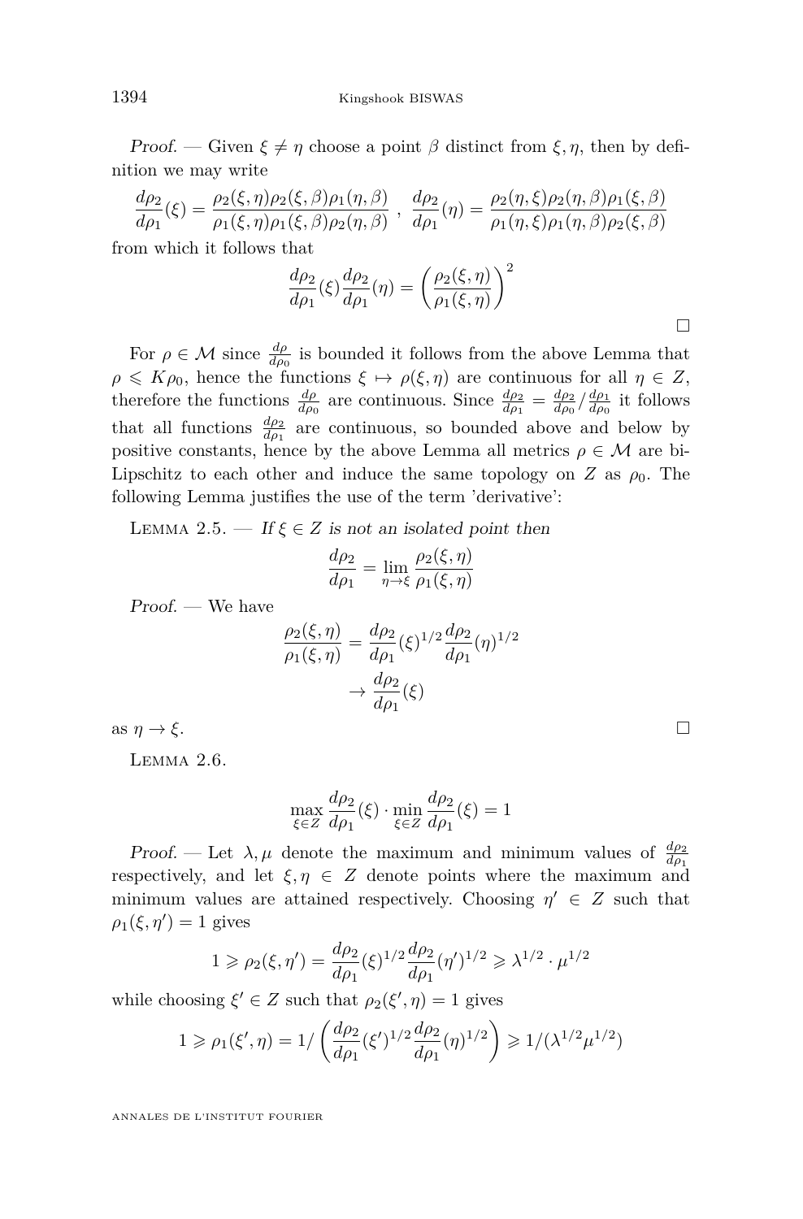*Proof.* — Given $\xi \neq \eta$ choose a point $\beta$ distinct from $\xi, \eta$, then by definition we may write

$$\frac{d\rho_2}{d\rho_1}(\xi) = \frac{\rho_2(\xi,\eta)\rho_2(\xi,\beta)\rho_1(\eta,\beta)}{\rho_1(\xi,\eta)\rho_1(\xi,\beta)\rho_2(\eta,\beta)} \ , \ \frac{d\rho_2}{d\rho_1}(\eta) = \frac{\rho_2(\eta,\xi)\rho_2(\eta,\beta)\rho_1(\xi,\beta)}{\rho_1(\eta,\xi)\rho_1(\eta,\beta)\rho_2(\xi,\beta)}$$

from which it follows that

$$\frac{d\rho_2}{d\rho_1}(\xi)\frac{d\rho_2}{d\rho_1}(\eta) = \left(\frac{\rho_2(\xi,\eta)}{\rho_1(\xi,\eta)}\right)^2$$

□

For $\rho \in \mathcal{M}$ since $\frac{d\rho}{d\rho_0}$ is bounded it follows from the above Lemma that $\rho \leqslant K\rho_0$, hence the functions $\xi \mapsto \rho(\xi,\eta)$ are continuous for all $\eta \in Z$, therefore the functions $\frac{d\rho}{d\rho_0}$ are continuous. Since $\frac{d\rho_2}{d\rho_1} = \frac{d\rho_2}{d\rho_0} / \frac{d\rho_1}{d\rho_0}$ it follows that all functions $\frac{d\rho_2}{d\rho_1}$ are continuous, so bounded above and below by positive constants, hence by the above Lemma all metrics $\rho \in \mathcal{M}$ are bi-Lipschitz to each other and induce the same topology on $Z$ as $\rho_0$. The following Lemma justifies the use of the term 'derivative':

Lemma 2.5. — *If $\xi \in Z$ is not an isolated point then*

$$\frac{d\rho_2}{d\rho_1} = \lim_{\eta \to \xi} \frac{\rho_2(\xi,\eta)}{\rho_1(\xi,\eta)}$$

*Proof.* — We have

$$\begin{aligned}\frac{\rho_2(\xi,\eta)}{\rho_1(\xi,\eta)} &= \frac{d\rho_2}{d\rho_1}(\xi)^{1/2}\frac{d\rho_2}{d\rho_1}(\eta)^{1/2} \\ &\to \frac{d\rho_2}{d\rho_1}(\xi)\end{aligned}$$

as $\eta \to \xi$. □

Lemma 2.6.

$$\max_{\xi \in Z} \frac{d\rho_2}{d\rho_1}(\xi) \cdot \min_{\xi \in Z} \frac{d\rho_2}{d\rho_1}(\xi) = 1$$

*Proof.* — Let $\lambda, \mu$ denote the maximum and minimum values of $\frac{d\rho_2}{d\rho_1}$ respectively, and let $\xi, \eta \in Z$ denote points where the maximum and minimum values are attained respectively. Choosing $\eta' \in Z$ such that $\rho_1(\xi,\eta') = 1$ gives

$$1 \geqslant \rho_2(\xi,\eta') = \frac{d\rho_2}{d\rho_1}(\xi)^{1/2}\frac{d\rho_2}{d\rho_1}(\eta')^{1/2} \geqslant \lambda^{1/2} \cdot \mu^{1/2}$$

while choosing $\xi' \in Z$ such that $\rho_2(\xi',\eta) = 1$ gives

$$1 \geqslant \rho_1(\xi',\eta) = 1/\left(\frac{d\rho_2}{d\rho_1}(\xi')^{1/2}\frac{d\rho_2}{d\rho_1}(\eta)^{1/2}\right) \geqslant 1/(\lambda^{1/2}\mu^{1/2})$$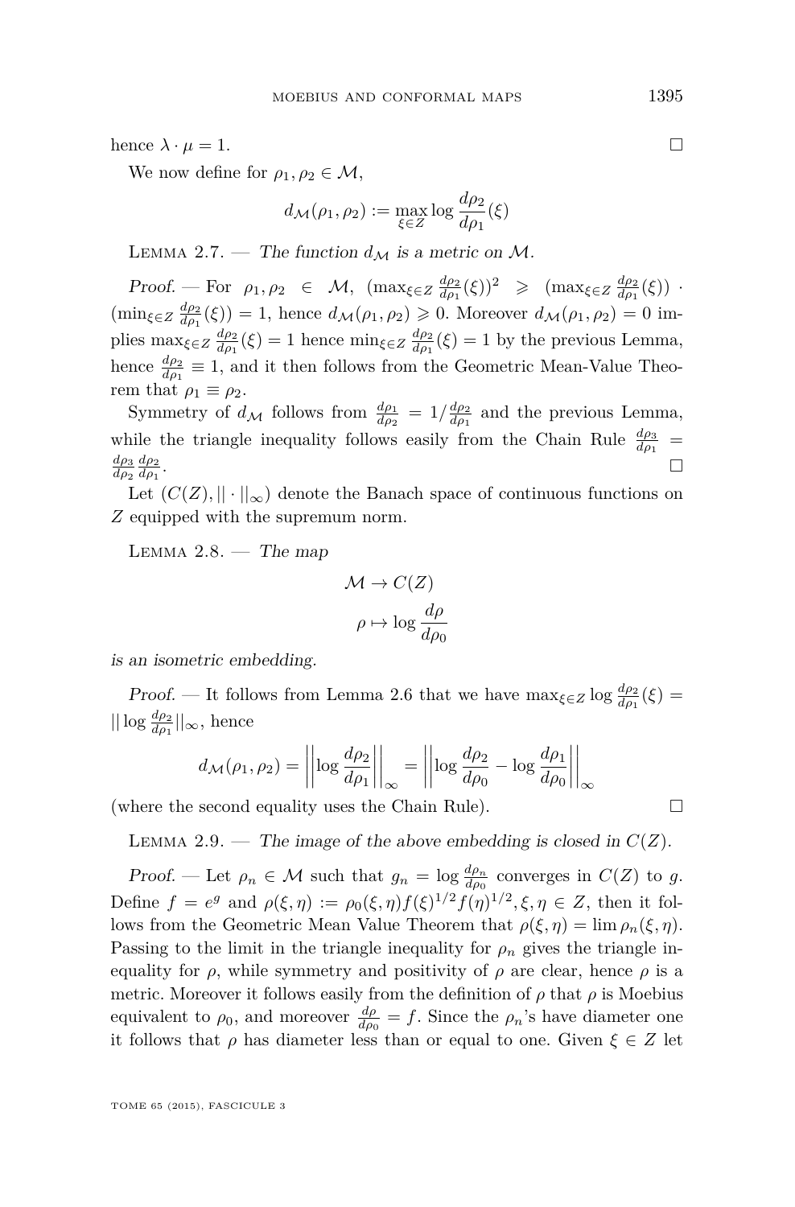hence $\lambda \cdot \mu = 1$. $\square$

We now define for $\rho_1, \rho_2 \in \mathcal{M}$,

$$d_{\mathcal{M}}(\rho_1, \rho_2) := \max_{\xi \in Z} \log \frac{d\rho_2}{d\rho_1}(\xi)$$

Lemma 2.7. — *The function $d_{\mathcal{M}}$ is a metric on $\mathcal{M}$.*

*Proof.* — For $\rho_1, \rho_2 \in \mathcal{M}$, $(\max_{\xi \in Z} \frac{d\rho_2}{d\rho_1}(\xi))^2 \geqslant (\max_{\xi \in Z} \frac{d\rho_2}{d\rho_1}(\xi)) \cdot (\min_{\xi \in Z} \frac{d\rho_2}{d\rho_1}(\xi)) = 1$, hence $d_{\mathcal{M}}(\rho_1, \rho_2) \geqslant 0$. Moreover $d_{\mathcal{M}}(\rho_1, \rho_2) = 0$ implies $\max_{\xi \in Z} \frac{d\rho_2}{d\rho_1}(\xi) = 1$ hence $\min_{\xi \in Z} \frac{d\rho_2}{d\rho_1}(\xi) = 1$ by the previous Lemma, hence $\frac{d\rho_2}{d\rho_1} \equiv 1$, and it then follows from the Geometric Mean-Value Theorem that $\rho_1 \equiv \rho_2$.

Symmetry of $d_{\mathcal{M}}$ follows from $\frac{d\rho_1}{d\rho_2} = 1/\frac{d\rho_2}{d\rho_1}$ and the previous Lemma, while the triangle inequality follows easily from the Chain Rule $\frac{d\rho_3}{d\rho_1} = \frac{d\rho_3}{d\rho_2}\frac{d\rho_2}{d\rho_1}$. $\square$

Let $(C(Z), ||\cdot||_\infty)$ denote the Banach space of continuous functions on $Z$ equipped with the supremum norm.

Lemma 2.8. — *The map*

$$\mathcal{M} \to C(Z)$$
$$\rho \mapsto \log \frac{d\rho}{d\rho_0}$$

*is an isometric embedding.*

*Proof.* — It follows from Lemma 2.6 that we have $\max_{\xi \in Z} \log \frac{d\rho_2}{d\rho_1}(\xi) = || \log \frac{d\rho_2}{d\rho_1} ||_\infty$, hence

$$d_{\mathcal{M}}(\rho_1, \rho_2) = \left|\left| \log \frac{d\rho_2}{d\rho_1} \right|\right|_\infty = \left|\left| \log \frac{d\rho_2}{d\rho_0} - \log \frac{d\rho_1}{d\rho_0} \right|\right|_\infty$$

(where the second equality uses the Chain Rule). $\square$

Lemma 2.9. — *The image of the above embedding is closed in $C(Z)$.*

*Proof.* — Let $\rho_n \in \mathcal{M}$ such that $g_n = \log \frac{d\rho_n}{d\rho_0}$ converges in $C(Z)$ to $g$. Define $f = e^g$ and $\rho(\xi, \eta) := \rho_0(\xi, \eta) f(\xi)^{1/2} f(\eta)^{1/2}, \xi, \eta \in Z$, then it follows from the Geometric Mean Value Theorem that $\rho(\xi, \eta) = \lim \rho_n(\xi, \eta)$. Passing to the limit in the triangle inequality for $\rho_n$ gives the triangle inequality for $\rho$, while symmetry and positivity of $\rho$ are clear, hence $\rho$ is a metric. Moreover it follows easily from the definition of $\rho$ that $\rho$ is Moebius equivalent to $\rho_0$, and moreover $\frac{d\rho}{d\rho_0} = f$. Since the $\rho_n$'s have diameter one it follows that $\rho$ has diameter less than or equal to one. Given $\xi \in Z$ let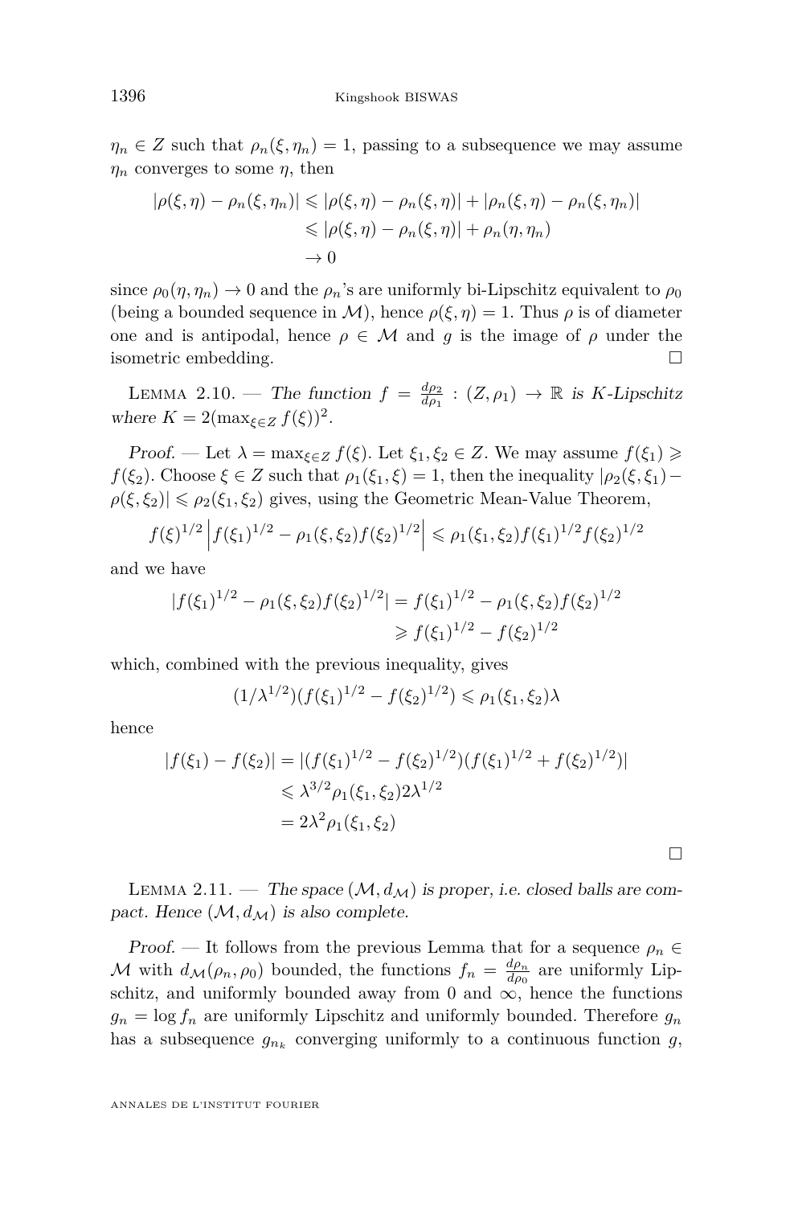$\eta_n \in Z$ such that $\rho_n(\xi, \eta_n) = 1$, passing to a subsequence we may assume $\eta_n$ converges to some $\eta$, then

$$
\begin{aligned}
|\rho(\xi,\eta) - \rho_n(\xi,\eta_n)| &\leqslant |\rho(\xi,\eta) - \rho_n(\xi,\eta)| + |\rho_n(\xi,\eta) - \rho_n(\xi,\eta_n)| \\
&\leqslant |\rho(\xi,\eta) - \rho_n(\xi,\eta)| + \rho_n(\eta,\eta_n) \\
&\to 0
\end{aligned}
$$

since $\rho_0(\eta, \eta_n) \to 0$ and the $\rho_n$'s are uniformly bi-Lipschitz equivalent to $\rho_0$ (being a bounded sequence in $\mathcal{M}$), hence $\rho(\xi, \eta) = 1$. Thus $\rho$ is of diameter one and is antipodal, hence $\rho \in \mathcal{M}$ and $g$ is the image of $\rho$ under the isometric embedding. □

Lemma 2.10. — *The function $f = \frac{d\rho_2}{d\rho_1} : (Z, \rho_1) \to \mathbb{R}$ is $K$-Lipschitz where $K = 2(\max_{\xi \in Z} f(\xi))^2$.*

*Proof.* — Let $\lambda = \max_{\xi \in Z} f(\xi)$. Let $\xi_1, \xi_2 \in Z$. We may assume $f(\xi_1) \geqslant f(\xi_2)$. Choose $\xi \in Z$ such that $\rho_1(\xi_1, \xi) = 1$, then the inequality $|\rho_2(\xi, \xi_1) - \rho(\xi, \xi_2)| \leqslant \rho_2(\xi_1, \xi_2)$ gives, using the Geometric Mean-Value Theorem,

$$
f(\xi)^{1/2} \left| f(\xi_1)^{1/2} - \rho_1(\xi, \xi_2) f(\xi_2)^{1/2} \right| \leqslant \rho_1(\xi_1, \xi_2) f(\xi_1)^{1/2} f(\xi_2)^{1/2}
$$

and we have

$$
\begin{aligned}
|f(\xi_1)^{1/2} - \rho_1(\xi, \xi_2) f(\xi_2)^{1/2}| &= f(\xi_1)^{1/2} - \rho_1(\xi, \xi_2) f(\xi_2)^{1/2} \\
&\geqslant f(\xi_1)^{1/2} - f(\xi_2)^{1/2}
\end{aligned}
$$

which, combined with the previous inequality, gives

$$
(1/\lambda^{1/2})(f(\xi_1)^{1/2} - f(\xi_2)^{1/2}) \leqslant \rho_1(\xi_1, \xi_2)\lambda
$$

hence

$$
\begin{aligned}
|f(\xi_1) - f(\xi_2)| &= |(f(\xi_1)^{1/2} - f(\xi_2)^{1/2})(f(\xi_1)^{1/2} + f(\xi_2)^{1/2})| \\
&\leqslant \lambda^{3/2} \rho_1(\xi_1, \xi_2) 2\lambda^{1/2} \\
&= 2\lambda^2 \rho_1(\xi_1, \xi_2)
\end{aligned}
$$

□

Lemma 2.11. — *The space $(\mathcal{M}, d_{\mathcal{M}})$ is proper, i.e. closed balls are compact. Hence $(\mathcal{M}, d_{\mathcal{M}})$ is also complete.*

*Proof.* — It follows from the previous Lemma that for a sequence $\rho_n \in \mathcal{M}$ with $d_{\mathcal{M}}(\rho_n, \rho_0)$ bounded, the functions $f_n = \frac{d\rho_n}{d\rho_0}$ are uniformly Lipschitz, and uniformly bounded away from 0 and $\infty$, hence the functions $g_n = \log f_n$ are uniformly Lipschitz and uniformly bounded. Therefore $g_n$ has a subsequence $g_{n_k}$ converging uniformly to a continuous function $g$,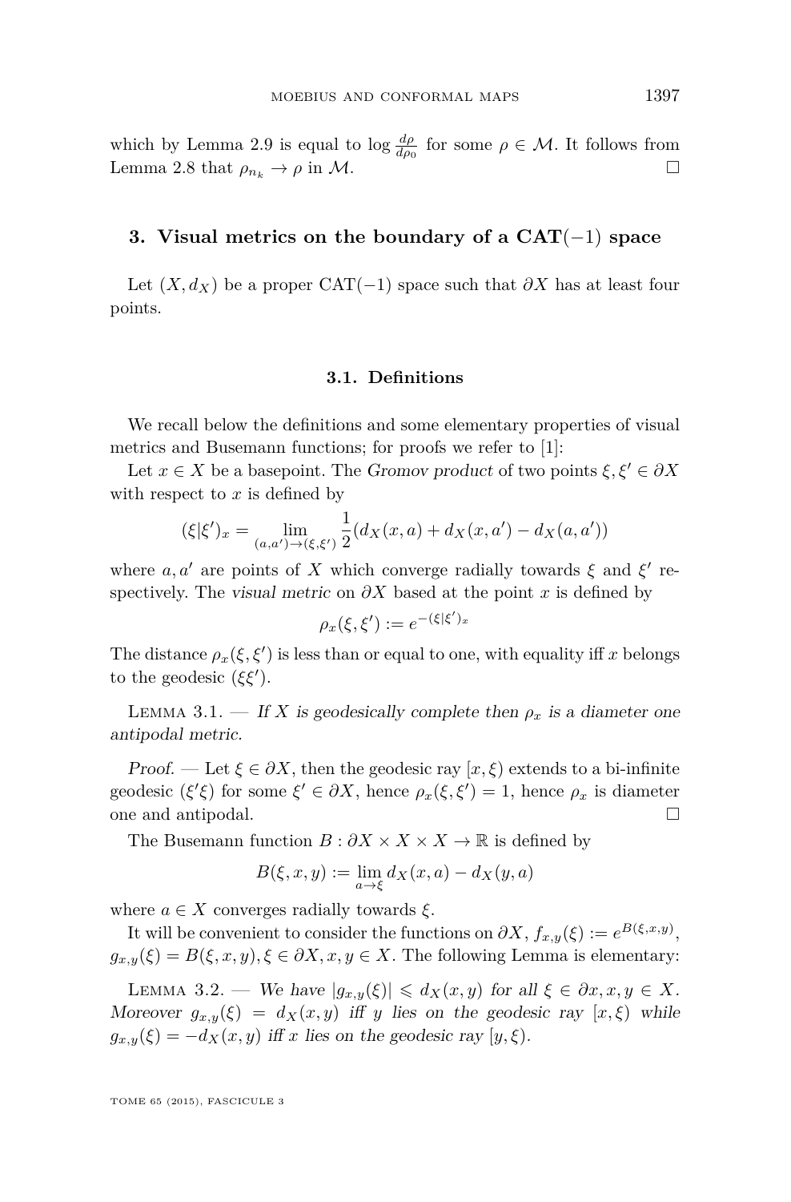which by Lemma 2.9 is equal to $\log \frac{d\rho}{d\rho_0}$ for some $\rho \in \mathcal{M}$. It follows from Lemma 2.8 that $\rho_{n_k} \to \rho$ in $\mathcal{M}$. $\square$

## 3. Visual metrics on the boundary of a CAT$(-1)$ space

Let $(X, d_X)$ be a proper CAT$(-1)$ space such that $\partial X$ has at least four points.

### 3.1. Definitions

We recall below the definitions and some elementary properties of visual metrics and Busemann functions; for proofs we refer to [1]:

Let $x \in X$ be a basepoint. The *Gromov product* of two points $\xi, \xi' \in \partial X$ with respect to $x$ is defined by

$$(\xi|\xi')_x = \lim_{(a,a') \to (\xi,\xi')} \frac{1}{2}(d_X(x,a) + d_X(x,a') - d_X(a,a'))$$

where $a, a'$ are points of $X$ which converge radially towards $\xi$ and $\xi'$ respectively. The *visual metric* on $\partial X$ based at the point $x$ is defined by

$$\rho_x(\xi, \xi') := e^{-(\xi|\xi')_x}$$

The distance $\rho_x(\xi, \xi')$ is less than or equal to one, with equality iff $x$ belongs to the geodesic $(\xi\xi')$.

Lemma 3.1. — *If $X$ is geodesically complete then $\rho_x$ is a diameter one antipodal metric.*

*Proof.* — Let $\xi \in \partial X$, then the geodesic ray $[x, \xi)$ extends to a bi-infinite geodesic $(\xi'\xi)$ for some $\xi' \in \partial X$, hence $\rho_x(\xi, \xi') = 1$, hence $\rho_x$ is diameter one and antipodal. $\square$

The Busemann function $B : \partial X \times X \times X \to \mathbb{R}$ is defined by

$$B(\xi, x, y) := \lim_{a \to \xi} d_X(x,a) - d_X(y,a)$$

where $a \in X$ converges radially towards $\xi$.

It will be convenient to consider the functions on $\partial X$, $f_{x,y}(\xi) := e^{B(\xi,x,y)}$, $g_{x,y}(\xi) = B(\xi, x, y), \xi \in \partial X, x, y \in X$. The following Lemma is elementary:

Lemma 3.2. — *We have $|g_{x,y}(\xi)| \leqslant d_X(x,y)$ for all $\xi \in \partial x, x, y \in X$. Moreover $g_{x,y}(\xi) = d_X(x,y)$ iff $y$ lies on the geodesic ray $[x, \xi)$ while $g_{x,y}(\xi) = -d_X(x,y)$ iff $x$ lies on the geodesic ray $[y, \xi)$.*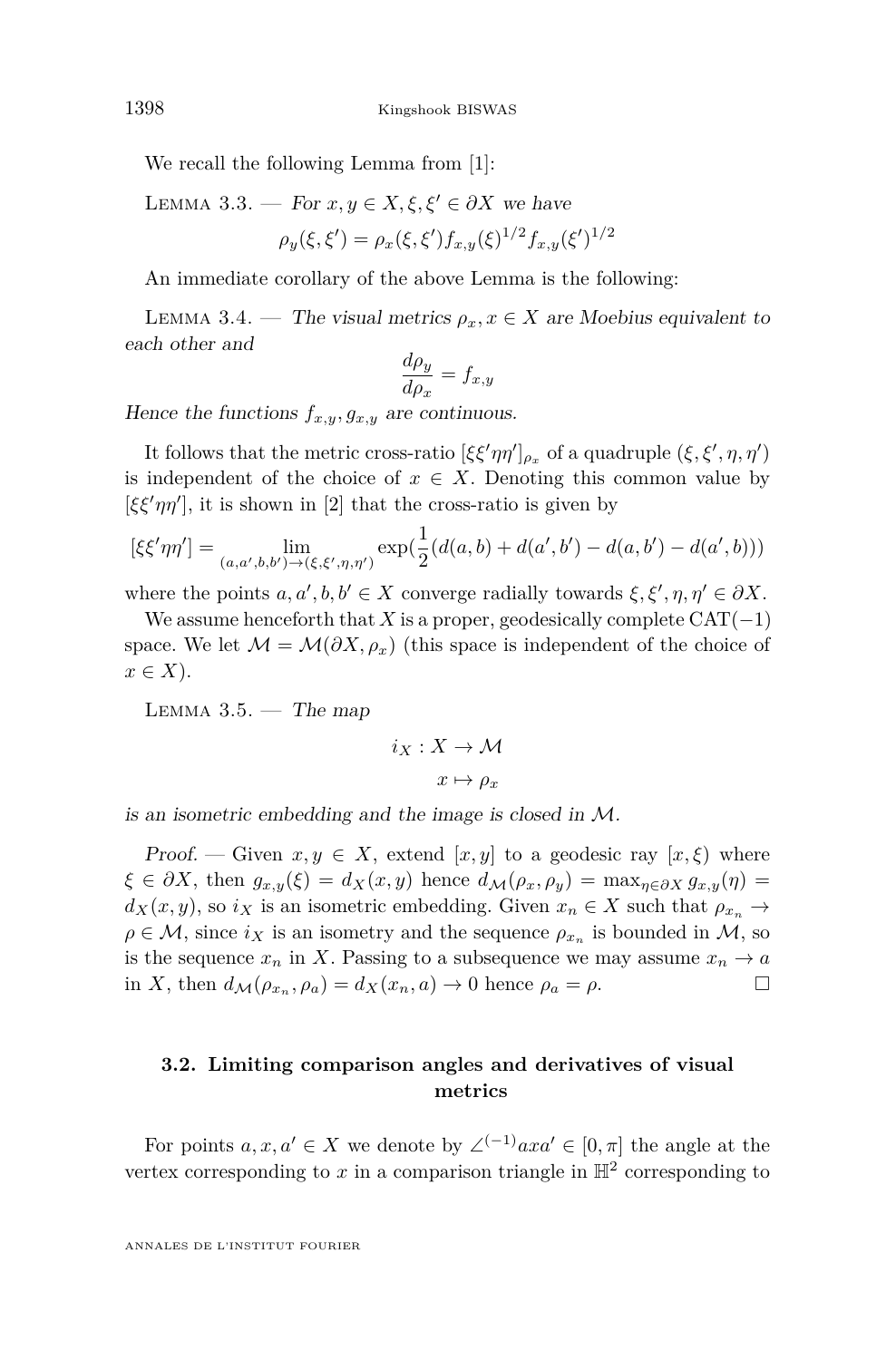We recall the following Lemma from [1]:

Lemma 3.3. — *For $x, y \in X, \xi, \xi' \in \partial X$ we have*

$$\rho_y(\xi, \xi') = \rho_x(\xi, \xi') f_{x,y}(\xi)^{1/2} f_{x,y}(\xi')^{1/2}$$

An immediate corollary of the above Lemma is the following:

Lemma 3.4. — *The visual metrics $\rho_x, x \in X$ are Moebius equivalent to each other and*

$$\frac{d\rho_y}{d\rho_x} = f_{x,y}$$

*Hence the functions $f_{x,y}, g_{x,y}$ are continuous.*

It follows that the metric cross-ratio $[\xi\xi'\eta\eta']_{\rho_x}$ of a quadruple $(\xi, \xi', \eta, \eta')$ is independent of the choice of $x \in X$. Denoting this common value by $[\xi\xi'\eta\eta']$, it is shown in [2] that the cross-ratio is given by

$$[\xi\xi'\eta\eta'] = \lim_{(a,a',b,b') \to (\xi,\xi',\eta,\eta')} \exp\left(\frac{1}{2}(d(a,b) + d(a',b') - d(a,b') - d(a',b))\right)$$

where the points $a, a', b, b' \in X$ converge radially towards $\xi, \xi', \eta, \eta' \in \partial X$.

We assume henceforth that $X$ is a proper, geodesically complete $\mathrm{CAT}(-1)$ space. We let $\mathcal{M} = \mathcal{M}(\partial X, \rho_x)$ (this space is independent of the choice of $x \in X$).

Lemma 3.5. — *The map*

$$i_X : X \to \mathcal{M}$$
$$x \mapsto \rho_x$$

*is an isometric embedding and the image is closed in $\mathcal{M}$.*

*Proof.* — Given $x, y \in X$, extend $[x, y]$ to a geodesic ray $[x, \xi)$ where $\xi \in \partial X$, then $g_{x,y}(\xi) = d_X(x, y)$ hence $d_{\mathcal{M}}(\rho_x, \rho_y) = \max_{\eta \in \partial X} g_{x,y}(\eta) = d_X(x, y)$, so $i_X$ is an isometric embedding. Given $x_n \in X$ such that $\rho_{x_n} \to \rho \in \mathcal{M}$, since $i_X$ is an isometry and the sequence $\rho_{x_n}$ is bounded in $\mathcal{M}$, so is the sequence $x_n$ in $X$. Passing to a subsequence we may assume $x_n \to a$ in $X$, then $d_{\mathcal{M}}(\rho_{x_n}, \rho_a) = d_X(x_n, a) \to 0$ hence $\rho_a = \rho$. $\square$

### 3.2. Limiting comparison angles and derivatives of visual metrics

For points $a, x, a' \in X$ we denote by $\angle^{(-1)} axa' \in [0, \pi]$ the angle at the vertex corresponding to $x$ in a comparison triangle in $\mathbb{H}^2$ corresponding to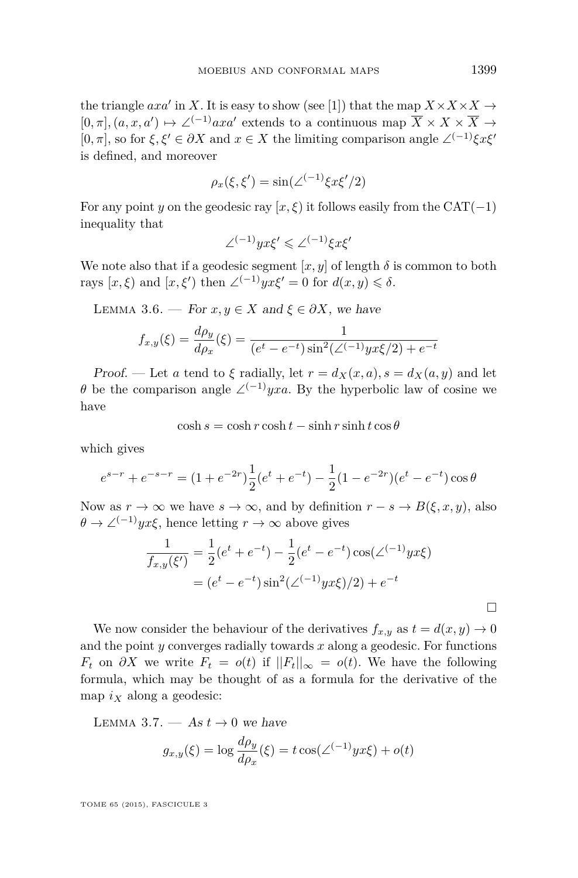the triangle $axa'$ in $X$. It is easy to show (see [1]) that the map $X \times X \times X \to [0, \pi], (a, x, a') \mapsto \angle^{(-1)} axa'$ extends to a continuous map $\overline{X} \times X \times \overline{X} \to [0, \pi]$, so for $\xi, \xi' \in \partial X$ and $x \in X$ the limiting comparison angle $\angle^{(-1)} \xi x \xi'$ is defined, and moreover

$$\rho_x(\xi, \xi') = \sin(\angle^{(-1)} \xi x \xi' / 2)$$

For any point $y$ on the geodesic ray $[x, \xi)$ it follows easily from the CAT$(-1)$ inequality that

$$\angle^{(-1)} y x \xi' \leqslant \angle^{(-1)} \xi x \xi'$$

We note also that if a geodesic segment $[x, y]$ of length $\delta$ is common to both rays $[x, \xi)$ and $[x, \xi')$ then $\angle^{(-1)} y x \xi' = 0$ for $d(x, y) \leqslant \delta$.

Lemma 3.6. — *For $x, y \in X$ and $\xi \in \partial X$, we have*

$$f_{x,y}(\xi) = \frac{d\rho_y}{d\rho_x}(\xi) = \frac{1}{(e^t - e^{-t}) \sin^2(\angle^{(-1)} y x \xi / 2) + e^{-t}}$$

*Proof.* — Let $a$ tend to $\xi$ radially, let $r = d_X(x, a), s = d_X(a, y)$ and let $\theta$ be the comparison angle $\angle^{(-1)} y x a$. By the hyperbolic law of cosine we have

$$\cosh s = \cosh r \cosh t - \sinh r \sinh t \cos \theta$$

which gives

$$e^{s-r} + e^{-s-r} = (1 + e^{-2r}) \frac{1}{2} (e^t + e^{-t}) - \frac{1}{2} (1 - e^{-2r}) (e^t - e^{-t}) \cos \theta$$

Now as $r \to \infty$ we have $s \to \infty$, and by definition $r - s \to B(\xi, x, y)$, also $\theta \to \angle^{(-1)} y x \xi$, hence letting $r \to \infty$ above gives

$$\begin{aligned} \frac{1}{f_{x,y}(\xi')} &= \frac{1}{2}(e^t + e^{-t}) - \frac{1}{2}(e^t - e^{-t}) \cos(\angle^{(-1)} y x \xi) \\ &= (e^t - e^{-t}) \sin^2(\angle^{(-1)} y x \xi)/2) + e^{-t} \end{aligned}$$

□

We now consider the behaviour of the derivatives $f_{x,y}$ as $t = d(x, y) \to 0$ and the point $y$ converges radially towards $x$ along a geodesic. For functions $F_t$ on $\partial X$ we write $F_t = o(t)$ if $||F_t||_\infty = o(t)$. We have the following formula, which may be thought of as a formula for the derivative of the map $i_X$ along a geodesic:

Lemma 3.7. — *As $t \to 0$ we have*

$$g_{x,y}(\xi) = \log \frac{d\rho_y}{d\rho_x}(\xi) = t \cos(\angle^{(-1)} y x \xi) + o(t)$$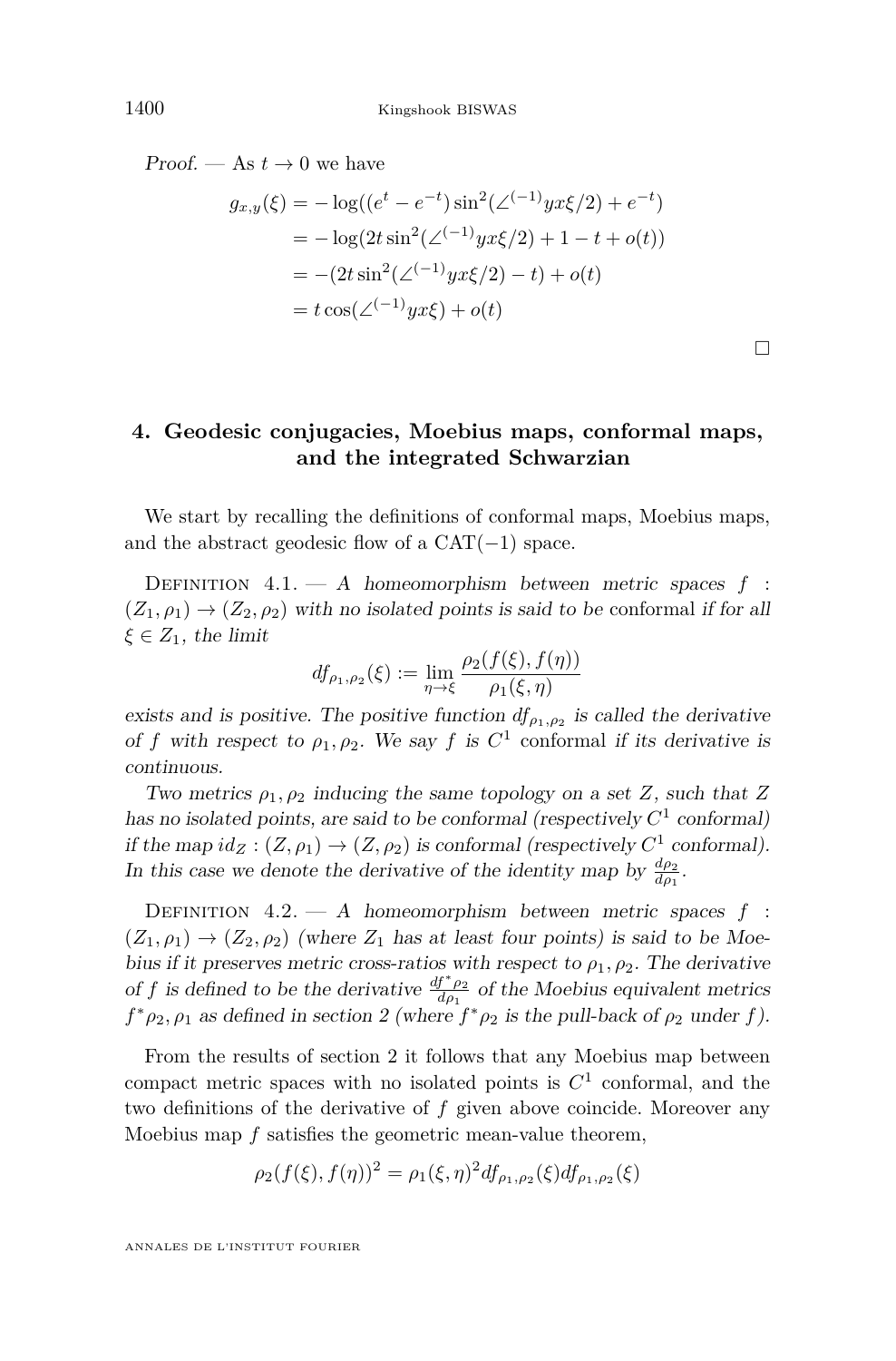*Proof.* — As $t \to 0$ we have

$$\begin{aligned}
g_{x,y}(\xi) &= -\log((e^t - e^{-t})\sin^2(\angle^{(-1)}yx\xi/2) + e^{-t}) \\
&= -\log(2t\sin^2(\angle^{(-1)}yx\xi/2) + 1 - t + o(t)) \\
&= -(2t\sin^2(\angle^{(-1)}yx\xi/2) - t) + o(t) \\
&= t\cos(\angle^{(-1)}yx\xi) + o(t)
\end{aligned}$$

□

## 4. Geodesic conjugacies, Moebius maps, conformal maps, and the integrated Schwarzian

We start by recalling the definitions of conformal maps, Moebius maps, and the abstract geodesic flow of a CAT$(-1)$ space.

Definition 4.1. — *A homeomorphism between metric spaces $f : (Z_1, \rho_1) \to (Z_2, \rho_2)$ with no isolated points is said to be* conformal *if for all $\xi \in Z_1$, the limit*

$$df_{\rho_1,\rho_2}(\xi) := \lim_{\eta \to \xi} \frac{\rho_2(f(\xi), f(\eta))}{\rho_1(\xi, \eta)}$$

*exists and is positive. The positive function $df_{\rho_1,\rho_2}$ is called the derivative of $f$ with respect to $\rho_1, \rho_2$. We say $f$ is $C^1$* conformal *if its derivative is continuous.*

*Two metrics $\rho_1, \rho_2$ inducing the same topology on a set $Z$, such that $Z$ has no isolated points, are said to be conformal (respectively $C^1$ conformal) if the map $id_Z : (Z, \rho_1) \to (Z, \rho_2)$ is conformal (respectively $C^1$ conformal). In this case we denote the derivative of the identity map by $\frac{d\rho_2}{d\rho_1}$.*

Definition 4.2. — *A homeomorphism between metric spaces $f : (Z_1, \rho_1) \to (Z_2, \rho_2)$ (where $Z_1$ has at least four points) is said to be Moebius if it preserves metric cross-ratios with respect to $\rho_1, \rho_2$. The derivative of $f$ is defined to be the derivative $\frac{df^*\rho_2}{d\rho_1}$ of the Moebius equivalent metrics $f^*\rho_2, \rho_1$ as defined in section 2 (where $f^*\rho_2$ is the pull-back of $\rho_2$ under $f$).*

From the results of section 2 it follows that any Moebius map between compact metric spaces with no isolated points is $C^1$ conformal, and the two definitions of the derivative of $f$ given above coincide. Moreover any Moebius map $f$ satisfies the geometric mean-value theorem,

$$\rho_2(f(\xi), f(\eta))^2 = \rho_1(\xi, \eta)^2 df_{\rho_1,\rho_2}(\xi) df_{\rho_1,\rho_2}(\xi)$$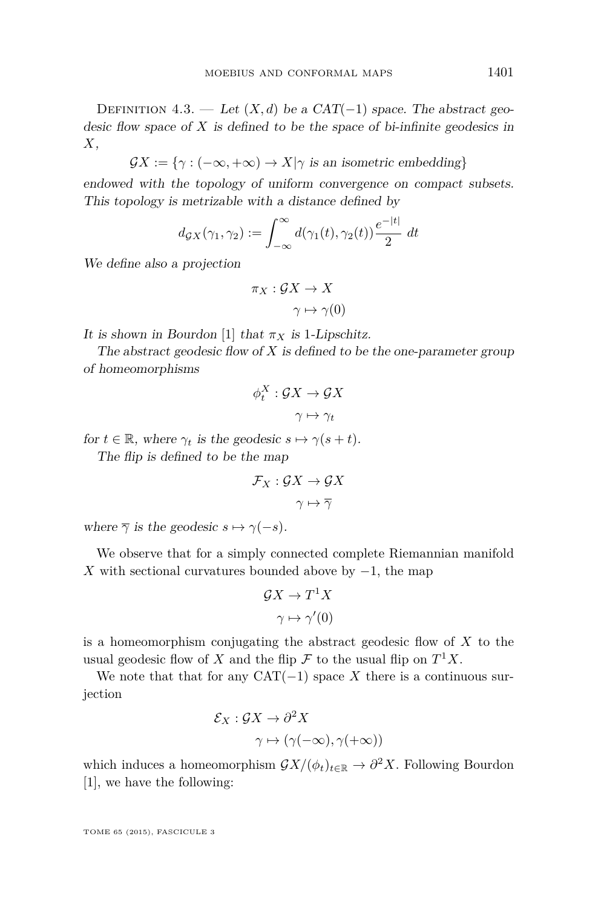*Definition 4.3.* — *Let $(X,d)$ be a $CAT(-1)$ space. The abstract geodesic flow space of $X$ is defined to be the space of bi-infinite geodesics in $X$,*

$$\mathcal{G}X := \{\gamma : (-\infty, +\infty) \to X | \gamma \text{ is an isometric embedding}\}$$

*endowed with the topology of uniform convergence on compact subsets. This topology is metrizable with a distance defined by*

$$d_{\mathcal{G}X}(\gamma_1, \gamma_2) := \int_{-\infty}^{\infty} d(\gamma_1(t), \gamma_2(t)) \frac{e^{-|t|}}{2} \, dt$$

*We define also a projection*

$$\pi_X : \mathcal{G}X \to X$$
$$\gamma \mapsto \gamma(0)$$

*It is shown in Bourdon [1] that $\pi_X$ is 1-Lipschitz.*

*The abstract geodesic flow of $X$ is defined to be the one-parameter group of homeomorphisms*

$$\phi_t^X : \mathcal{G}X \to \mathcal{G}X$$
$$\gamma \mapsto \gamma_t$$

*for $t \in \mathbb{R}$, where $\gamma_t$ is the geodesic $s \mapsto \gamma(s+t)$.*

*The flip is defined to be the map*

$$\mathcal{F}_X : \mathcal{G}X \to \mathcal{G}X$$
$$\gamma \mapsto \overline{\gamma}$$

*where $\overline{\gamma}$ is the geodesic $s \mapsto \gamma(-s)$.*

We observe that for a simply connected complete Riemannian manifold $X$ with sectional curvatures bounded above by $-1$, the map

$$\mathcal{G}X \to T^1X$$
$$\gamma \mapsto \gamma'(0)$$

is a homeomorphism conjugating the abstract geodesic flow of $X$ to the usual geodesic flow of $X$ and the flip $\mathcal{F}$ to the usual flip on $T^1X$.

We note that that for any $\text{CAT}(-1)$ space $X$ there is a continuous surjection

$$\mathcal{E}_X : \mathcal{G}X \to \partial^2 X$$
$$\gamma \mapsto (\gamma(-\infty), \gamma(+\infty))$$

which induces a homeomorphism $\mathcal{G}X/(\phi_t)_{t\in\mathbb{R}} \to \partial^2 X$. Following Bourdon [1], we have the following: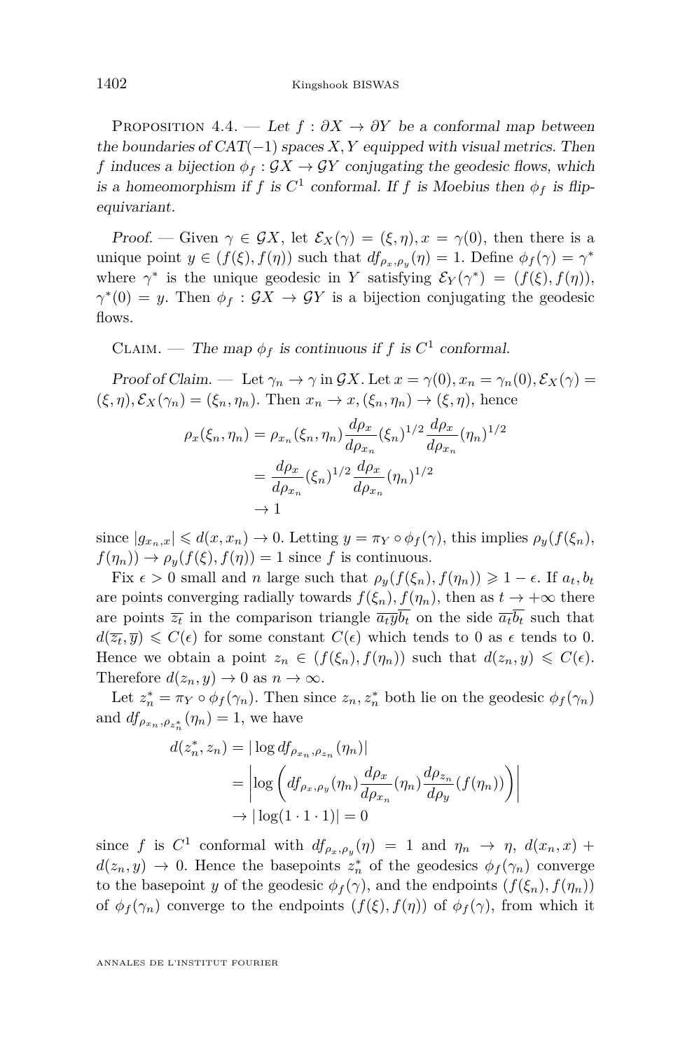Proposition 4.4. — *Let $f : \partial X \to \partial Y$ be a conformal map between the boundaries of CAT$(-1)$ spaces $X, Y$ equipped with visual metrics. Then $f$ induces a bijection $\phi_f : \mathcal{G}X \to \mathcal{G}Y$ conjugating the geodesic flows, which is a homeomorphism if $f$ is $C^1$ conformal. If $f$ is Moebius then $\phi_f$ is flip-equivariant.*

*Proof.* — Given $\gamma \in \mathcal{G}X$, let $\mathcal{E}_X(\gamma) = (\xi, \eta), x = \gamma(0)$, then there is a unique point $y \in (f(\xi), f(\eta))$ such that $df_{\rho_x, \rho_y}(\eta) = 1$. Define $\phi_f(\gamma) = \gamma^*$ where $\gamma^*$ is the unique geodesic in $Y$ satisfying $\mathcal{E}_Y(\gamma^*) = (f(\xi), f(\eta))$, $\gamma^*(0) = y$. Then $\phi_f : \mathcal{G}X \to \mathcal{G}Y$ is a bijection conjugating the geodesic flows.

Claim. — *The map $\phi_f$ is continuous if $f$ is $C^1$ conformal.*

*Proof of Claim.* — Let $\gamma_n \to \gamma$ in $\mathcal{G}X$. Let $x = \gamma(0), x_n = \gamma_n(0), \mathcal{E}_X(\gamma) = (\xi, \eta), \mathcal{E}_X(\gamma_n) = (\xi_n, \eta_n)$. Then $x_n \to x, (\xi_n, \eta_n) \to (\xi, \eta)$, hence

$$
\begin{aligned}
\rho_x(\xi_n, \eta_n) &= \rho_{x_n}(\xi_n, \eta_n) \frac{d\rho_x}{d\rho_{x_n}}(\xi_n)^{1/2} \frac{d\rho_x}{d\rho_{x_n}}(\eta_n)^{1/2} \\
&= \frac{d\rho_x}{d\rho_{x_n}}(\xi_n)^{1/2} \frac{d\rho_x}{d\rho_{x_n}}(\eta_n)^{1/2} \\
&\to 1
\end{aligned}
$$

since $|g_{x_n, x}| \leqslant d(x, x_n) \to 0$. Letting $y = \pi_Y \circ \phi_f(\gamma)$, this implies $\rho_y(f(\xi_n), f(\eta_n)) \to \rho_y(f(\xi), f(\eta)) = 1$ since $f$ is continuous.

Fix $\epsilon > 0$ small and $n$ large such that $\rho_y(f(\xi_n), f(\eta_n)) \geqslant 1 - \epsilon$. If $a_t, b_t$ are points converging radially towards $f(\xi_n), f(\eta_n)$, then as $t \to +\infty$ there are points $\overline{z_t}$ in the comparison triangle $\overline{a_t} \overline{y} \overline{b_t}$ on the side $\overline{a_t} \overline{b_t}$ such that $d(\overline{z_t}, \overline{y}) \leqslant C(\epsilon)$ for some constant $C(\epsilon)$ which tends to 0 as $\epsilon$ tends to 0. Hence we obtain a point $z_n \in (f(\xi_n), f(\eta_n))$ such that $d(z_n, y) \leqslant C(\epsilon)$. Therefore $d(z_n, y) \to 0$ as $n \to \infty$.

Let $z_n^* = \pi_Y \circ \phi_f(\gamma_n)$. Then since $z_n, z_n^*$ both lie on the geodesic $\phi_f(\gamma_n)$ and $df_{\rho_{x_n}, \rho_{z_n^*}}(\eta_n) = 1$, we have

$$
\begin{aligned}
d(z_n^*, z_n) &= |\log df_{\rho_{x_n}, \rho_{z_n}}(\eta_n)| \\
&= \left| \log \left( df_{\rho_x, \rho_y}(\eta_n) \frac{d\rho_x}{d\rho_{x_n}}(\eta_n) \frac{d\rho_{z_n}}{d\rho_y}(f(\eta_n)) \right) \right| \\
&\to |\log(1 \cdot 1 \cdot 1)| = 0
\end{aligned}
$$

since $f$ is $C^1$ conformal with $df_{\rho_x, \rho_y}(\eta) = 1$ and $\eta_n \to \eta$, $d(x_n, x) + d(z_n, y) \to 0$. Hence the basepoints $z_n^*$ of the geodesics $\phi_f(\gamma_n)$ converge to the basepoint $y$ of the geodesic $\phi_f(\gamma)$, and the endpoints $(f(\xi_n), f(\eta_n))$ of $\phi_f(\gamma_n)$ converge to the endpoints $(f(\xi), f(\eta))$ of $\phi_f(\gamma)$, from which it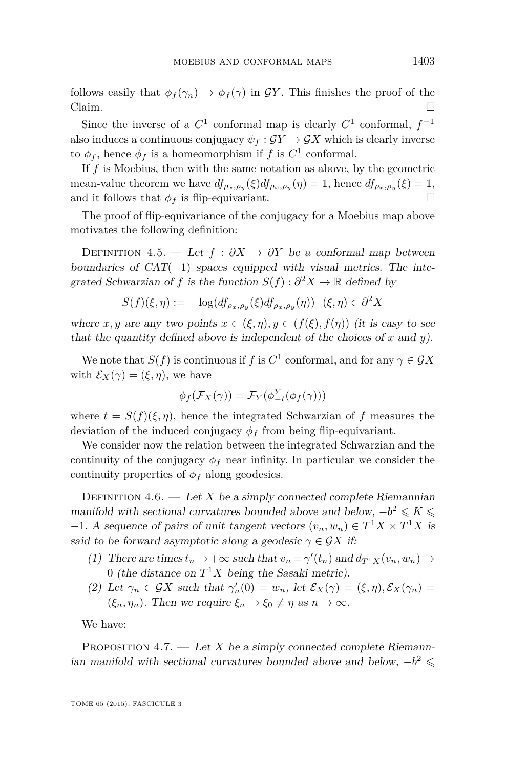follows easily that $\phi_f(\gamma_n) \to \phi_f(\gamma)$ in $\mathcal{G}Y$. This finishes the proof of the Claim. □

Since the inverse of a $C^1$ conformal map is clearly $C^1$ conformal, $f^{-1}$ also induces a continuous conjugacy $\psi_f : \mathcal{G}Y \to \mathcal{G}X$ which is clearly inverse to $\phi_f$, hence $\phi_f$ is a homeomorphism if $f$ is $C^1$ conformal.

If $f$ is Moebius, then with the same notation as above, by the geometric mean-value theorem we have $df_{\rho_x,\rho_y}(\xi) df_{\rho_x,\rho_y}(\eta) = 1$, hence $df_{\rho_x,\rho_y}(\xi) = 1$, and it follows that $\phi_f$ is flip-equivariant. □

The proof of flip-equivariance of the conjugacy for a Moebius map above motivates the following definition:

Definition 4.5. — *Let $f : \partial X \to \partial Y$ be a conformal map between boundaries of CAT($-1$) spaces equipped with visual metrics. The integrated Schwarzian of $f$ is the function $S(f) : \partial^2 X \to \mathbb{R}$ defined by*

$$S(f)(\xi, \eta) := -\log(df_{\rho_x,\rho_y}(\xi) df_{\rho_x,\rho_y}(\eta)) \quad (\xi, \eta) \in \partial^2 X$$

*where $x, y$ are any two points $x \in (\xi, \eta), y \in (f(\xi), f(\eta))$ (it is easy to see that the quantity defined above is independent of the choices of $x$ and $y$).*

We note that $S(f)$ is continuous if $f$ is $C^1$ conformal, and for any $\gamma \in \mathcal{G}X$ with $\mathcal{E}_X(\gamma) = (\xi, \eta)$, we have

$$\phi_f(\mathcal{F}_X(\gamma)) = \mathcal{F}_Y(\phi^Y_{-t}(\phi_f(\gamma)))$$

where $t = S(f)(\xi, \eta)$, hence the integrated Schwarzian of $f$ measures the deviation of the induced conjugacy $\phi_f$ from being flip-equivariant.

We consider now the relation between the integrated Schwarzian and the continuity of the conjugacy $\phi_f$ near infinity. In particular we consider the continuity properties of $\phi_f$ along geodesics.

Definition 4.6. — *Let $X$ be a simply connected complete Riemannian manifold with sectional curvatures bounded above and below, $-b^2 \leqslant K \leqslant -1$. A sequence of pairs of unit tangent vectors $(v_n, w_n) \in T^1X \times T^1X$ is said to be forward asymptotic along a geodesic $\gamma \in \mathcal{G}X$ if:*

1. *There are times $t_n \to +\infty$ such that $v_n = \gamma'(t_n)$ and $d_{T^1X}(v_n, w_n) \to 0$ (the distance on $T^1X$ being the Sasaki metric).*
2. *Let $\gamma_n \in \mathcal{G}X$ such that $\gamma_n'(0) = w_n$, let $\mathcal{E}_X(\gamma) = (\xi, \eta), \mathcal{E}_X(\gamma_n) = (\xi_n, \eta_n)$. Then we require $\xi_n \to \xi_0 \neq \eta$ as $n \to \infty$.*

We have:

Proposition 4.7. — *Let $X$ be a simply connected complete Riemannian manifold with sectional curvatures bounded above and below, $-b^2 \leqslant$*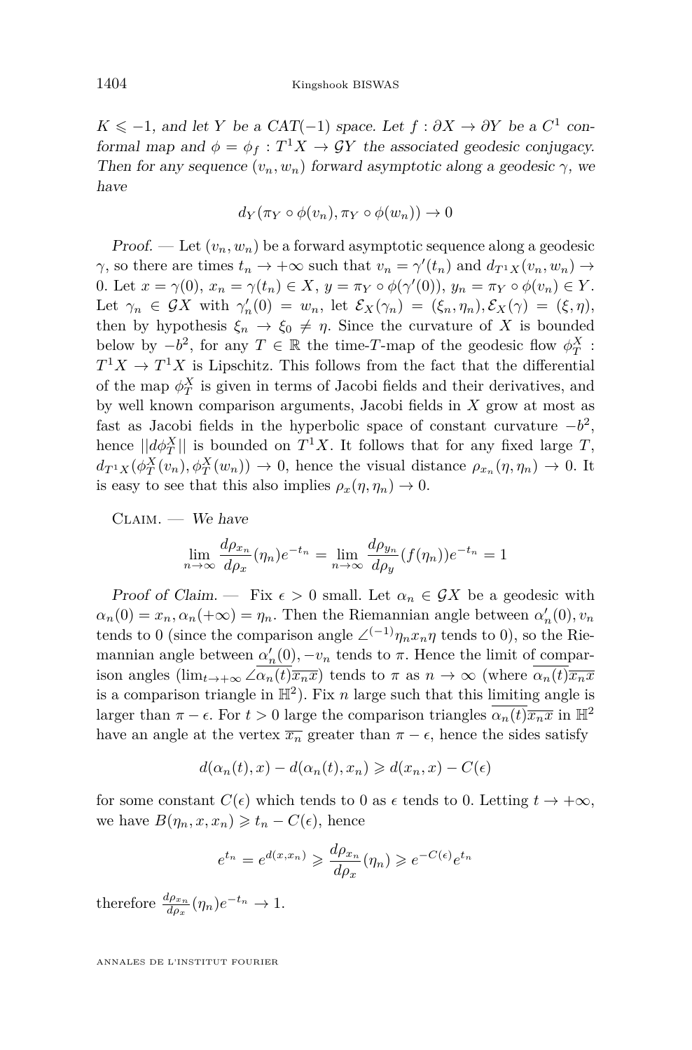*$K \leqslant -1$, and let $Y$ be a CAT$(-1)$ space. Let $f : \partial X \to \partial Y$ be a $C^1$ conformal map and $\phi = \phi_f : T^1 X \to \mathcal{G}Y$ the associated geodesic conjugacy. Then for any sequence $(v_n, w_n)$ forward asymptotic along a geodesic $\gamma$, we have*

$$d_Y(\pi_Y \circ \phi(v_n), \pi_Y \circ \phi(w_n)) \to 0$$

*Proof.* — Let $(v_n, w_n)$ be a forward asymptotic sequence along a geodesic $\gamma$, so there are times $t_n \to +\infty$ such that $v_n = \gamma'(t_n)$ and $d_{T^1X}(v_n, w_n) \to 0$. Let $x = \gamma(0)$, $x_n = \gamma(t_n) \in X$, $y = \pi_Y \circ \phi(\gamma'(0))$, $y_n = \pi_Y \circ \phi(v_n) \in Y$. Let $\gamma_n \in \mathcal{G}X$ with $\gamma_n'(0) = w_n$, let $\mathcal{E}_X(\gamma_n) = (\xi_n, \eta_n), \mathcal{E}_X(\gamma) = (\xi, \eta)$, then by hypothesis $\xi_n \to \xi_0 \neq \eta$. Since the curvature of $X$ is bounded below by $-b^2$, for any $T \in \mathbb{R}$ the time-$T$-map of the geodesic flow $\phi^X_T : T^1X \to T^1X$ is Lipschitz. This follows from the fact that the differential of the map $\phi^X_T$ is given in terms of Jacobi fields and their derivatives, and by well known comparison arguments, Jacobi fields in $X$ grow at most as fast as Jacobi fields in the hyperbolic space of constant curvature $-b^2$, hence $||d\phi^X_T||$ is bounded on $T^1X$. It follows that for any fixed large $T$, $d_{T^1X}(\phi^X_T(v_n), \phi^X_T(w_n)) \to 0$, hence the visual distance $\rho_{x_n}(\eta, \eta_n) \to 0$. It is easy to see that this also implies $\rho_x(\eta, \eta_n) \to 0$.

Claim. — *We have*

$$\lim_{n\to\infty} \frac{d\rho_{x_n}}{d\rho_x}(\eta_n) e^{-t_n} = \lim_{n\to\infty} \frac{d\rho_{y_n}}{d\rho_y}(f(\eta_n)) e^{-t_n} = 1$$

*Proof of Claim.* — Fix $\epsilon > 0$ small. Let $\alpha_n \in \mathcal{G}X$ be a geodesic with $\alpha_n(0) = x_n, \alpha_n(+\infty) = \eta_n$. Then the Riemannian angle between $\alpha_n'(0), v_n$ tends to 0 (since the comparison angle $\angle^{(-1)}\eta_n x_n \eta$ tends to 0), so the Riemannian angle between $\alpha_n'(0), -v_n$ tends to $\pi$. Hence the limit of comparison angles ($\lim_{t\to+\infty} \angle\overline{\alpha_n(t)}\overline{x_n}\overline{x}$) tends to $\pi$ as $n \to \infty$ (where $\overline{\alpha_n(t)}\overline{x_n}\overline{x}$ is a comparison triangle in $\mathbb{H}^2$). Fix $n$ large such that this limiting angle is larger than $\pi - \epsilon$. For $t > 0$ large the comparison triangles $\overline{\alpha_n(t)}\overline{x_n}\overline{x}$ in $\mathbb{H}^2$ have an angle at the vertex $\overline{x_n}$ greater than $\pi - \epsilon$, hence the sides satisfy

$$d(\alpha_n(t), x) - d(\alpha_n(t), x_n) \geqslant d(x_n, x) - C(\epsilon)$$

for some constant $C(\epsilon)$ which tends to 0 as $\epsilon$ tends to 0. Letting $t \to +\infty$, we have $B(\eta_n, x, x_n) \geqslant t_n - C(\epsilon)$, hence

$$e^{t_n} = e^{d(x, x_n)} \geqslant \frac{d\rho_{x_n}}{d\rho_x}(\eta_n) \geqslant e^{-C(\epsilon)} e^{t_n}$$

therefore $\frac{d\rho_{x_n}}{d\rho_x}(\eta_n) e^{-t_n} \to 1$.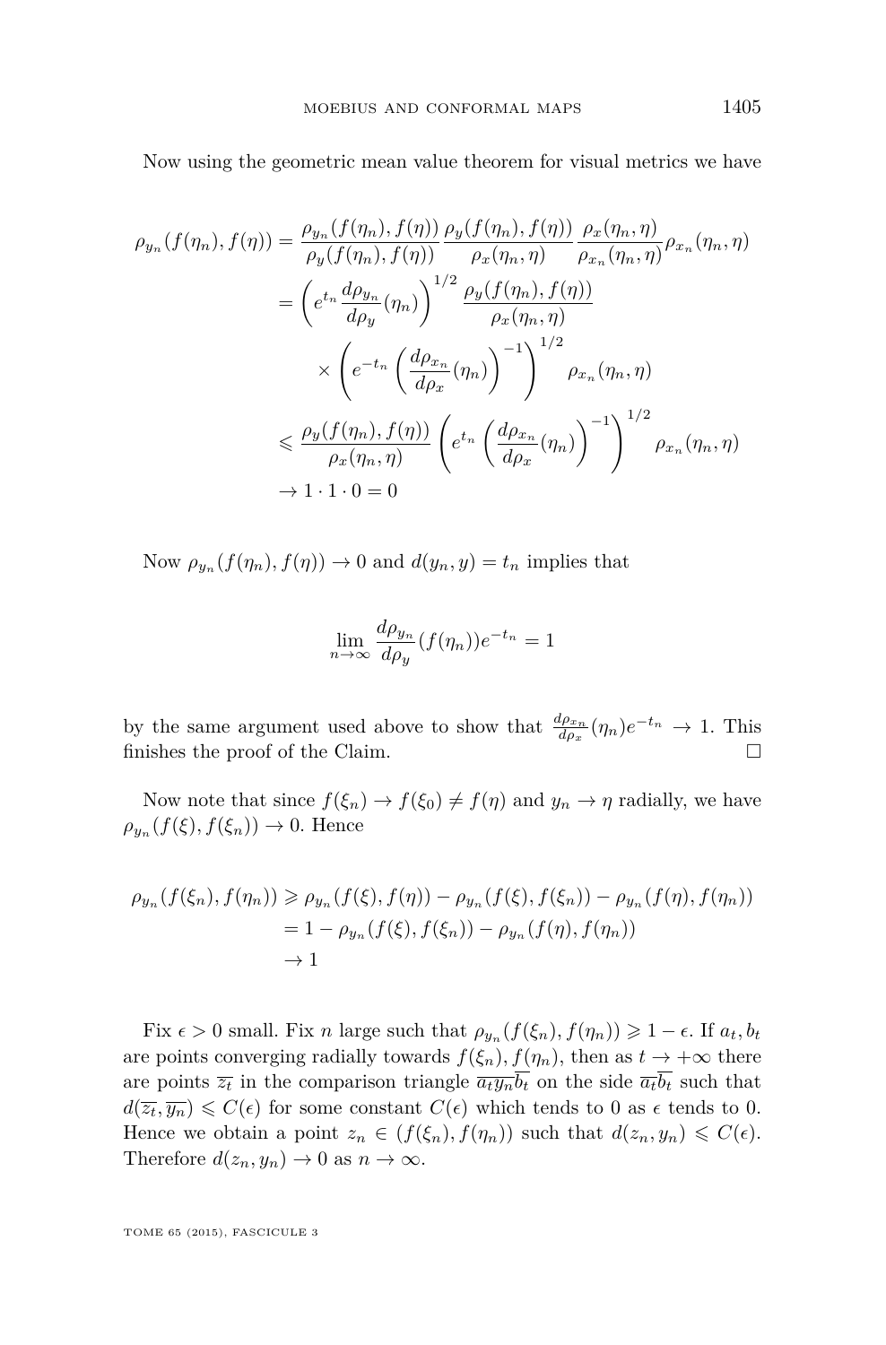Now using the geometric mean value theorem for visual metrics we have

$$
\begin{aligned}
\rho_{y_n}(f(\eta_n), f(\eta)) &= \frac{\rho_{y_n}(f(\eta_n), f(\eta))}{\rho_y(f(\eta_n), f(\eta))} \frac{\rho_y(f(\eta_n), f(\eta))}{\rho_x(\eta_n, \eta)} \frac{\rho_x(\eta_n, \eta)}{\rho_{x_n}(\eta_n, \eta)} \rho_{x_n}(\eta_n, \eta) \\
&= \left( e^{t_n} \frac{d\rho_{y_n}}{d\rho_y}(\eta_n) \right)^{1/2} \frac{\rho_y(f(\eta_n), f(\eta))}{\rho_x(\eta_n, \eta)} \\
&\qquad \times \left( e^{-t_n} \left( \frac{d\rho_{x_n}}{d\rho_x}(\eta_n) \right)^{-1} \right)^{1/2} \rho_{x_n}(\eta_n, \eta) \\
&\leqslant \frac{\rho_y(f(\eta_n), f(\eta))}{\rho_x(\eta_n, \eta)} \left( e^{t_n} \left( \frac{d\rho_{x_n}}{d\rho_x}(\eta_n) \right)^{-1} \right)^{1/2} \rho_{x_n}(\eta_n, \eta) \\
&\to 1 \cdot 1 \cdot 0 = 0
\end{aligned}
$$

Now $\rho_{y_n}(f(\eta_n), f(\eta)) \to 0$ and $d(y_n, y) = t_n$ implies that

$$
\lim_{n \to \infty} \frac{d\rho_{y_n}}{d\rho_y}(f(\eta_n)) e^{-t_n} = 1
$$

by the same argument used above to show that $\frac{d\rho_{x_n}}{d\rho_x}(\eta_n) e^{-t_n} \to 1$. This finishes the proof of the Claim. $\square$

Now note that since $f(\xi_n) \to f(\xi_0) \neq f(\eta)$ and $y_n \to \eta$ radially, we have $\rho_{y_n}(f(\xi), f(\xi_n)) \to 0$. Hence

$$
\begin{aligned}
\rho_{y_n}(f(\xi_n), f(\eta_n)) &\geqslant \rho_{y_n}(f(\xi), f(\eta)) - \rho_{y_n}(f(\xi), f(\xi_n)) - \rho_{y_n}(f(\eta), f(\eta_n)) \\
&= 1 - \rho_{y_n}(f(\xi), f(\xi_n)) - \rho_{y_n}(f(\eta), f(\eta_n)) \\
&\to 1
\end{aligned}
$$

Fix $\epsilon > 0$ small. Fix $n$ large such that $\rho_{y_n}(f(\xi_n), f(\eta_n)) \geqslant 1 - \epsilon$. If $a_t, b_t$ are points converging radially towards $f(\xi_n), f(\eta_n)$, then as $t \to +\infty$ there are points $\overline{z_t}$ in the comparison triangle $\overline{a_t}\overline{y_n}\overline{b_t}$ on the side $\overline{a_t}\overline{b_t}$ such that $d(\overline{z_t}, \overline{y_n}) \leqslant C(\epsilon)$ for some constant $C(\epsilon)$ which tends to 0 as $\epsilon$ tends to 0. Hence we obtain a point $z_n \in (f(\xi_n), f(\eta_n))$ such that $d(z_n, y_n) \leqslant C(\epsilon)$. Therefore $d(z_n, y_n) \to 0$ as $n \to \infty$.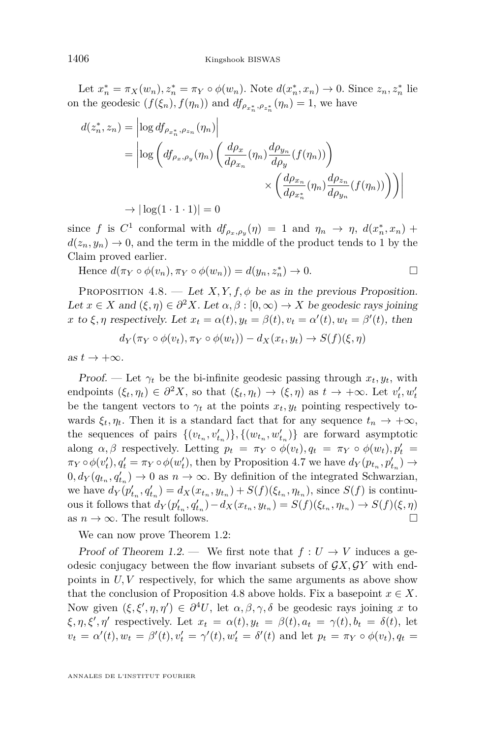Let $x_n^* = \pi_X(w_n), z_n^* = \pi_Y \circ \phi(w_n)$. Note $d(x_n^*, x_n) \to 0$. Since $z_n, z_n^*$ lie on the geodesic $(f(\xi_n), f(\eta_n))$ and $df_{\rho_{x_n^*}, \rho_{z_n^*}}(\eta_n) = 1$, we have

$$
\begin{aligned}
d(z_n^*, z_n) &= \left| \log df_{\rho_{x_n^*}, \rho_{z_n}}(\eta_n) \right| \\
&= \left| \log \left( df_{\rho_x, \rho_y}(\eta_n) \left( \frac{d\rho_x}{d\rho_{x_n}}(\eta_n) \frac{d\rho_{y_n}}{d\rho_y}(f(\eta_n)) \right) \right. \right. \\
&\qquad\qquad \left. \left. \times \left( \frac{d\rho_{x_n}}{d\rho_{x_n^*}}(\eta_n) \frac{d\rho_{z_n}}{d\rho_{y_n}}(f(\eta_n)) \right) \right) \right| \\
&\to |\log(1 \cdot 1 \cdot 1)| = 0
\end{aligned}
$$

since $f$ is $C^1$ conformal with $df_{\rho_x, \rho_y}(\eta) = 1$ and $\eta_n \to \eta$, $d(x_n^*, x_n) + d(z_n, y_n) \to 0$, and the term in the middle of the product tends to 1 by the Claim proved earlier.

Hence $d(\pi_Y \circ \phi(v_n), \pi_Y \circ \phi(w_n)) = d(y_n, z_n^*) \to 0$. $\square$

Proposition 4.8. — *Let $X, Y, f, \phi$ be as in the previous Proposition. Let $x \in X$ and $(\xi, \eta) \in \partial^2 X$. Let $\alpha, \beta : [0, \infty) \to X$ be geodesic rays joining $x$ to $\xi, \eta$ respectively. Let $x_t = \alpha(t), y_t = \beta(t), v_t = \alpha'(t), w_t = \beta'(t)$, then*

$$
d_Y(\pi_Y \circ \phi(v_t), \pi_Y \circ \phi(w_t)) - d_X(x_t, y_t) \to S(f)(\xi, \eta)
$$

*as $t \to +\infty$.*

*Proof.* — Let $\gamma_t$ be the bi-infinite geodesic passing through $x_t, y_t$, with endpoints $(\xi_t, \eta_t) \in \partial^2 X$, so that $(\xi_t, \eta_t) \to (\xi, \eta)$ as $t \to +\infty$. Let $v_t', w_t'$ be the tangent vectors to $\gamma_t$ at the points $x_t, y_t$ pointing respectively towards $\xi_t, \eta_t$. Then it is a standard fact that for any sequence $t_n \to +\infty$, the sequences of pairs $\{(v_{t_n}, v_{t_n}')\}, \{(w_{t_n}, w_{t_n}')\}$ are forward asymptotic along $\alpha, \beta$ respectively. Letting $p_t = \pi_Y \circ \phi(v_t), q_t = \pi_Y \circ \phi(w_t), p_t' = \pi_Y \circ \phi(v_t'), q_t' = \pi_Y \circ \phi(w_t')$, then by Proposition 4.7 we have $d_Y(p_{t_n}, p_{t_n}') \to 0, d_Y(q_{t_n}, q_{t_n}') \to 0$ as $n \to \infty$. By definition of the integrated Schwarzian, we have $d_Y(p_{t_n}', q_{t_n}') = d_X(x_{t_n}, y_{t_n}) + S(f)(\xi_{t_n}, \eta_{t_n})$, since $S(f)$ is continuous it follows that $d_Y(p_{t_n}', q_{t_n}') - d_X(x_{t_n}, y_{t_n}) = S(f)(\xi_{t_n}, \eta_{t_n}) \to S(f)(\xi, \eta)$ as $n \to \infty$. The result follows. $\square$

We can now prove Theorem 1.2:

*Proof of Theorem 1.2.* — We first note that $f : U \to V$ induces a geodesic conjugacy between the flow invariant subsets of $\mathcal{G}X, \mathcal{G}Y$ with endpoints in $U, V$ respectively, for which the same arguments as above show that the conclusion of Proposition 4.8 above holds. Fix a basepoint $x \in X$. Now given $(\xi, \xi', \eta, \eta') \in \partial^4 U$, let $\alpha, \beta, \gamma, \delta$ be geodesic rays joining $x$ to $\xi, \eta, \xi', \eta'$ respectively. Let $x_t = \alpha(t), y_t = \beta(t), a_t = \gamma(t), b_t = \delta(t)$, let $v_t = \alpha'(t), w_t = \beta'(t), v_t' = \gamma'(t), w_t' = \delta'(t)$ and let $p_t = \pi_Y \circ \phi(v_t), q_t =$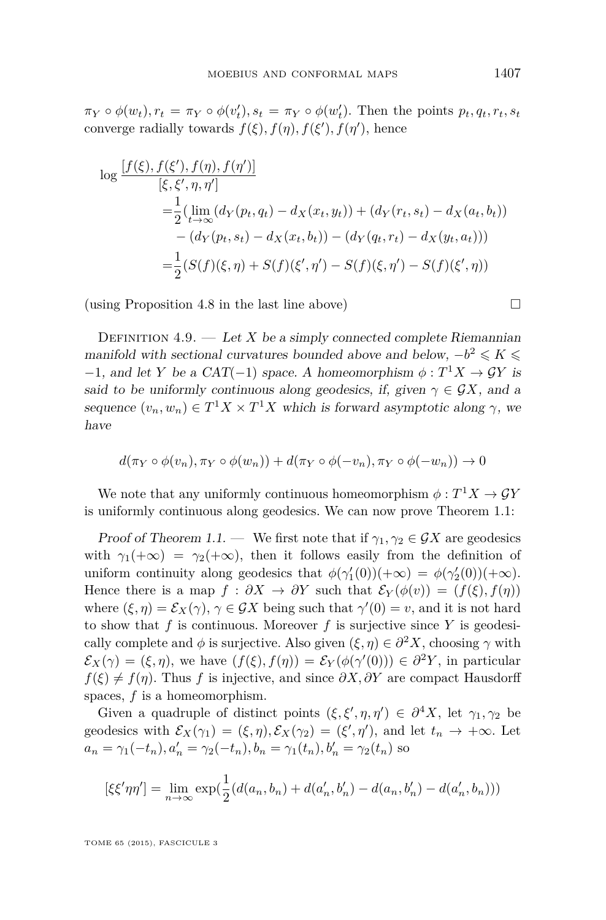$\pi_Y \circ \phi(w_t), r_t = \pi_Y \circ \phi(v'_t), s_t = \pi_Y \circ \phi(w'_t)$. Then the points $p_t, q_t, r_t, s_t$ converge radially towards $f(\xi), f(\eta), f(\xi'), f(\eta')$, hence

$$
\begin{aligned}
\log \frac{[f(\xi), f(\xi'), f(\eta), f(\eta')]}{[\xi, \xi', \eta, \eta']}
&= \frac{1}{2}\Big(\lim_{t \to \infty} (d_Y(p_t, q_t) - d_X(x_t, y_t)) + (d_Y(r_t, s_t) - d_X(a_t, b_t)) \\
&\quad - (d_Y(p_t, s_t) - d_X(x_t, b_t)) - (d_Y(q_t, r_t) - d_X(y_t, a_t))\Big) \\
&= \frac{1}{2}(S(f)(\xi, \eta) + S(f)(\xi', \eta') - S(f)(\xi, \eta') - S(f)(\xi', \eta))
\end{aligned}
$$

(using Proposition 4.8 in the last line above) □

Definition 4.9. — *Let $X$ be a simply connected complete Riemannian manifold with sectional curvatures bounded above and below, $-b^2 \leqslant K \leqslant -1$, and let $Y$ be a CAT(−1) space. A homeomorphism $\phi : T^1X \to \mathcal{G}Y$ is said to be uniformly continuous along geodesics, if, given $\gamma \in \mathcal{G}X$, and a sequence $(v_n, w_n) \in T^1X \times T^1X$ which is forward asymptotic along $\gamma$, we have*

$$d(\pi_Y \circ \phi(v_n), \pi_Y \circ \phi(w_n)) + d(\pi_Y \circ \phi(-v_n), \pi_Y \circ \phi(-w_n)) \to 0$$

We note that any uniformly continuous homeomorphism $\phi : T^1X \to \mathcal{G}Y$ is uniformly continuous along geodesics. We can now prove Theorem 1.1:

*Proof of Theorem 1.1.* — We first note that if $\gamma_1, \gamma_2 \in \mathcal{G}X$ are geodesics with $\gamma_1(+\infty) = \gamma_2(+\infty)$, then it follows easily from the definition of uniform continuity along geodesics that $\phi(\gamma'_1(0))(+\infty) = \phi(\gamma'_2(0))(+\infty)$. Hence there is a map $f : \partial X \to \partial Y$ such that $\mathcal{E}_Y(\phi(v)) = (f(\xi), f(\eta))$ where $(\xi, \eta) = \mathcal{E}_X(\gamma)$, $\gamma \in \mathcal{G}X$ being such that $\gamma'(0) = v$, and it is not hard to show that $f$ is continuous. Moreover $f$ is surjective since $Y$ is geodesically complete and $\phi$ is surjective. Also given $(\xi, \eta) \in \partial^2 X$, choosing $\gamma$ with $\mathcal{E}_X(\gamma) = (\xi, \eta)$, we have $(f(\xi), f(\eta)) = \mathcal{E}_Y(\phi(\gamma'(0))) \in \partial^2 Y$, in particular $f(\xi) \neq f(\eta)$. Thus $f$ is injective, and since $\partial X, \partial Y$ are compact Hausdorff spaces, $f$ is a homeomorphism.

Given a quadruple of distinct points $(\xi, \xi', \eta, \eta') \in \partial^4 X$, let $\gamma_1, \gamma_2$ be geodesics with $\mathcal{E}_X(\gamma_1) = (\xi, \eta), \mathcal{E}_X(\gamma_2) = (\xi', \eta')$, and let $t_n \to +\infty$. Let $a_n = \gamma_1(-t_n), a'_n = \gamma_2(-t_n), b_n = \gamma_1(t_n), b'_n = \gamma_2(t_n)$ so

$$[\xi\xi'\eta\eta'] = \lim_{n \to \infty} \exp\left(\frac{1}{2}(d(a_n, b_n) + d(a'_n, b'_n) - d(a_n, b'_n) - d(a'_n, b_n))\right)$$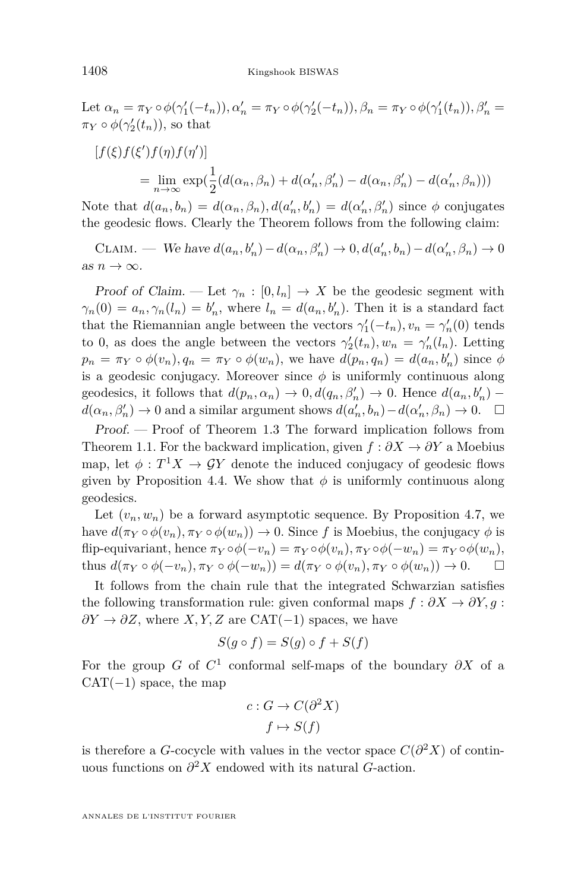Let $\alpha_n = \pi_Y \circ \phi(\gamma_1'(-t_n)), \alpha_n' = \pi_Y \circ \phi(\gamma_2'(-t_n)), \beta_n = \pi_Y \circ \phi(\gamma_1'(t_n)), \beta_n' = \pi_Y \circ \phi(\gamma_2'(t_n))$, so that

$$[f(\xi)f(\xi')f(\eta)f(\eta')] = \lim_{n\to\infty} \exp(\frac{1}{2}(d(\alpha_n,\beta_n) + d(\alpha_n',\beta_n') - d(\alpha_n,\beta_n') - d(\alpha_n',\beta_n)))$$

Note that $d(a_n, b_n) = d(\alpha_n, \beta_n), d(a_n', b_n') = d(\alpha_n', \beta_n')$ since $\phi$ conjugates the geodesic flows. Clearly the Theorem follows from the following claim:

Claim. — *We have* $d(a_n, b_n') - d(\alpha_n, \beta_n') \to 0, d(a_n', b_n) - d(\alpha_n', \beta_n) \to 0$ *as* $n \to \infty$.

*Proof of Claim.* — Let $\gamma_n : [0, l_n] \to X$ be the geodesic segment with $\gamma_n(0) = a_n, \gamma_n(l_n) = b_n'$, where $l_n = d(a_n, b_n')$. Then it is a standard fact that the Riemannian angle between the vectors $\gamma_1'(-t_n), v_n = \gamma_n'(0)$ tends to 0, as does the angle between the vectors $\gamma_2'(t_n), w_n = \gamma_n'(l_n)$. Letting $p_n = \pi_Y \circ \phi(v_n), q_n = \pi_Y \circ \phi(w_n)$, we have $d(p_n, q_n) = d(a_n, b_n')$ since $\phi$ is a geodesic conjugacy. Moreover since $\phi$ is uniformly continuous along geodesics, it follows that $d(p_n, \alpha_n) \to 0, d(q_n, \beta_n') \to 0$. Hence $d(a_n, b_n') - d(\alpha_n, \beta_n') \to 0$ and a similar argument shows $d(a_n', b_n) - d(\alpha_n', \beta_n) \to 0$. □

*Proof.* — Proof of Theorem 1.3 The forward implication follows from Theorem 1.1. For the backward implication, given $f : \partial X \to \partial Y$ a Moebius map, let $\phi : T^1 X \to \mathcal{G}Y$ denote the induced conjugacy of geodesic flows given by Proposition 4.4. We show that $\phi$ is uniformly continuous along geodesics.

Let $(v_n, w_n)$ be a forward asymptotic sequence. By Proposition 4.7, we have $d(\pi_Y \circ \phi(v_n), \pi_Y \circ \phi(w_n)) \to 0$. Since $f$ is Moebius, the conjugacy $\phi$ is flip-equivariant, hence $\pi_Y \circ \phi(-v_n) = \pi_Y \circ \phi(v_n), \pi_Y \circ \phi(-w_n) = \pi_Y \circ \phi(w_n)$, thus $d(\pi_Y \circ \phi(-v_n), \pi_Y \circ \phi(-w_n)) = d(\pi_Y \circ \phi(v_n), \pi_Y \circ \phi(w_n)) \to 0$. □

It follows from the chain rule that the integrated Schwarzian satisfies the following transformation rule: given conformal maps $f : \partial X \to \partial Y, g : \partial Y \to \partial Z$, where $X, Y, Z$ are CAT$(-1)$ spaces, we have

$$S(g \circ f) = S(g) \circ f + S(f)$$

For the group $G$ of $C^1$ conformal self-maps of the boundary $\partial X$ of a CAT$(-1)$ space, the map

$$c : G \to C(\partial^2 X)$$
$$f \mapsto S(f)$$

is therefore a $G$-cocycle with values in the vector space $C(\partial^2 X)$ of continuous functions on $\partial^2 X$ endowed with its natural $G$-action.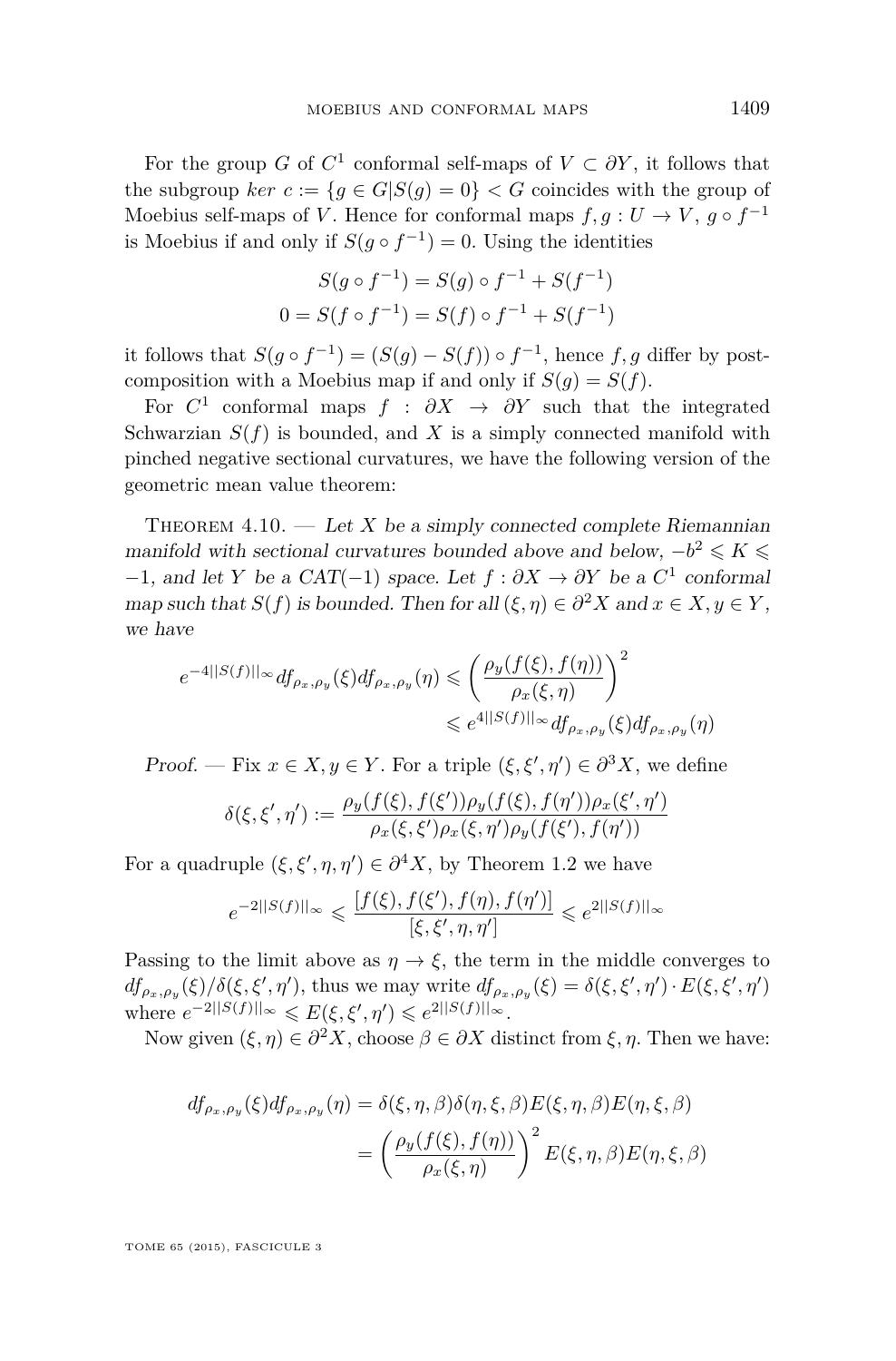For the group $G$ of $C^1$ conformal self-maps of $V \subset \partial Y$, it follows that the subgroup $ker\ c := \{g \in G | S(g) = 0\} < G$ coincides with the group of Moebius self-maps of $V$. Hence for conformal maps $f, g : U \to V$, $g \circ f^{-1}$ is Moebius if and only if $S(g \circ f^{-1}) = 0$. Using the identities

$$S(g \circ f^{-1}) = S(g) \circ f^{-1} + S(f^{-1})$$
$$0 = S(f \circ f^{-1}) = S(f) \circ f^{-1} + S(f^{-1})$$

it follows that $S(g \circ f^{-1}) = (S(g) - S(f)) \circ f^{-1}$, hence $f, g$ differ by post-composition with a Moebius map if and only if $S(g) = S(f)$.

For $C^1$ conformal maps $f : \partial X \to \partial Y$ such that the integrated Schwarzian $S(f)$ is bounded, and $X$ is a simply connected manifold with pinched negative sectional curvatures, we have the following version of the geometric mean value theorem:

Theorem 4.10. — *Let $X$ be a simply connected complete Riemannian manifold with sectional curvatures bounded above and below, $-b^2 \leqslant K \leqslant -1$, and let $Y$ be a CAT$(-1)$ space. Let $f : \partial X \to \partial Y$ be a $C^1$ conformal map such that $S(f)$ is bounded. Then for all $(\xi, \eta) \in \partial^2 X$ and $x \in X, y \in Y$, we have*

$$e^{-4||S(f)||_\infty} df_{\rho_x,\rho_y}(\xi) df_{\rho_x,\rho_y}(\eta) \leqslant \left( \frac{\rho_y(f(\xi), f(\eta))}{\rho_x(\xi, \eta)} \right)^2 \leqslant e^{4||S(f)||_\infty} df_{\rho_x,\rho_y}(\xi) df_{\rho_x,\rho_y}(\eta)$$

*Proof.* — Fix $x \in X, y \in Y$. For a triple $(\xi, \xi', \eta') \in \partial^3 X$, we define

$$\delta(\xi, \xi', \eta') := \frac{\rho_y(f(\xi), f(\xi'))\rho_y(f(\xi), f(\eta'))\rho_x(\xi', \eta')}{\rho_x(\xi, \xi')\rho_x(\xi, \eta')\rho_y(f(\xi'), f(\eta'))}$$

For a quadruple $(\xi, \xi', \eta, \eta') \in \partial^4 X$, by Theorem 1.2 we have

$$e^{-2||S(f)||_\infty} \leqslant \frac{[f(\xi), f(\xi'), f(\eta), f(\eta')]}{[\xi, \xi', \eta, \eta']} \leqslant e^{2||S(f)||_\infty}$$

Passing to the limit above as $\eta \to \xi$, the term in the middle converges to $df_{\rho_x,\rho_y}(\xi)/\delta(\xi, \xi', \eta')$, thus we may write $df_{\rho_x,\rho_y}(\xi) = \delta(\xi, \xi', \eta') \cdot E(\xi, \xi', \eta')$ where $e^{-2||S(f)||_\infty} \leqslant E(\xi, \xi', \eta') \leqslant e^{2||S(f)||_\infty}$.

Now given $(\xi, \eta) \in \partial^2 X$, choose $\beta \in \partial X$ distinct from $\xi, \eta$. Then we have:

$$\begin{aligned} df_{\rho_x,\rho_y}(\xi) df_{\rho_x,\rho_y}(\eta) &= \delta(\xi, \eta, \beta)\delta(\eta, \xi, \beta)E(\xi, \eta, \beta)E(\eta, \xi, \beta) \\ &= \left( \frac{\rho_y(f(\xi), f(\eta))}{\rho_x(\xi, \eta)} \right)^2 E(\xi, \eta, \beta)E(\eta, \xi, \beta) \end{aligned}$$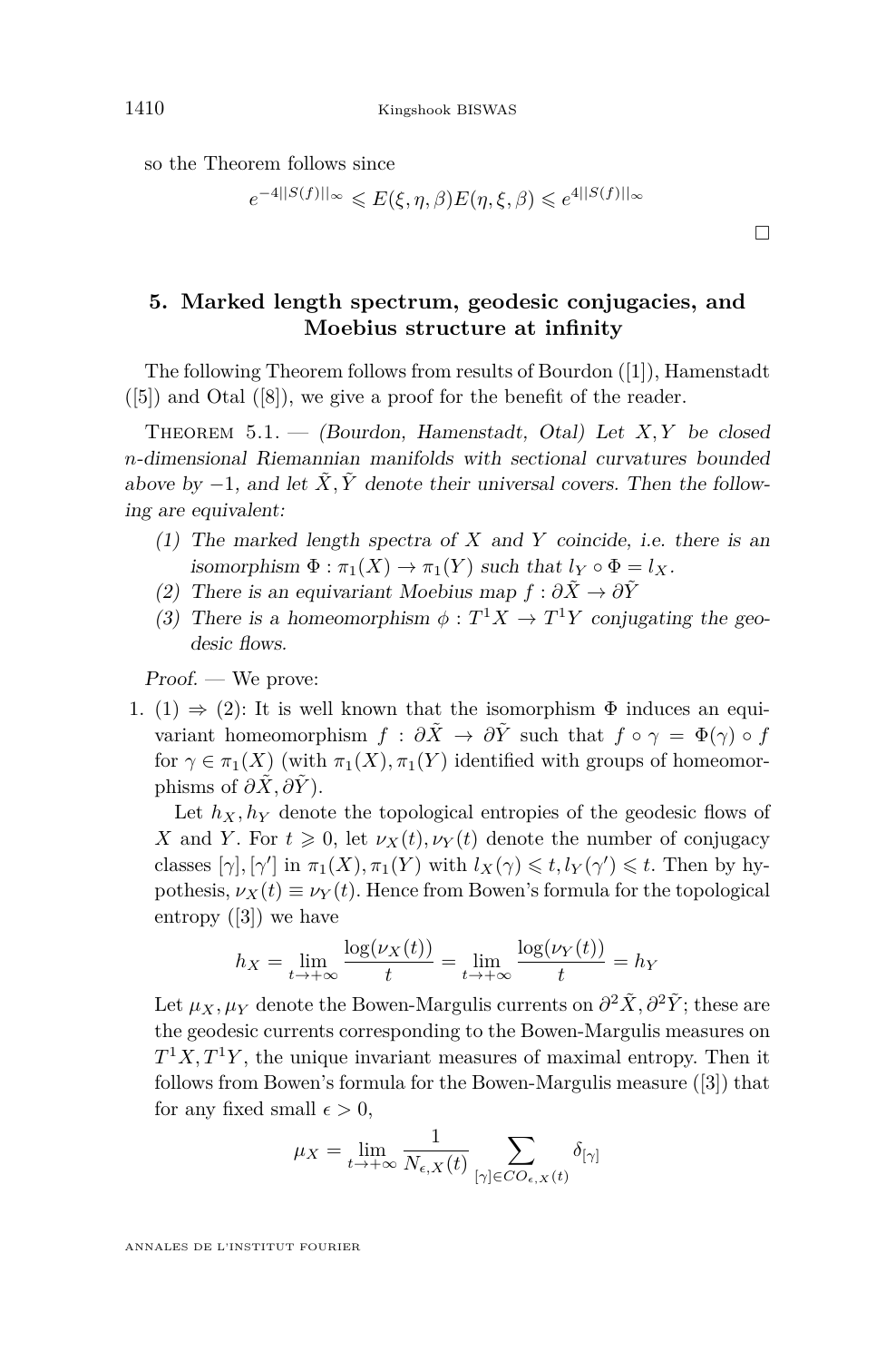so the Theorem follows since

$$e^{-4||S(f)||_\infty} \leqslant E(\xi, \eta, \beta)E(\eta, \xi, \beta) \leqslant e^{4||S(f)||_\infty}$$

□

## 5. Marked length spectrum, geodesic conjugacies, and Moebius structure at infinity

The following Theorem follows from results of Bourdon ([1]), Hamenstadt ([5]) and Otal ([8]), we give a proof for the benefit of the reader.

Theorem 5.1. — *(Bourdon, Hamenstadt, Otal) Let $X, Y$ be closed $n$-dimensional Riemannian manifolds with sectional curvatures bounded above by $-1$, and let $\tilde{X}, \tilde{Y}$ denote their universal covers. Then the following are equivalent:*

*(1) The marked length spectra of $X$ and $Y$ coincide, i.e. there is an isomorphism $\Phi : \pi_1(X) \to \pi_1(Y)$ such that $l_Y \circ \Phi = l_X$.*

*(2) There is an equivariant Moebius map $f : \partial\tilde{X} \to \partial\tilde{Y}$*

*(3) There is a homeomorphism $\phi : T^1X \to T^1Y$ conjugating the geodesic flows.*

*Proof.* — We prove:

1. (1) ⇒ (2): It is well known that the isomorphism $\Phi$ induces an equivariant homeomorphism $f : \partial\tilde{X} \to \partial\tilde{Y}$ such that $f \circ \gamma = \Phi(\gamma) \circ f$ for $\gamma \in \pi_1(X)$ (with $\pi_1(X), \pi_1(Y)$ identified with groups of homeomorphisms of $\partial\tilde{X}, \partial\tilde{Y}$).

   Let $h_X, h_Y$ denote the topological entropies of the geodesic flows of $X$ and $Y$. For $t \geqslant 0$, let $\nu_X(t), \nu_Y(t)$ denote the number of conjugacy classes $[\gamma], [\gamma']$ in $\pi_1(X), \pi_1(Y)$ with $l_X(\gamma) \leqslant t, l_Y(\gamma') \leqslant t$. Then by hypothesis, $\nu_X(t) \equiv \nu_Y(t)$. Hence from Bowen's formula for the topological entropy ([3]) we have

$$h_X = \lim_{t\to+\infty} \frac{\log(\nu_X(t))}{t} = \lim_{t\to+\infty} \frac{\log(\nu_Y(t))}{t} = h_Y$$

   Let $\mu_X, \mu_Y$ denote the Bowen-Margulis currents on $\partial^2\tilde{X}, \partial^2\tilde{Y}$; these are the geodesic currents corresponding to the Bowen-Margulis measures on $T^1X, T^1Y$, the unique invariant measures of maximal entropy. Then it follows from Bowen's formula for the Bowen-Margulis measure ([3]) that for any fixed small $\epsilon > 0$,

$$\mu_X = \lim_{t\to+\infty} \frac{1}{N_{\epsilon,X}(t)} \sum_{[\gamma]\in CO_{\epsilon,X}(t)} \delta_{[\gamma]}$$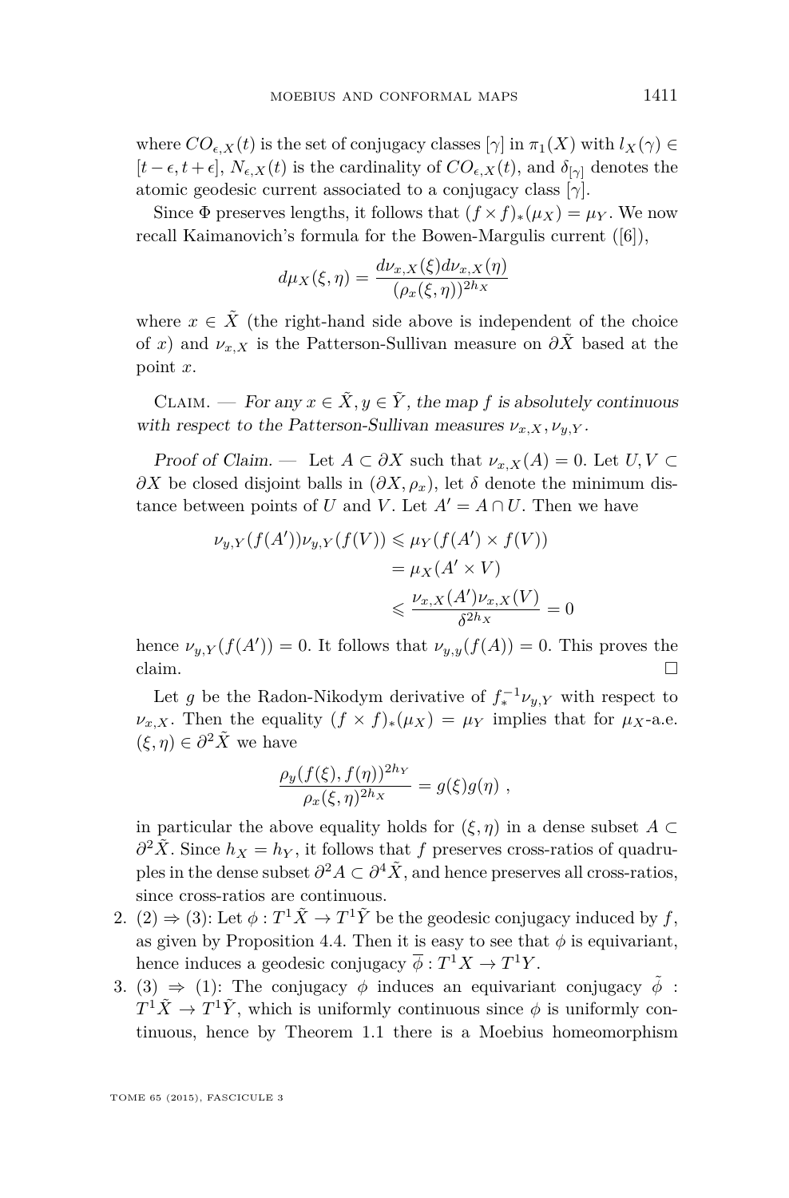where $CO_{\epsilon,X}(t)$ is the set of conjugacy classes $[\gamma]$ in $\pi_1(X)$ with $l_X(\gamma) \in [t-\epsilon, t+\epsilon]$, $N_{\epsilon,X}(t)$ is the cardinality of $CO_{\epsilon,X}(t)$, and $\delta_{[\gamma]}$ denotes the atomic geodesic current associated to a conjugacy class $[\gamma]$.

Since $\Phi$ preserves lengths, it follows that $(f \times f)_*(\mu_X) = \mu_Y$. We now recall Kaimanovich's formula for the Bowen-Margulis current ([6]),

$$d\mu_X(\xi, \eta) = \frac{d\nu_{x,X}(\xi) d\nu_{x,X}(\eta)}{(\rho_x(\xi,\eta))^{2h_X}}$$

where $x \in \tilde{X}$ (the right-hand side above is independent of the choice of $x$) and $\nu_{x,X}$ is the Patterson-Sullivan measure on $\partial \tilde{X}$ based at the point $x$.

Claim. — *For any $x \in \tilde{X}, y \in \tilde{Y}$, the map $f$ is absolutely continuous with respect to the Patterson-Sullivan measures $\nu_{x,X}, \nu_{y,Y}$.*

*Proof of Claim.* — Let $A \subset \partial X$ such that $\nu_{x,X}(A) = 0$. Let $U, V \subset \partial X$ be closed disjoint balls in $(\partial X, \rho_x)$, let $\delta$ denote the minimum distance between points of $U$ and $V$. Let $A' = A \cap U$. Then we have

$$\begin{aligned}
\nu_{y,Y}(f(A'))\nu_{y,Y}(f(V)) &\leqslant \mu_Y(f(A') \times f(V)) \\
&= \mu_X(A' \times V) \\
&\leqslant \frac{\nu_{x,X}(A')\nu_{x,X}(V)}{\delta^{2h_X}} = 0
\end{aligned}$$

hence $\nu_{y,Y}(f(A')) = 0$. It follows that $\nu_{y,y}(f(A)) = 0$. This proves the claim. □

Let $g$ be the Radon-Nikodym derivative of $f_*^{-1}\nu_{y,Y}$ with respect to $\nu_{x,X}$. Then the equality $(f \times f)_*(\mu_X) = \mu_Y$ implies that for $\mu_X$-a.e. $(\xi, \eta) \in \partial^2 \tilde{X}$ we have

$$\frac{\rho_y(f(\xi), f(\eta))^{2h_Y}}{\rho_x(\xi,\eta)^{2h_X}} = g(\xi)g(\eta) \ ,$$

in particular the above equality holds for $(\xi, \eta)$ in a dense subset $A \subset \partial^2 \tilde{X}$. Since $h_X = h_Y$, it follows that $f$ preserves cross-ratios of quadruples in the dense subset $\partial^2 A \subset \partial^4 \tilde{X}$, and hence preserves all cross-ratios, since cross-ratios are continuous.

2. (2) ⇒ (3): Let $\phi : T^1\tilde{X} \to T^1\tilde{Y}$ be the geodesic conjugacy induced by $f$, as given by Proposition 4.4. Then it is easy to see that $\phi$ is equivariant, hence induces a geodesic conjugacy $\overline{\phi} : T^1X \to T^1Y$.
3. (3) ⇒ (1): The conjugacy $\phi$ induces an equivariant conjugacy $\tilde{\phi} : T^1\tilde{X} \to T^1\tilde{Y}$, which is uniformly continuous since $\phi$ is uniformly continuous, hence by Theorem 1.1 there is a Moebius homeomorphism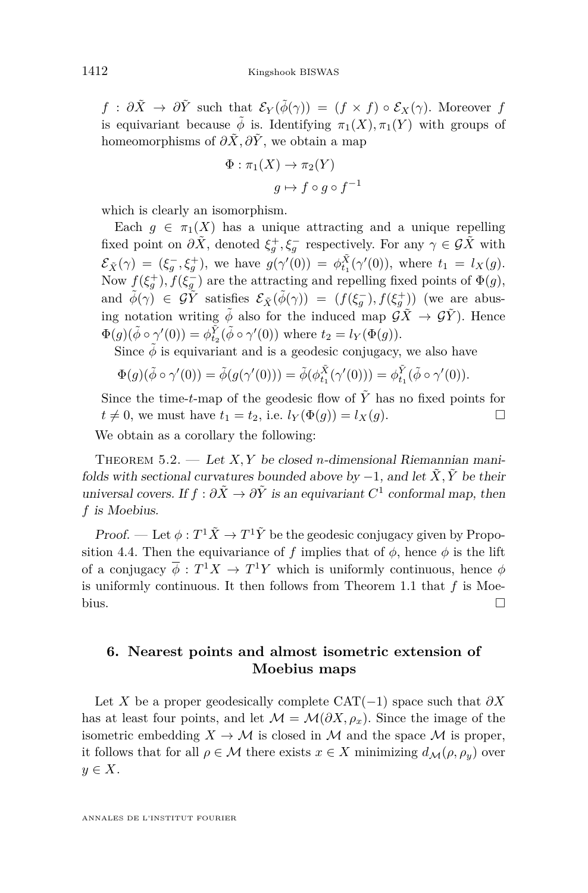$f : \partial\tilde{X} \to \partial\tilde{Y}$ such that $\mathcal{E}_Y(\tilde{\phi}(\gamma)) = (f \times f) \circ \mathcal{E}_X(\gamma)$. Moreover $f$ is equivariant because $\tilde{\phi}$ is. Identifying $\pi_1(X), \pi_1(Y)$ with groups of homeomorphisms of $\partial\tilde{X}, \partial\tilde{Y}$, we obtain a map

$$\Phi : \pi_1(X) \to \pi_2(Y)$$
$$g \mapsto f \circ g \circ f^{-1}$$

which is clearly an isomorphism.

Each $g \in \pi_1(X)$ has a unique attracting and a unique repelling fixed point on $\partial\tilde{X}$, denoted $\xi_g^+, \xi_g^-$ respectively. For any $\gamma \in \mathcal{G}\tilde{X}$ with $\mathcal{E}_{\tilde{X}}(\gamma) = (\xi_g^-, \xi_g^+)$, we have $g(\gamma'(0)) = \phi_{t_1}^{\tilde{X}}(\gamma'(0))$, where $t_1 = l_X(g)$. Now $f(\xi_g^+), f(\xi_g^-)$ are the attracting and repelling fixed points of $\Phi(g)$, and $\tilde{\phi}(\gamma) \in \mathcal{G}\tilde{Y}$ satisfies $\mathcal{E}_{\tilde{X}}(\tilde{\phi}(\gamma)) = (f(\xi_g^-), f(\xi_g^+))$ (we are abusing notation writing $\tilde{\phi}$ also for the induced map $\mathcal{G}\tilde{X} \to \mathcal{G}\tilde{Y}$). Hence $\Phi(g)(\tilde{\phi} \circ \gamma'(0)) = \phi_{t_2}^{\tilde{Y}}(\tilde{\phi} \circ \gamma'(0))$ where $t_2 = l_Y(\Phi(g))$.

Since $\tilde{\phi}$ is equivariant and is a geodesic conjugacy, we also have

$$\Phi(g)(\tilde{\phi} \circ \gamma'(0)) = \tilde{\phi}(g(\gamma'(0))) = \tilde{\phi}(\phi_{t_1}^{\tilde{X}}(\gamma'(0))) = \phi_{t_1}^{\tilde{Y}}(\tilde{\phi} \circ \gamma'(0)).$$

Since the time-$t$-map of the geodesic flow of $\tilde{Y}$ has no fixed points for $t \neq 0$, we must have $t_1 = t_2$, i.e. $l_Y(\Phi(g)) = l_X(g)$. □

We obtain as a corollary the following:

Theorem 5.2. — *Let $X, Y$ be closed $n$-dimensional Riemannian manifolds with sectional curvatures bounded above by $-1$, and let $\tilde{X}, \tilde{Y}$ be their universal covers. If $f : \partial\tilde{X} \to \partial\tilde{Y}$ is an equivariant $C^1$ conformal map, then $f$ is Moebius.*

*Proof.* — Let $\phi : T^1\tilde{X} \to T^1\tilde{Y}$ be the geodesic conjugacy given by Proposition 4.4. Then the equivariance of $f$ implies that of $\phi$, hence $\phi$ is the lift of a conjugacy $\overline{\phi} : T^1X \to T^1Y$ which is uniformly continuous, hence $\phi$ is uniformly continuous. It then follows from Theorem 1.1 that $f$ is Moebius. □

## 6. Nearest points and almost isometric extension of Moebius maps

Let $X$ be a proper geodesically complete CAT$(-1)$ space such that $\partial X$ has at least four points, and let $\mathcal{M} = \mathcal{M}(\partial X, \rho_x)$. Since the image of the isometric embedding $X \to \mathcal{M}$ is closed in $\mathcal{M}$ and the space $\mathcal{M}$ is proper, it follows that for all $\rho \in \mathcal{M}$ there exists $x \in X$ minimizing $d_{\mathcal{M}}(\rho, \rho_y)$ over $y \in X$.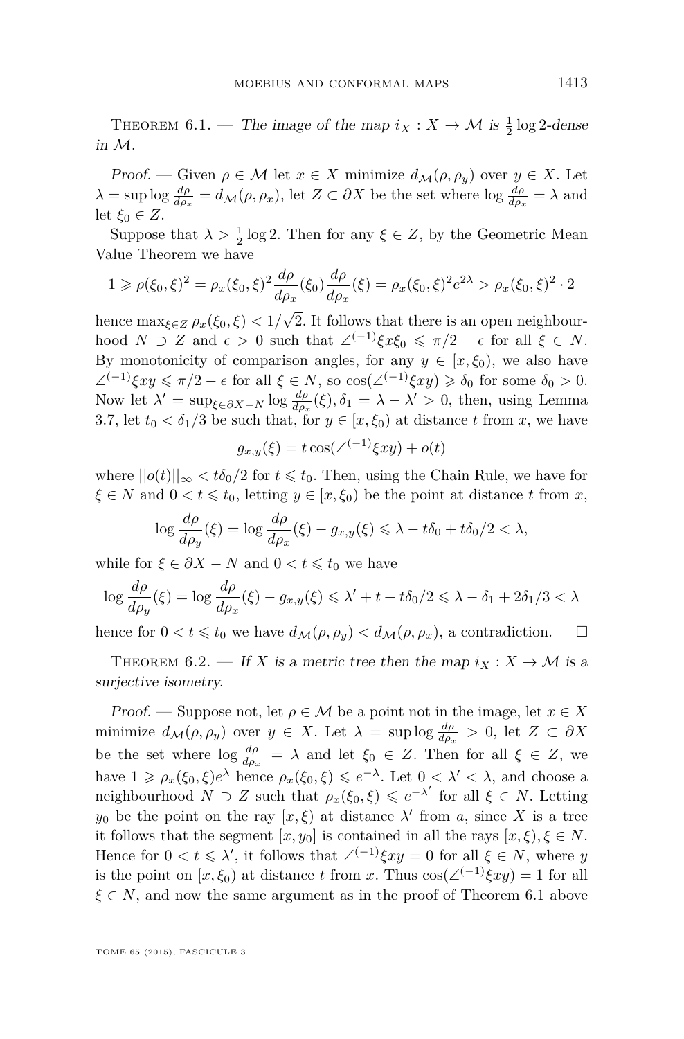Theorem 6.1. — *The image of the map $i_X : X \to \mathcal{M}$ is $\frac{1}{2}\log 2$-dense in $\mathcal{M}$.*

*Proof.* — Given $\rho \in \mathcal{M}$ let $x \in X$ minimize $d_{\mathcal{M}}(\rho, \rho_y)$ over $y \in X$. Let $\lambda = \sup \log \frac{d\rho}{d\rho_x} = d_{\mathcal{M}}(\rho, \rho_x)$, let $Z \subset \partial X$ be the set where $\log \frac{d\rho}{d\rho_x} = \lambda$ and let $\xi_0 \in Z$.

Suppose that $\lambda > \frac{1}{2}\log 2$. Then for any $\xi \in Z$, by the Geometric Mean Value Theorem we have

$$1 \geqslant \rho(\xi_0, \xi)^2 = \rho_x(\xi_0, \xi)^2 \frac{d\rho}{d\rho_x}(\xi_0) \frac{d\rho}{d\rho_x}(\xi) = \rho_x(\xi_0, \xi)^2 e^{2\lambda} > \rho_x(\xi_0, \xi)^2 \cdot 2$$

hence $\max_{\xi \in Z} \rho_x(\xi_0, \xi) < 1/\sqrt{2}$. It follows that there is an open neighbourhood $N \supset Z$ and $\epsilon > 0$ such that $\angle^{(-1)}\xi x \xi_0 \leqslant \pi/2 - \epsilon$ for all $\xi \in N$. By monotonicity of comparison angles, for any $y \in [x, \xi_0)$, we also have $\angle^{(-1)}\xi x y \leqslant \pi/2 - \epsilon$ for all $\xi \in N$, so $\cos(\angle^{(-1)}\xi x y) \geqslant \delta_0$ for some $\delta_0 > 0$. Now let $\lambda' = \sup_{\xi \in \partial X - N} \log \frac{d\rho}{d\rho_x}(\xi), \delta_1 = \lambda - \lambda' > 0$, then, using Lemma 3.7, let $t_0 < \delta_1/3$ be such that, for $y \in [x, \xi_0)$ at distance $t$ from $x$, we have

$$g_{x,y}(\xi) = t\cos(\angle^{(-1)}\xi x y) + o(t)$$

where $||o(t)||_\infty < t\delta_0/2$ for $t \leqslant t_0$. Then, using the Chain Rule, we have for $\xi \in N$ and $0 < t \leqslant t_0$, letting $y \in [x, \xi_0)$ be the point at distance $t$ from $x$,

$$\log \frac{d\rho}{d\rho_y}(\xi) = \log \frac{d\rho}{d\rho_x}(\xi) - g_{x,y}(\xi) \leqslant \lambda - t\delta_0 + t\delta_0/2 < \lambda,$$

while for $\xi \in \partial X - N$ and $0 < t \leqslant t_0$ we have

$$\log \frac{d\rho}{d\rho_y}(\xi) = \log \frac{d\rho}{d\rho_x}(\xi) - g_{x,y}(\xi) \leqslant \lambda' + t + t\delta_0/2 \leqslant \lambda - \delta_1 + 2\delta_1/3 < \lambda$$

hence for $0 < t \leqslant t_0$ we have $d_{\mathcal{M}}(\rho, \rho_y) < d_{\mathcal{M}}(\rho, \rho_x)$, a contradiction. $\square$

Theorem 6.2. — *If $X$ is a metric tree then the map $i_X : X \to \mathcal{M}$ is a surjective isometry.*

*Proof.* — Suppose not, let $\rho \in \mathcal{M}$ be a point not in the image, let $x \in X$ minimize $d_{\mathcal{M}}(\rho, \rho_y)$ over $y \in X$. Let $\lambda = \sup \log \frac{d\rho}{d\rho_x} > 0$, let $Z \subset \partial X$ be the set where $\log \frac{d\rho}{d\rho_x} = \lambda$ and let $\xi_0 \in Z$. Then for all $\xi \in Z$, we have $1 \geqslant \rho_x(\xi_0, \xi)e^{\lambda}$ hence $\rho_x(\xi_0, \xi) \leqslant e^{-\lambda}$. Let $0 < \lambda' < \lambda$, and choose a neighbourhood $N \supset Z$ such that $\rho_x(\xi_0, \xi) \leqslant e^{-\lambda'}$ for all $\xi \in N$. Letting $y_0$ be the point on the ray $[x, \xi)$ at distance $\lambda'$ from $a$, since $X$ is a tree it follows that the segment $[x, y_0]$ is contained in all the rays $[x, \xi), \xi \in N$. Hence for $0 < t \leqslant \lambda'$, it follows that $\angle^{(-1)}\xi x y = 0$ for all $\xi \in N$, where $y$ is the point on $[x, \xi_0)$ at distance $t$ from $x$. Thus $\cos(\angle^{(-1)}\xi x y) = 1$ for all $\xi \in N$, and now the same argument as in the proof of Theorem 6.1 above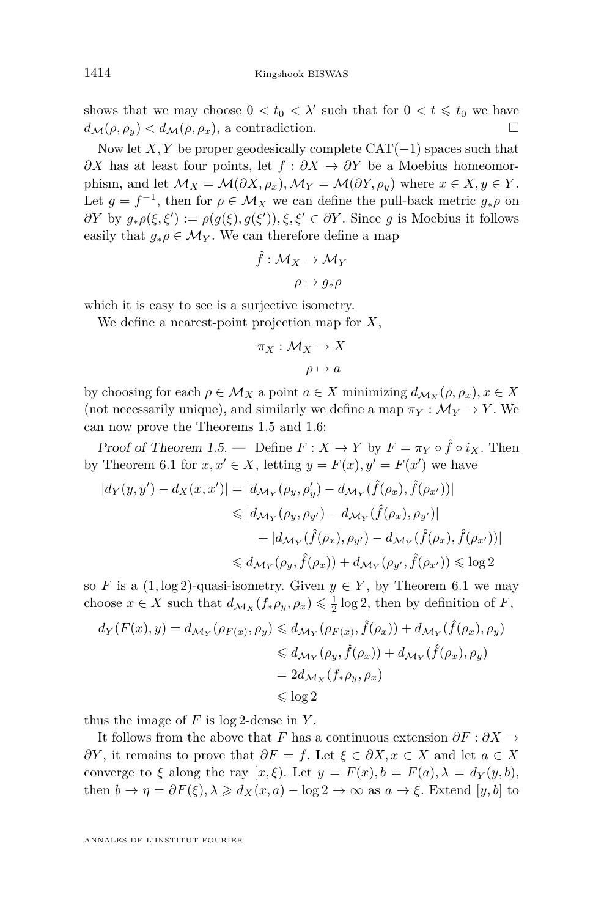shows that we may choose $0 < t_0 < \lambda'$ such that for $0 < t \leqslant t_0$ we have $d_{\mathcal{M}}(\rho, \rho_y) < d_{\mathcal{M}}(\rho, \rho_x)$, a contradiction. $\square$

Now let $X, Y$ be proper geodesically complete CAT$(-1)$ spaces such that $\partial X$ has at least four points, let $f : \partial X \to \partial Y$ be a Moebius homeomorphism, and let $\mathcal{M}_X = \mathcal{M}(\partial X, \rho_x), \mathcal{M}_Y = \mathcal{M}(\partial Y, \rho_y)$ where $x \in X, y \in Y$. Let $g = f^{-1}$, then for $\rho \in \mathcal{M}_X$ we can define the pull-back metric $g_*\rho$ on $\partial Y$ by $g_*\rho(\xi, \xi') := \rho(g(\xi), g(\xi')), \xi, \xi' \in \partial Y$. Since $g$ is Moebius it follows easily that $g_*\rho \in \mathcal{M}_Y$. We can therefore define a map

$$\hat{f} : \mathcal{M}_X \to \mathcal{M}_Y$$
$$\rho \mapsto g_*\rho$$

which it is easy to see is a surjective isometry.

We define a nearest-point projection map for $X$,

$$\pi_X : \mathcal{M}_X \to X$$
$$\rho \mapsto a$$

by choosing for each $\rho \in \mathcal{M}_X$ a point $a \in X$ minimizing $d_{\mathcal{M}_X}(\rho, \rho_x), x \in X$ (not necessarily unique), and similarly we define a map $\pi_Y : \mathcal{M}_Y \to Y$. We can now prove the Theorems 1.5 and 1.6:

*Proof of Theorem 1.5.* — Define $F : X \to Y$ by $F = \pi_Y \circ \hat{f} \circ i_X$. Then by Theorem 6.1 for $x, x' \in X$, letting $y = F(x), y' = F(x')$ we have

$$\begin{aligned}
|d_Y(y, y') - d_X(x, x')| &= |d_{\mathcal{M}_Y}(\rho_y, \rho'_y) - d_{\mathcal{M}_Y}(\hat{f}(\rho_x), \hat{f}(\rho_{x'}))| \\
&\leqslant |d_{\mathcal{M}_Y}(\rho_y, \rho_{y'}) - d_{\mathcal{M}_Y}(\hat{f}(\rho_x), \rho_{y'})| \\
&\quad + |d_{\mathcal{M}_Y}(\hat{f}(\rho_x), \rho_{y'}) - d_{\mathcal{M}_Y}(\hat{f}(\rho_x), \hat{f}(\rho_{x'}))| \\
&\leqslant d_{\mathcal{M}_Y}(\rho_y, \hat{f}(\rho_x)) + d_{\mathcal{M}_Y}(\rho_{y'}, \hat{f}(\rho_{x'})) \leqslant \log 2
\end{aligned}$$

so $F$ is a $(1, \log 2)$-quasi-isometry. Given $y \in Y$, by Theorem 6.1 we may choose $x \in X$ such that $d_{\mathcal{M}_X}(f_*\rho_y, \rho_x) \leqslant \frac{1}{2}\log 2$, then by definition of $F$,

$$\begin{aligned}
d_Y(F(x), y) = d_{\mathcal{M}_Y}(\rho_{F(x)}, \rho_y) &\leqslant d_{\mathcal{M}_Y}(\rho_{F(x)}, \hat{f}(\rho_x)) + d_{\mathcal{M}_Y}(\hat{f}(\rho_x), \rho_y) \\
&\leqslant d_{\mathcal{M}_Y}(\rho_y, \hat{f}(\rho_x)) + d_{\mathcal{M}_Y}(\hat{f}(\rho_x), \rho_y) \\
&= 2d_{\mathcal{M}_X}(f_*\rho_y, \rho_x) \\
&\leqslant \log 2
\end{aligned}$$

thus the image of $F$ is $\log 2$-dense in $Y$.

It follows from the above that $F$ has a continuous extension $\partial F : \partial X \to \partial Y$, it remains to prove that $\partial F = f$. Let $\xi \in \partial X, x \in X$ and let $a \in X$ converge to $\xi$ along the ray $[x, \xi)$. Let $y = F(x), b = F(a), \lambda = d_Y(y, b)$, then $b \to \eta = \partial F(\xi), \lambda \geqslant d_X(x, a) - \log 2 \to \infty$ as $a \to \xi$. Extend $[y, b]$ to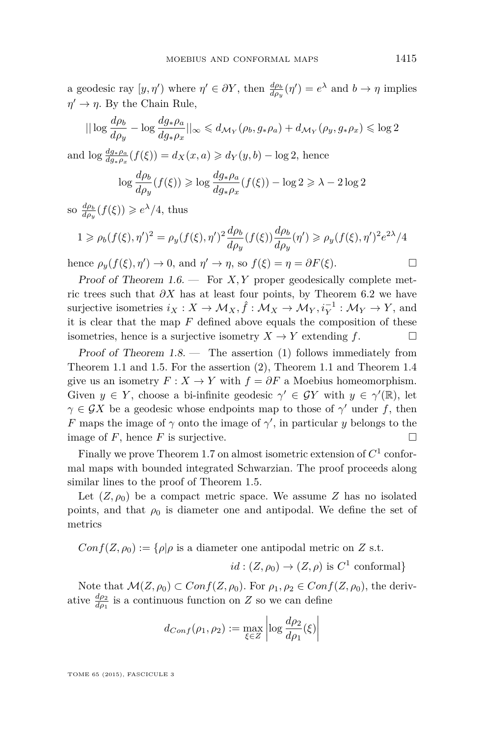a geodesic ray $[y, \eta')$ where $\eta' \in \partial Y$, then $\frac{d\rho_b}{d\rho_y}(\eta') = e^{\lambda}$ and $b \to \eta$ implies $\eta' \to \eta$. By the Chain Rule,

$$||\log \frac{d\rho_b}{d\rho_y} - \log \frac{dg_*\rho_a}{dg_*\rho_x}||_\infty \leqslant d_{\mathcal{M}_Y}(\rho_b, g_*\rho_a) + d_{\mathcal{M}_Y}(\rho_y, g_*\rho_x) \leqslant \log 2$$

and $\log \frac{dg_*\rho_a}{dg_*\rho_x}(f(\xi)) = d_X(x,a) \geqslant d_Y(y,b) - \log 2$, hence

$$\log \frac{d\rho_b}{d\rho_y}(f(\xi)) \geqslant \log \frac{dg_*\rho_a}{dg_*\rho_x}(f(\xi)) - \log 2 \geqslant \lambda - 2\log 2$$

so $\frac{d\rho_b}{d\rho_y}(f(\xi)) \geqslant e^{\lambda}/4$, thus

$$1 \geqslant \rho_b(f(\xi), \eta')^2 = \rho_y(f(\xi), \eta')^2 \frac{d\rho_b}{d\rho_y}(f(\xi)) \frac{d\rho_b}{d\rho_y}(\eta') \geqslant \rho_y(f(\xi), \eta')^2 e^{2\lambda}/4$$

hence $\rho_y(f(\xi), \eta') \to 0$, and $\eta' \to \eta$, so $f(\xi) = \eta = \partial F(\xi)$. ☐

*Proof of Theorem 1.6.* — For $X, Y$ proper geodesically complete metric trees such that $\partial X$ has at least four points, by Theorem 6.2 we have surjective isometries $i_X : X \to \mathcal{M}_X, \hat{f} : \mathcal{M}_X \to \mathcal{M}_Y, i_Y^{-1} : \mathcal{M}_Y \to Y$, and it is clear that the map $F$ defined above equals the composition of these isometries, hence is a surjective isometry $X \to Y$ extending $f$. ☐

*Proof of Theorem 1.8.* — The assertion (1) follows immediately from Theorem 1.1 and 1.5. For the assertion (2), Theorem 1.1 and Theorem 1.4 give us an isometry $F : X \to Y$ with $f = \partial F$ a Moebius homeomorphism. Given $y \in Y$, choose a bi-infinite geodesic $\gamma' \in \mathcal{G}Y$ with $y \in \gamma'(\mathbb{R})$, let $\gamma \in \mathcal{G}X$ be a geodesic whose endpoints map to those of $\gamma'$ under $f$, then $F$ maps the image of $\gamma$ onto the image of $\gamma'$, in particular $y$ belongs to the image of $F$, hence $F$ is surjective. ☐

Finally we prove Theorem 1.7 on almost isometric extension of $C^1$ conformal maps with bounded integrated Schwarzian. The proof proceeds along similar lines to the proof of Theorem 1.5.

Let $(Z, \rho_0)$ be a compact metric space. We assume $Z$ has no isolated points, and that $\rho_0$ is diameter one and antipodal. We define the set of metrics

$$\begin{aligned} Conf(Z, \rho_0) := \{\rho | \rho \text{ is a diameter one antipodal metric on } Z \text{ s.t.} \\ id : (Z, \rho_0) \to (Z, \rho) \text{ is } C^1 \text{ conformal}\} \end{aligned}$$

Note that $\mathcal{M}(Z, \rho_0) \subset Conf(Z, \rho_0)$. For $\rho_1, \rho_2 \in Conf(Z, \rho_0)$, the derivative $\frac{d\rho_2}{d\rho_1}$ is a continuous function on $Z$ so we can define

$$d_{Conf}(\rho_1, \rho_2) := \max_{\xi \in Z} \left| \log \frac{d\rho_2}{d\rho_1}(\xi) \right|$$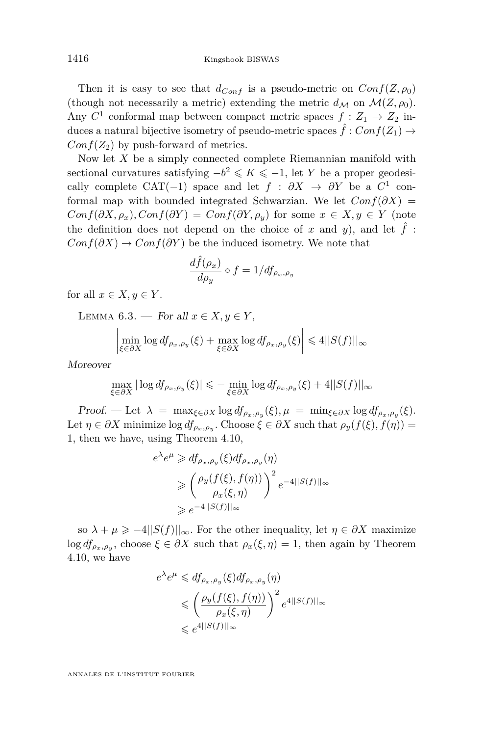Then it is easy to see that $d_{Conf}$ is a pseudo-metric on $Conf(Z, \rho_0)$ (though not necessarily a metric) extending the metric $d_{\mathcal{M}}$ on $\mathcal{M}(Z, \rho_0)$. Any $C^1$ conformal map between compact metric spaces $f : Z_1 \to Z_2$ induces a natural bijective isometry of pseudo-metric spaces $\hat{f} : Conf(Z_1) \to Conf(Z_2)$ by push-forward of metrics.

Now let $X$ be a simply connected complete Riemannian manifold with sectional curvatures satisfying $-b^2 \leqslant K \leqslant -1$, let $Y$ be a proper geodesically complete CAT$(-1)$ space and let $f : \partial X \to \partial Y$ be a $C^1$ conformal map with bounded integrated Schwarzian. We let $Conf(\partial X) = Conf(\partial X, \rho_x), Conf(\partial Y) = Conf(\partial Y, \rho_y)$ for some $x \in X, y \in Y$ (note the definition does not depend on the choice of $x$ and $y$), and let $\hat{f} : Conf(\partial X) \to Conf(\partial Y)$ be the induced isometry. We note that

$$\frac{d\hat{f}(\rho_x)}{d\rho_y} \circ f = 1/df_{\rho_x,\rho_y}$$

for all $x \in X, y \in Y$.

Lemma 6.3. — *For all $x \in X, y \in Y$,*

$$\left| \min_{\xi \in \partial X} \log df_{\rho_x,\rho_y}(\xi) + \max_{\xi \in \partial X} \log df_{\rho_x,\rho_y}(\xi) \right| \leqslant 4||S(f)||_\infty$$

*Moreover*

$$\max_{\xi \in \partial X} |\log df_{\rho_x,\rho_y}(\xi)| \leqslant -\min_{\xi \in \partial X} \log df_{\rho_x,\rho_y}(\xi) + 4||S(f)||_\infty$$

*Proof.* — Let $\lambda = \max_{\xi \in \partial X} \log df_{\rho_x,\rho_y}(\xi), \mu = \min_{\xi \in \partial X} \log df_{\rho_x,\rho_y}(\xi)$. Let $\eta \in \partial X$ minimize $\log df_{\rho_x,\rho_y}$. Choose $\xi \in \partial X$ such that $\rho_y(f(\xi), f(\eta)) = 1$, then we have, using Theorem 4.10,

$$\begin{aligned} e^\lambda e^\mu &\geqslant df_{\rho_x,\rho_y}(\xi) df_{\rho_x,\rho_y}(\eta) \\ &\geqslant \left( \frac{\rho_y(f(\xi), f(\eta))}{\rho_x(\xi, \eta)} \right)^2 e^{-4||S(f)||_\infty} \\ &\geqslant e^{-4||S(f)||_\infty} \end{aligned}$$

so $\lambda + \mu \geqslant -4||S(f)||_\infty$. For the other inequality, let $\eta \in \partial X$ maximize $\log df_{\rho_x,\rho_y}$, choose $\xi \in \partial X$ such that $\rho_x(\xi, \eta) = 1$, then again by Theorem 4.10, we have

$$\begin{aligned} e^\lambda e^\mu &\leqslant df_{\rho_x,\rho_y}(\xi) df_{\rho_x,\rho_y}(\eta) \\ &\leqslant \left( \frac{\rho_y(f(\xi), f(\eta))}{\rho_x(\xi, \eta)} \right)^2 e^{4||S(f)||_\infty} \\ &\leqslant e^{4||S(f)||_\infty} \end{aligned}$$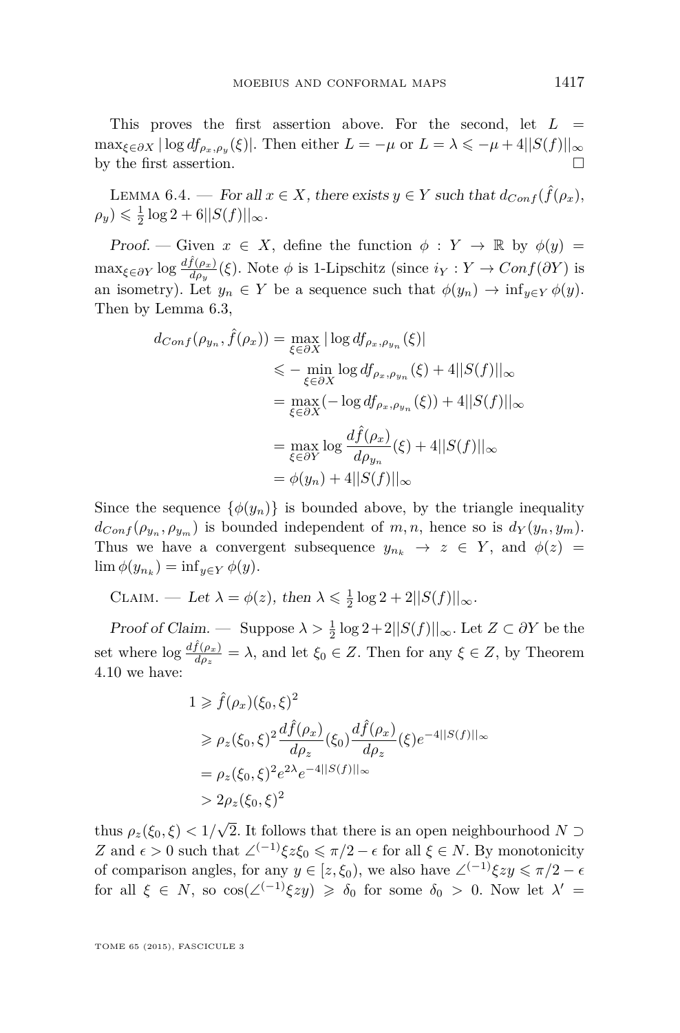This proves the first assertion above. For the second, let $L = \max_{\xi \in \partial X} |\log df_{\rho_x, \rho_y}(\xi)|$. Then either $L = -\mu$ or $L = \lambda \leqslant -\mu + 4||S(f)||_\infty$ by the first assertion. □

Lemma 6.4. — *For all $x \in X$, there exists $y \in Y$ such that $d_{Conf}(\hat{f}(\rho_x), \rho_y) \leqslant \frac{1}{2}\log 2 + 6||S(f)||_\infty$.*

*Proof.* — Given $x \in X$, define the function $\phi : Y \to \mathbb{R}$ by $\phi(y) = \max_{\xi \in \partial Y} \log \frac{d\hat{f}(\rho_x)}{d\rho_y}(\xi)$. Note $\phi$ is 1-Lipschitz (since $i_Y : Y \to Conf(\partial Y)$ is an isometry). Let $y_n \in Y$ be a sequence such that $\phi(y_n) \to \inf_{y \in Y} \phi(y)$. Then by Lemma 6.3,

$$
\begin{aligned}
d_{Conf}(\rho_{y_n}, \hat{f}(\rho_x)) &= \max_{\xi \in \partial X} |\log df_{\rho_x, \rho_{y_n}}(\xi)| \\
&\leqslant -\min_{\xi \in \partial X} \log df_{\rho_x, \rho_{y_n}}(\xi) + 4||S(f)||_\infty \\
&= \max_{\xi \in \partial X} (-\log df_{\rho_x, \rho_{y_n}}(\xi)) + 4||S(f)||_\infty \\
&= \max_{\xi \in \partial Y} \log \frac{d\hat{f}(\rho_x)}{d\rho_{y_n}}(\xi) + 4||S(f)||_\infty \\
&= \phi(y_n) + 4||S(f)||_\infty
\end{aligned}
$$

Since the sequence $\{\phi(y_n)\}$ is bounded above, by the triangle inequality $d_{Conf}(\rho_{y_n}, \rho_{y_m})$ is bounded independent of $m, n$, hence so is $d_Y(y_n, y_m)$. Thus we have a convergent subsequence $y_{n_k} \to z \in Y$, and $\phi(z) = \lim \phi(y_{n_k}) = \inf_{y \in Y} \phi(y)$.

Claim. — *Let $\lambda = \phi(z)$, then $\lambda \leqslant \frac{1}{2}\log 2 + 2||S(f)||_\infty$.*

*Proof of Claim.* — Suppose $\lambda > \frac{1}{2}\log 2 + 2||S(f)||_\infty$. Let $Z \subset \partial Y$ be the set where $\log \frac{d\hat{f}(\rho_x)}{d\rho_z} = \lambda$, and let $\xi_0 \in Z$. Then for any $\xi \in Z$, by Theorem 4.10 we have:

$$
\begin{aligned}
1 &\geqslant \hat{f}(\rho_x)(\xi_0, \xi)^2 \\
&\geqslant \rho_z(\xi_0, \xi)^2 \frac{d\hat{f}(\rho_x)}{d\rho_z}(\xi_0) \frac{d\hat{f}(\rho_x)}{d\rho_z}(\xi) e^{-4||S(f)||_\infty} \\
&= \rho_z(\xi_0, \xi)^2 e^{2\lambda} e^{-4||S(f)||_\infty} \\
&> 2\rho_z(\xi_0, \xi)^2
\end{aligned}
$$

thus $\rho_z(\xi_0, \xi) < 1/\sqrt{2}$. It follows that there is an open neighbourhood $N \supset Z$ and $\epsilon > 0$ such that $\angle^{(-1)}\xi z \xi_0 \leqslant \pi/2 - \epsilon$ for all $\xi \in N$. By monotonicity of comparison angles, for any $y \in [z, \xi_0)$, we also have $\angle^{(-1)}\xi z y \leqslant \pi/2 - \epsilon$ for all $\xi \in N$, so $\cos(\angle^{(-1)}\xi z y) \geqslant \delta_0$ for some $\delta_0 > 0$. Now let $\lambda' =$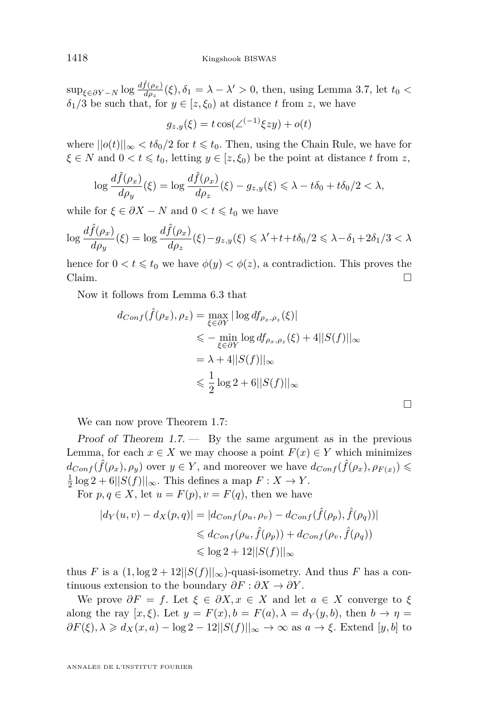$\sup_{\xi \in \partial Y - N} \log \frac{d\hat{f}(\rho_x)}{d\rho_z}(\xi), \delta_1 = \lambda - \lambda' > 0$, then, using Lemma 3.7, let $t_0 < \delta_1/3$ be such that, for $y \in [z, \xi_0)$ at distance $t$ from $z$, we have

$$g_{z,y}(\xi) = t\cos(\angle^{(-1)}\xi z y) + o(t)$$

where $||o(t)||_\infty < t\delta_0/2$ for $t \leqslant t_0$. Then, using the Chain Rule, we have for $\xi \in N$ and $0 < t \leqslant t_0$, letting $y \in [z, \xi_0)$ be the point at distance $t$ from $z$,

$$\log \frac{d\hat{f}(\rho_x)}{d\rho_y}(\xi) = \log \frac{d\hat{f}(\rho_x)}{d\rho_z}(\xi) - g_{z,y}(\xi) \leqslant \lambda - t\delta_0 + t\delta_0/2 < \lambda,$$

while for $\xi \in \partial X - N$ and $0 < t \leqslant t_0$ we have

$$\log \frac{d\hat{f}(\rho_x)}{d\rho_y}(\xi) = \log \frac{d\hat{f}(\rho_x)}{d\rho_z}(\xi) - g_{z,y}(\xi) \leqslant \lambda' + t + t\delta_0/2 \leqslant \lambda - \delta_1 + 2\delta_1/3 < \lambda$$

hence for $0 < t \leqslant t_0$ we have $\phi(y) < \phi(z)$, a contradiction. This proves the Claim. □

Now it follows from Lemma 6.3 that

$$\begin{aligned}
d_{Conf}(\hat{f}(\rho_x), \rho_z) &= \max_{\xi \in \partial Y} |\log df_{\rho_x,\rho_z}(\xi)| \\
&\leqslant -\min_{\xi \in \partial Y} \log df_{\rho_x,\rho_z}(\xi) + 4||S(f)||_\infty \\
&= \lambda + 4||S(f)||_\infty \\
&\leqslant \frac{1}{2}\log 2 + 6||S(f)||_\infty
\end{aligned}$$

□

We can now prove Theorem 1.7:

*Proof of Theorem 1.7.* — By the same argument as in the previous Lemma, for each $x \in X$ we may choose a point $F(x) \in Y$ which minimizes $d_{Conf}(\hat{f}(\rho_x), \rho_y)$ over $y \in Y$, and moreover we have $d_{Conf}(\hat{f}(\rho_x), \rho_{F(x)}) \leqslant \frac{1}{2}\log 2 + 6||S(f)||_\infty$. This defines a map $F : X \to Y$.

For $p, q \in X$, let $u = F(p), v = F(q)$, then we have

$$\begin{aligned}
|d_Y(u,v) - d_X(p,q)| &= |d_{Conf}(\rho_u, \rho_v) - d_{Conf}(\hat{f}(\rho_p), \hat{f}(\rho_q))| \\
&\leqslant d_{Conf}(\rho_u, \hat{f}(\rho_p)) + d_{Conf}(\rho_v, \hat{f}(\rho_q)) \\
&\leqslant \log 2 + 12||S(f)||_\infty
\end{aligned}$$

thus $F$ is a $(1, \log 2 + 12||S(f)||_\infty)$-quasi-isometry. And thus $F$ has a continuous extension to the boundary $\partial F : \partial X \to \partial Y$.

We prove $\partial F = f$. Let $\xi \in \partial X, x \in X$ and let $a \in X$ converge to $\xi$ along the ray $[x, \xi)$. Let $y = F(x), b = F(a), \lambda = d_Y(y, b)$, then $b \to \eta = \partial F(\xi), \lambda \geqslant d_X(x, a) - \log 2 - 12||S(f)||_\infty \to \infty$ as $a \to \xi$. Extend $[y, b]$ to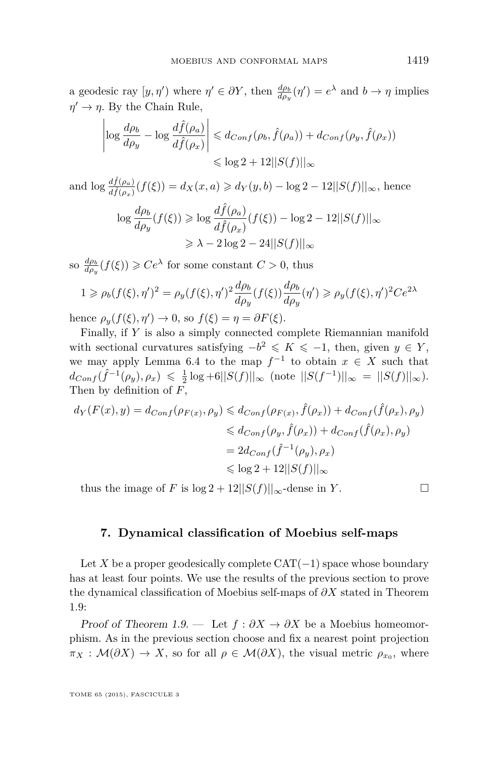a geodesic ray $[y, \eta')$ where $\eta' \in \partial Y$, then $\frac{d\rho_b}{d\rho_y}(\eta') = e^{\lambda}$ and $b \to \eta$ implies $\eta' \to \eta$. By the Chain Rule,

$$\left| \log \frac{d\rho_b}{d\rho_y} - \log \frac{d\hat{f}(\rho_a)}{d\hat{f}(\rho_x)} \right| \leqslant d_{Conf}(\rho_b, \hat{f}(\rho_a)) + d_{Conf}(\rho_y, \hat{f}(\rho_x))$$
$$\leqslant \log 2 + 12||S(f)||_\infty$$

and $\log \frac{d\hat{f}(\rho_a)}{d\hat{f}(\rho_x)}(f(\xi)) = d_X(x,a) \geqslant d_Y(y,b) - \log 2 - 12||S(f)||_\infty$, hence

$$\log \frac{d\rho_b}{d\rho_y}(f(\xi)) \geqslant \log \frac{d\hat{f}(\rho_a)}{d\hat{f}(\rho_x)}(f(\xi)) - \log 2 - 12||S(f)||_\infty$$
$$\geqslant \lambda - 2\log 2 - 24||S(f)||_\infty$$

so $\frac{d\rho_b}{d\rho_y}(f(\xi)) \geqslant Ce^{\lambda}$ for some constant $C > 0$, thus

$$1 \geqslant \rho_b(f(\xi), \eta')^2 = \rho_y(f(\xi), \eta')^2 \frac{d\rho_b}{d\rho_y}(f(\xi)) \frac{d\rho_b}{d\rho_y}(\eta') \geqslant \rho_y(f(\xi), \eta')^2 Ce^{2\lambda}$$

hence $\rho_y(f(\xi), \eta') \to 0$, so $f(\xi) = \eta = \partial F(\xi)$.

Finally, if $Y$ is also a simply connected complete Riemannian manifold with sectional curvatures satisfying $-b^2 \leqslant K \leqslant -1$, then, given $y \in Y$, we may apply Lemma 6.4 to the map $f^{-1}$ to obtain $x \in X$ such that $d_{Conf}(\hat{f}^{-1}(\rho_y), \rho_x) \leqslant \frac{1}{2}\log + 6||S(f)||_\infty$ (note $||S(f^{-1})||_\infty = ||S(f)||_\infty$). Then by definition of $F$,

$$\begin{aligned}
d_Y(F(x), y) = d_{Conf}(\rho_{F(x)}, \rho_y) &\leqslant d_{Conf}(\rho_{F(x)}, \hat{f}(\rho_x)) + d_{Conf}(\hat{f}(\rho_x), \rho_y) \\
&\leqslant d_{Conf}(\rho_y, \hat{f}(\rho_x)) + d_{Conf}(\hat{f}(\rho_x), \rho_y) \\
&= 2d_{Conf}(\hat{f}^{-1}(\rho_y), \rho_x) \\
&\leqslant \log 2 + 12||S(f)||_\infty
\end{aligned}$$

thus the image of $F$ is $\log 2 + 12||S(f)||_\infty$-dense in $Y$. ☐

## 7. Dynamical classification of Moebius self-maps

Let $X$ be a proper geodesically complete CAT$(-1)$ space whose boundary has at least four points. We use the results of the previous section to prove the dynamical classification of Moebius self-maps of $\partial X$ stated in Theorem 1.9:

*Proof of Theorem 1.9.* — Let $f : \partial X \to \partial X$ be a Moebius homeomorphism. As in the previous section choose and fix a nearest point projection $\pi_X : \mathcal{M}(\partial X) \to X$, so for all $\rho \in \mathcal{M}(\partial X)$, the visual metric $\rho_{x_0}$, where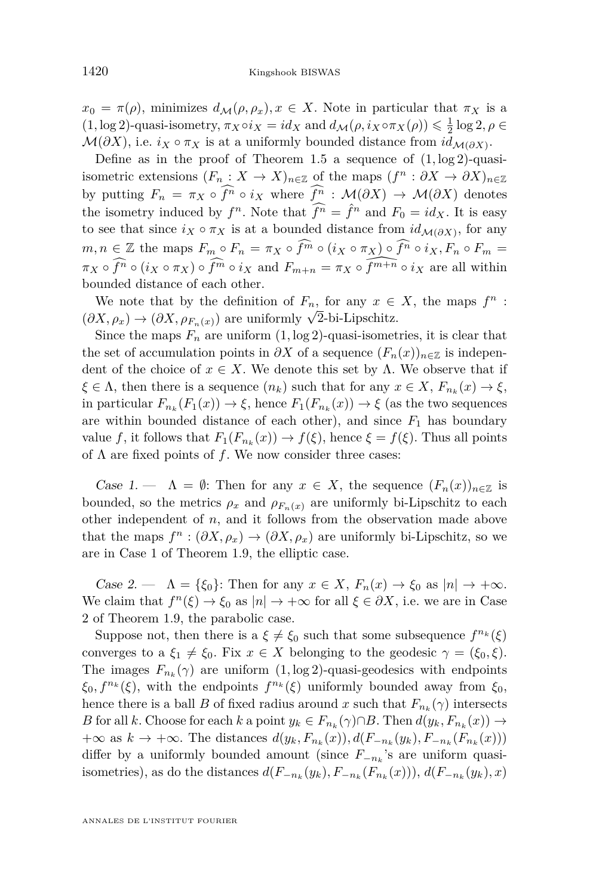$x_0 = \pi(\rho)$, minimizes $d_{\mathcal{M}}(\rho, \rho_x), x \in X$. Note in particular that $\pi_X$ is a $(1, \log 2)$-quasi-isometry, $\pi_X \circ i_X = id_X$ and $d_{\mathcal{M}}(\rho, i_X \circ \pi_X(\rho)) \leqslant \frac{1}{2}\log 2, \rho \in \mathcal{M}(\partial X)$, i.e. $i_X \circ \pi_X$ is at a uniformly bounded distance from $id_{\mathcal{M}(\partial X)}$.

Define as in the proof of Theorem 1.5 a sequence of $(1, \log 2)$-quasi-isometric extensions $(F_n : X \to X)_{n \in \mathbb{Z}}$ of the maps $(f^n : \partial X \to \partial X)_{n \in \mathbb{Z}}$ by putting $F_n = \pi_X \circ \widehat{f^n} \circ i_X$ where $\widehat{f^n} : \mathcal{M}(\partial X) \to \mathcal{M}(\partial X)$ denotes the isometry induced by $f^n$. Note that $\widehat{f^n} = \hat{f}^n$ and $F_0 = id_X$. It is easy to see that since $i_X \circ \pi_X$ is at a bounded distance from $id_{\mathcal{M}(\partial X)}$, for any $m, n \in \mathbb{Z}$ the maps $F_m \circ F_n = \pi_X \circ \widehat{f^m} \circ (i_X \circ \pi_X) \circ \widehat{f^n} \circ i_X, F_n \circ F_m = \pi_X \circ \widehat{f^n} \circ (i_X \circ \pi_X) \circ \widehat{f^m} \circ i_X$ and $F_{m+n} = \pi_X \circ \widehat{f^{m+n}} \circ i_X$ are all within bounded distance of each other.

We note that by the definition of $F_n$, for any $x \in X$, the maps $f^n : (\partial X, \rho_x) \to (\partial X, \rho_{F_n(x)})$ are uniformly $\sqrt{2}$-bi-Lipschitz.

Since the maps $F_n$ are uniform $(1, \log 2)$-quasi-isometries, it is clear that the set of accumulation points in $\partial X$ of a sequence $(F_n(x))_{n \in \mathbb{Z}}$ is independent of the choice of $x \in X$. We denote this set by $\Lambda$. We observe that if $\xi \in \Lambda$, then there is a sequence $(n_k)$ such that for any $x \in X$, $F_{n_k}(x) \to \xi$, in particular $F_{n_k}(F_1(x)) \to \xi$, hence $F_1(F_{n_k}(x)) \to \xi$ (as the two sequences are within bounded distance of each other), and since $F_1$ has boundary value $f$, it follows that $F_1(F_{n_k}(x)) \to f(\xi)$, hence $\xi = f(\xi)$. Thus all points of $\Lambda$ are fixed points of $f$. We now consider three cases:

*Case 1.* — $\Lambda = \emptyset$: Then for any $x \in X$, the sequence $(F_n(x))_{n \in \mathbb{Z}}$ is bounded, so the metrics $\rho_x$ and $\rho_{F_n(x)}$ are uniformly bi-Lipschitz to each other independent of $n$, and it follows from the observation made above that the maps $f^n : (\partial X, \rho_x) \to (\partial X, \rho_x)$ are uniformly bi-Lipschitz, so we are in Case 1 of Theorem 1.9, the elliptic case.

*Case 2.* — $\Lambda = \{\xi_0\}$: Then for any $x \in X$, $F_n(x) \to \xi_0$ as $|n| \to +\infty$. We claim that $f^n(\xi) \to \xi_0$ as $|n| \to +\infty$ for all $\xi \in \partial X$, i.e. we are in Case 2 of Theorem 1.9, the parabolic case.

Suppose not, then there is a $\xi \neq \xi_0$ such that some subsequence $f^{n_k}(\xi)$ converges to a $\xi_1 \neq \xi_0$. Fix $x \in X$ belonging to the geodesic $\gamma = (\xi_0, \xi)$. The images $F_{n_k}(\gamma)$ are uniform $(1, \log 2)$-quasi-geodesics with endpoints $\xi_0, f^{n_k}(\xi)$, with the endpoints $f^{n_k}(\xi)$ uniformly bounded away from $\xi_0$, hence there is a ball $B$ of fixed radius around $x$ such that $F_{n_k}(\gamma)$ intersects $B$ for all $k$. Choose for each $k$ a point $y_k \in F_{n_k}(\gamma) \cap B$. Then $d(y_k, F_{n_k}(x)) \to +\infty$ as $k \to +\infty$. The distances $d(y_k, F_{n_k}(x)), d(F_{-n_k}(y_k), F_{-n_k}(F_{n_k}(x)))$ differ by a uniformly bounded amount (since $F_{-n_k}$'s are uniform quasi-isometries), as do the distances $d(F_{-n_k}(y_k), F_{-n_k}(F_{n_k}(x))), d(F_{-n_k}(y_k), x)$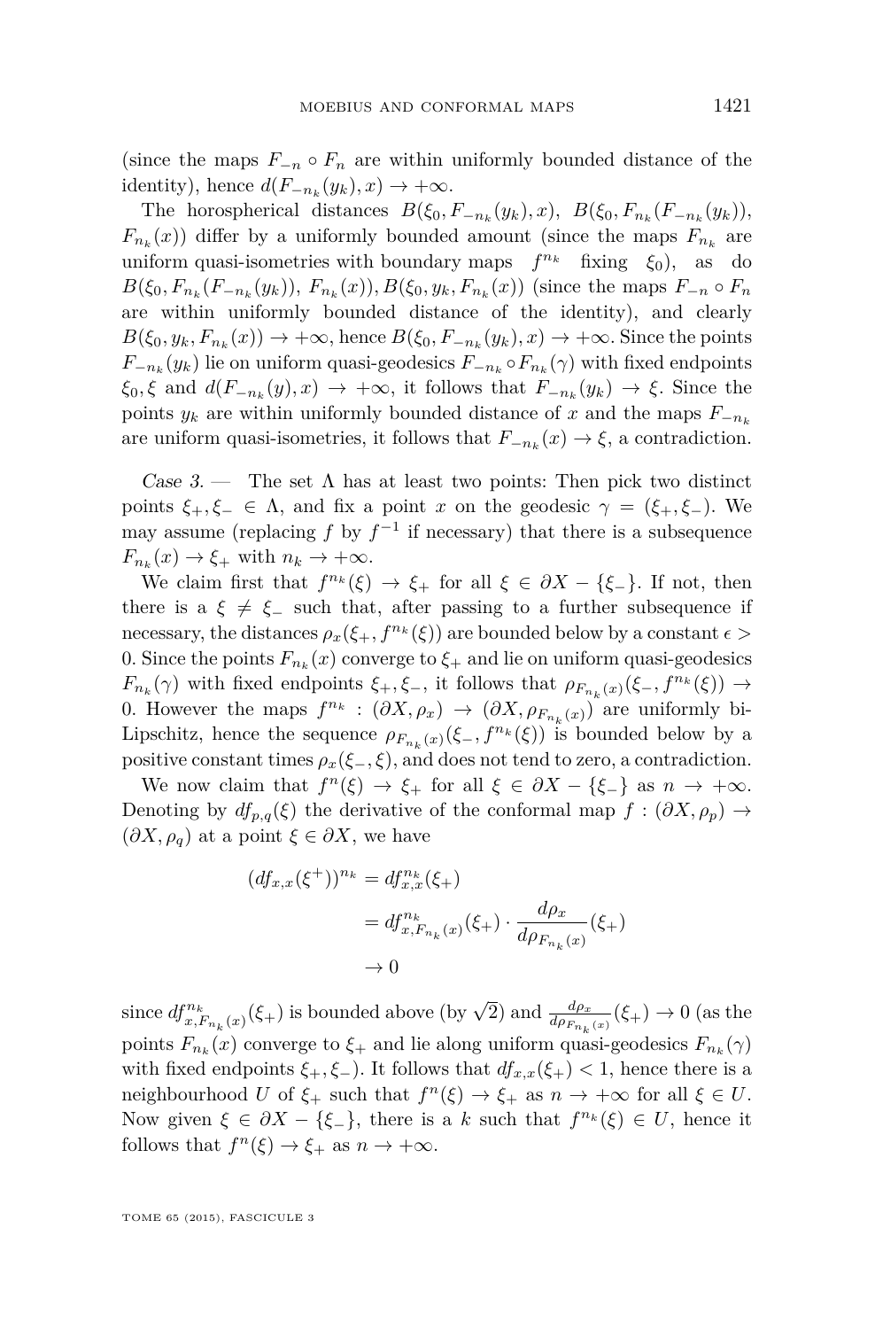(since the maps $F_{-n} \circ F_n$ are within uniformly bounded distance of the identity), hence $d(F_{-n_k}(y_k), x) \to +\infty$.

The horospherical distances $B(\xi_0, F_{-n_k}(y_k), x)$, $B(\xi_0, F_{n_k}(F_{-n_k}(y_k)), F_{n_k}(x))$ differ by a uniformly bounded amount (since the maps $F_{n_k}$ are uniform quasi-isometries with boundary maps $f^{n_k}$ fixing $\xi_0$), as do $B(\xi_0, F_{n_k}(F_{-n_k}(y_k)), F_{n_k}(x)), B(\xi_0, y_k, F_{n_k}(x))$ (since the maps $F_{-n} \circ F_n$ are within uniformly bounded distance of the identity), and clearly $B(\xi_0, y_k, F_{n_k}(x)) \to +\infty$, hence $B(\xi_0, F_{-n_k}(y_k), x) \to +\infty$. Since the points $F_{-n_k}(y_k)$ lie on uniform quasi-geodesics $F_{-n_k} \circ F_{n_k}(\gamma)$ with fixed endpoints $\xi_0, \xi$ and $d(F_{-n_k}(y), x) \to +\infty$, it follows that $F_{-n_k}(y_k) \to \xi$. Since the points $y_k$ are within uniformly bounded distance of $x$ and the maps $F_{-n_k}$ are uniform quasi-isometries, it follows that $F_{-n_k}(x) \to \xi$, a contradiction.

*Case 3.* — The set $\Lambda$ has at least two points: Then pick two distinct points $\xi_+, \xi_- \in \Lambda$, and fix a point $x$ on the geodesic $\gamma = (\xi_+, \xi_-)$. We may assume (replacing $f$ by $f^{-1}$ if necessary) that there is a subsequence $F_{n_k}(x) \to \xi_+$ with $n_k \to +\infty$.

We claim first that $f^{n_k}(\xi) \to \xi_+$ for all $\xi \in \partial X - \{\xi_-\}$. If not, then there is a $\xi \neq \xi_-$ such that, after passing to a further subsequence if necessary, the distances $\rho_x(\xi_+, f^{n_k}(\xi))$ are bounded below by a constant $\epsilon > 0$. Since the points $F_{n_k}(x)$ converge to $\xi_+$ and lie on uniform quasi-geodesics $F_{n_k}(\gamma)$ with fixed endpoints $\xi_+, \xi_-$, it follows that $\rho_{F_{n_k}(x)}(\xi_-, f^{n_k}(\xi)) \to 0$. However the maps $f^{n_k} : (\partial X, \rho_x) \to (\partial X, \rho_{F_{n_k}(x)})$ are uniformly bi-Lipschitz, hence the sequence $\rho_{F_{n_k}(x)}(\xi_-, f^{n_k}(\xi))$ is bounded below by a positive constant times $\rho_x(\xi_-, \xi)$, and does not tend to zero, a contradiction.

We now claim that $f^n(\xi) \to \xi_+$ for all $\xi \in \partial X - \{\xi_-\}$ as $n \to +\infty$. Denoting by $df_{p,q}(\xi)$ the derivative of the conformal map $f : (\partial X, \rho_p) \to (\partial X, \rho_q)$ at a point $\xi \in \partial X$, we have

$$
\begin{aligned}
(df_{x,x}(\xi^+))^{n_k} &= df^{n_k}_{x,x}(\xi_+) \\
&= df^{n_k}_{x,F_{n_k}(x)}(\xi_+) \cdot \frac{d\rho_x}{d\rho_{F_{n_k}(x)}}(\xi_+) \\
&\to 0
\end{aligned}
$$

since $df^{n_k}_{x,F_{n_k}(x)}(\xi_+)$ is bounded above (by $\sqrt{2}$) and $\frac{d\rho_x}{d\rho_{F_{n_k}(x)}}(\xi_+) \to 0$ (as the points $F_{n_k}(x)$ converge to $\xi_+$ and lie along uniform quasi-geodesics $F_{n_k}(\gamma)$ with fixed endpoints $\xi_+, \xi_-$). It follows that $df_{x,x}(\xi_+) < 1$, hence there is a neighbourhood $U$ of $\xi_+$ such that $f^n(\xi) \to \xi_+$ as $n \to +\infty$ for all $\xi \in U$. Now given $\xi \in \partial X - \{\xi_-\}$, there is a $k$ such that $f^{n_k}(\xi) \in U$, hence it follows that $f^n(\xi) \to \xi_+$ as $n \to +\infty$.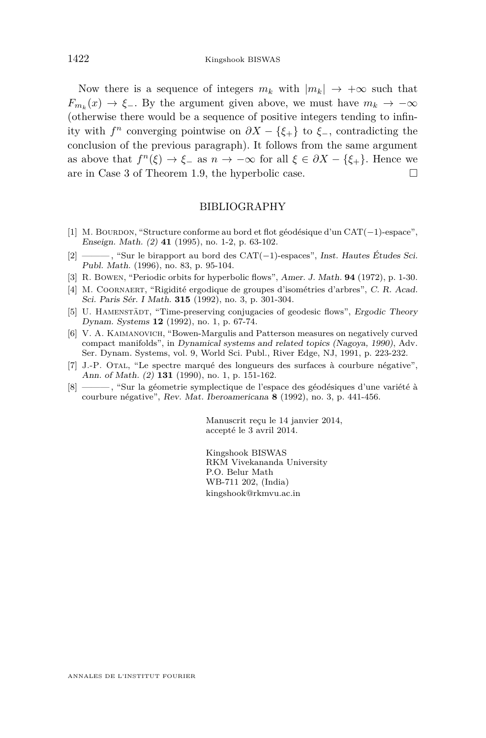Now there is a sequence of integers $m_k$ with $|m_k| \to +\infty$ such that $F_{m_k}(x) \to \xi_-$. By the argument given above, we must have $m_k \to -\infty$ (otherwise there would be a sequence of positive integers tending to infinity with $f^n$ converging pointwise on $\partial X - \{\xi_+\}$ to $\xi_-$, contradicting the conclusion of the previous paragraph). It follows from the same argument as above that $f^n(\xi) \to \xi_-$ as $n \to -\infty$ for all $\xi \in \partial X - \{\xi_+\}$. Hence we are in Case 3 of Theorem 1.9, the hyperbolic case. □

## BIBLIOGRAPHY

[1] M. Bourdon, "Structure conforme au bord et flot géodésique d'un CAT(−1)-espace", *Enseign. Math. (2)* **41** (1995), no. 1-2, p. 63-102.

[2] ———, "Sur le birapport au bord des CAT(−1)-espaces", *Inst. Hautes Études Sci. Publ. Math.* (1996), no. 83, p. 95-104.

[3] R. Bowen, "Periodic orbits for hyperbolic flows", *Amer. J. Math.* **94** (1972), p. 1-30.

[4] M. Coornaert, "Rigidité ergodique de groupes d'isométries d'arbres", *C. R. Acad. Sci. Paris Sér. I Math.* **315** (1992), no. 3, p. 301-304.

[5] U. Hamenstädt, "Time-preserving conjugacies of geodesic flows", *Ergodic Theory Dynam. Systems* **12** (1992), no. 1, p. 67-74.

[6] V. A. Kaimanovich, "Bowen-Margulis and Patterson measures on negatively curved compact manifolds", in *Dynamical systems and related topics (Nagoya, 1990)*, Adv. Ser. Dynam. Systems, vol. 9, World Sci. Publ., River Edge, NJ, 1991, p. 223-232.

[7] J.-P. Otal, "Le spectre marqué des longueurs des surfaces à courbure négative", *Ann. of Math. (2)* **131** (1990), no. 1, p. 151-162.

[8] ———, "Sur la géometrie symplectique de l'espace des géodésiques d'une variété à courbure négative", *Rev. Mat. Iberoamericana* **8** (1992), no. 3, p. 441-456.

Manuscrit reçu le 14 janvier 2014,
accepté le 3 avril 2014.

Kingshook BISWAS
RKM Vivekananda University
P.O. Belur Math
WB-711 202, (India)
kingshook@rkmvu.ac.in